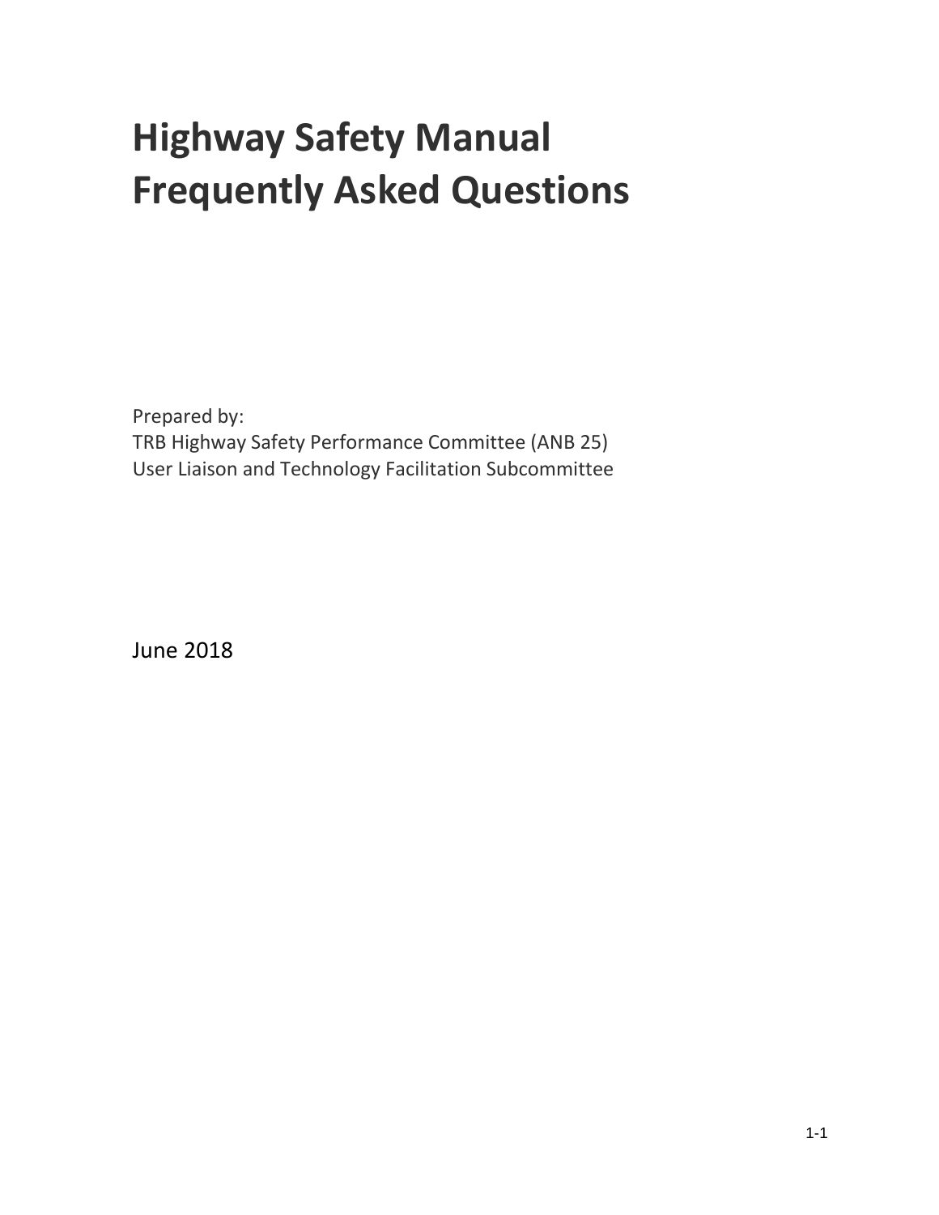# Highway Safety Manual Frequently Asked Questions

Prepared by:
TRB Highway Safety Performance Committee (ANB 25)
User Liaison and Technology Facilitation Subcommittee

June 2018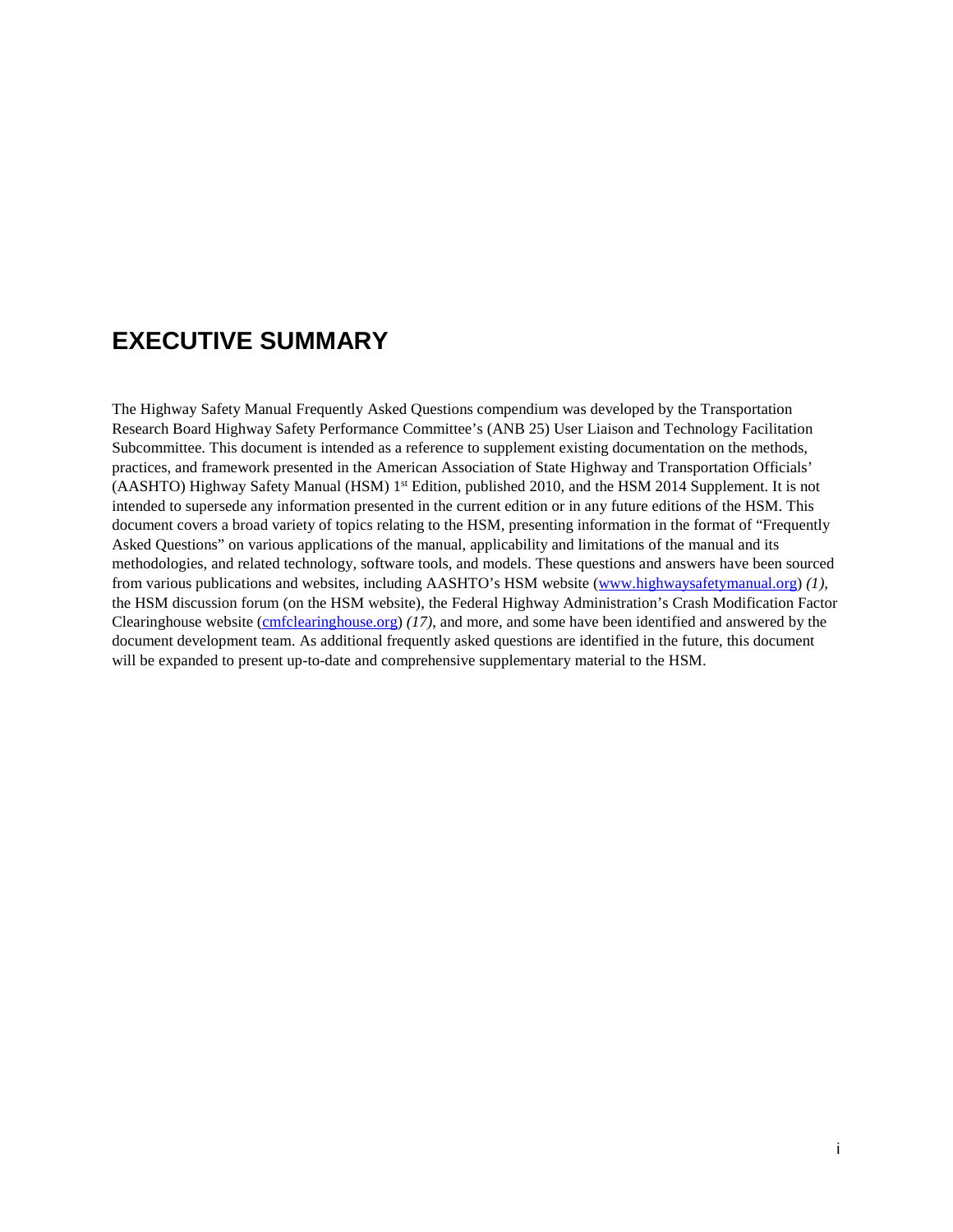# EXECUTIVE SUMMARY

The Highway Safety Manual Frequently Asked Questions compendium was developed by the Transportation Research Board Highway Safety Performance Committee's (ANB 25) User Liaison and Technology Facilitation Subcommittee. This document is intended as a reference to supplement existing documentation on the methods, practices, and framework presented in the American Association of State Highway and Transportation Officials' (AASHTO) Highway Safety Manual (HSM) 1st Edition, published 2010, and the HSM 2014 Supplement. It is not intended to supersede any information presented in the current edition or in any future editions of the HSM. This document covers a broad variety of topics relating to the HSM, presenting information in the format of "Frequently Asked Questions" on various applications of the manual, applicability and limitations of the manual and its methodologies, and related technology, software tools, and models. These questions and answers have been sourced from various publications and websites, including AASHTO's HSM website (www.highwaysafetymanual.org) *(1)*, the HSM discussion forum (on the HSM website), the Federal Highway Administration's Crash Modification Factor Clearinghouse website (cmfclearinghouse.org) *(17)*, and more, and some have been identified and answered by the document development team. As additional frequently asked questions are identified in the future, this document will be expanded to present up-to-date and comprehensive supplementary material to the HSM.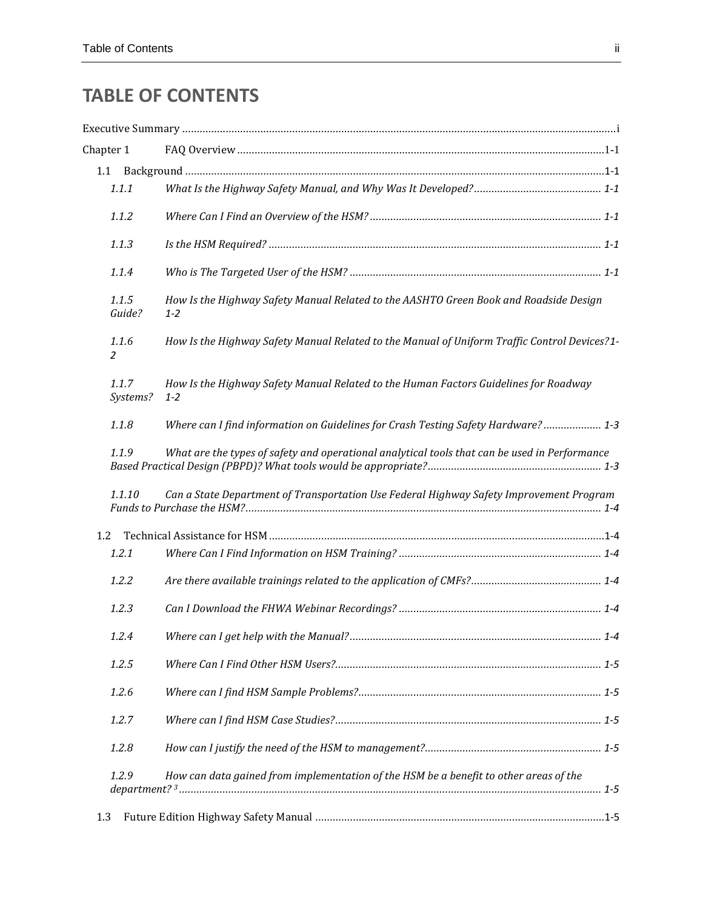# TABLE OF CONTENTS

Executive Summary ....... i

Chapter 1 FAQ Overview ....... 1-1

1.1 Background ....... 1-1

*1.1.1 What Is the Highway Safety Manual, and Why Was It Developed? ....... 1-1*

*1.1.2 Where Can I Find an Overview of the HSM? ....... 1-1*

*1.1.3 Is the HSM Required? ....... 1-1*

*1.1.4 Who is The Targeted User of the HSM? ....... 1-1*

*1.1.5 How Is the Highway Safety Manual Related to the AASHTO Green Book and Roadside Design Guide? 1-2*

*1.1.6 How Is the Highway Safety Manual Related to the Manual of Uniform Traffic Control Devices? 1-2*

*1.1.7 How Is the Highway Safety Manual Related to the Human Factors Guidelines for Roadway Systems? 1-2*

*1.1.8 Where can I find information on Guidelines for Crash Testing Safety Hardware? ....... 1-3*

*1.1.9 What are the types of safety and operational analytical tools that can be used in Performance Based Practical Design (PBPD)? What tools would be appropriate? ....... 1-3*

*1.1.10 Can a State Department of Transportation Use Federal Highway Safety Improvement Program Funds to Purchase the HSM? ....... 1-4*

1.2 Technical Assistance for HSM ....... 1-4

*1.2.1 Where Can I Find Information on HSM Training? ....... 1-4*

*1.2.2 Are there available trainings related to the application of CMFs? ....... 1-4*

*1.2.3 Can I Download the FHWA Webinar Recordings? ....... 1-4*

*1.2.4 Where can I get help with the Manual? ....... 1-4*

*1.2.5 Where Can I Find Other HSM Users? ....... 1-5*

*1.2.6 Where can I find HSM Sample Problems? ....... 1-5*

*1.2.7 Where can I find HSM Case Studies? ....... 1-5*

*1.2.8 How can I justify the need of the HSM to management? ....... 1-5*

*1.2.9 How can data gained from implementation of the HSM be a benefit to other areas of the department?[3] ....... 1-5*

1.3 Future Edition Highway Safety Manual ....... 1-5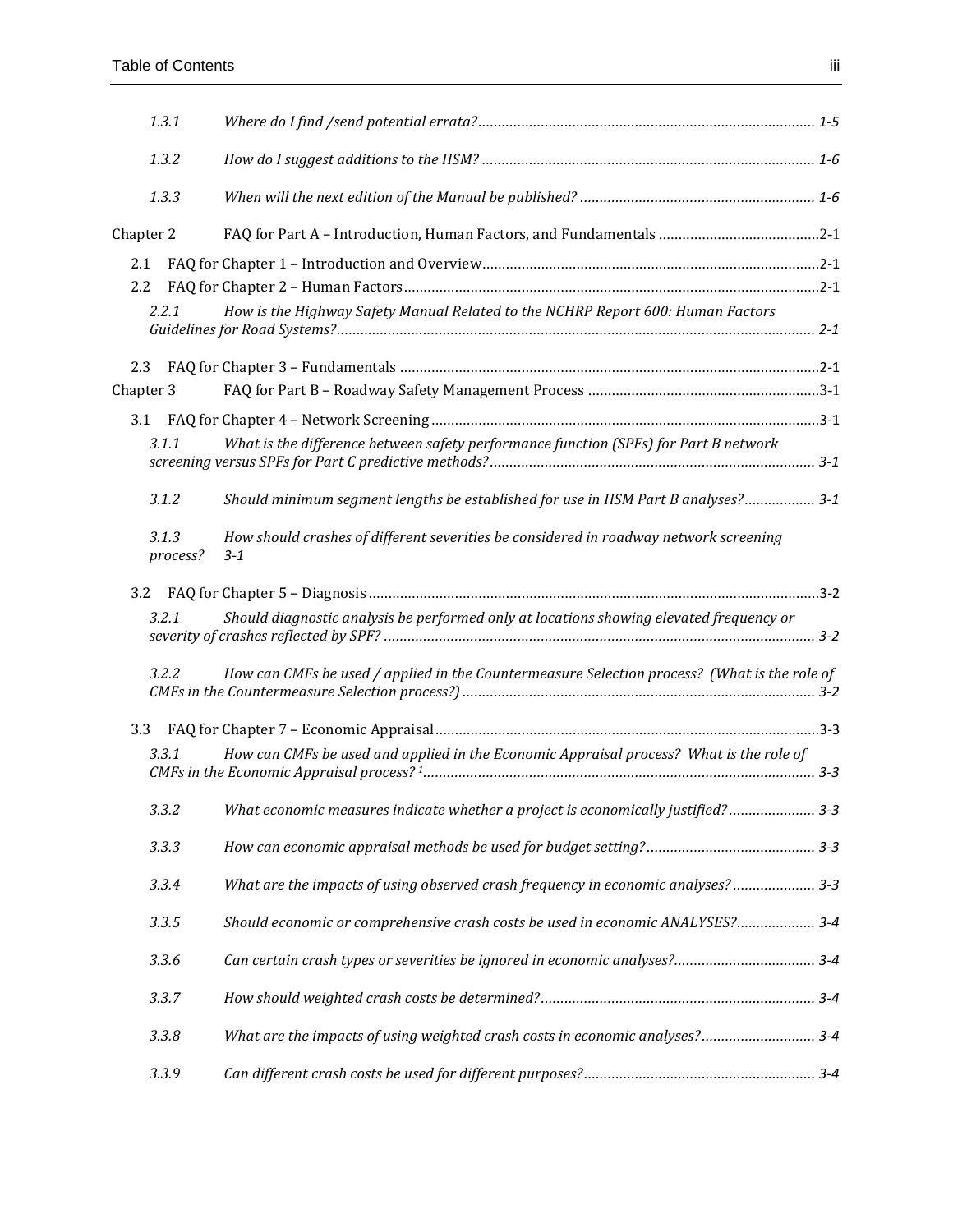*1.3.1 Where do I find /send potential errata? ..................... 1-5*

*1.3.2 How do I suggest additions to the HSM? ..................... 1-6*

*1.3.3 When will the next edition of the Manual be published? ..................... 1-6*

Chapter 2 FAQ for Part A – Introduction, Human Factors, and Fundamentals ..................... 2-1

2.1 FAQ for Chapter 1 – Introduction and Overview ..................... 2-1

2.2 FAQ for Chapter 2 – Human Factors ..................... 2-1

*2.2.1 How is the Highway Safety Manual Related to the NCHRP Report 600: Human Factors Guidelines for Road Systems? ..................... 2-1*

2.3 FAQ for Chapter 3 – Fundamentals ..................... 2-1

Chapter 3 FAQ for Part B – Roadway Safety Management Process ..................... 3-1

3.1 FAQ for Chapter 4 – Network Screening ..................... 3-1

*3.1.1 What is the difference between safety performance function (SPFs) for Part B network screening versus SPFs for Part C predictive methods? ..................... 3-1*

*3.1.2 Should minimum segment lengths be established for use in HSM Part B analyses? ..................... 3-1*

*3.1.3 How should crashes of different severities be considered in roadway network screening process? 3-1*

3.2 FAQ for Chapter 5 – Diagnosis ..................... 3-2

*3.2.1 Should diagnostic analysis be performed only at locations showing elevated frequency or severity of crashes reflected by SPF? ..................... 3-2*

*3.2.2 How can CMFs be used / applied in the Countermeasure Selection process? (What is the role of CMFs in the Countermeasure Selection process?) ..................... 3-2*

3.3 FAQ for Chapter 7 – Economic Appraisal ..................... 3-3

*3.3.1 How can CMFs be used and applied in the Economic Appraisal process? What is the role of CMFs in the Economic Appraisal process? [1] ..................... 3-3*

*3.3.2 What economic measures indicate whether a project is economically justified? ..................... 3-3*

*3.3.3 How can economic appraisal methods be used for budget setting? ..................... 3-3*

*3.3.4 What are the impacts of using observed crash frequency in economic analyses? ..................... 3-3*

*3.3.5 Should economic or comprehensive crash costs be used in economic ANALYSES? ..................... 3-4*

*3.3.6 Can certain crash types or severities be ignored in economic analyses? ..................... 3-4*

*3.3.7 How should weighted crash costs be determined? ..................... 3-4*

*3.3.8 What are the impacts of using weighted crash costs in economic analyses? ..................... 3-4*

*3.3.9 Can different crash costs be used for different purposes? ..................... 3-4*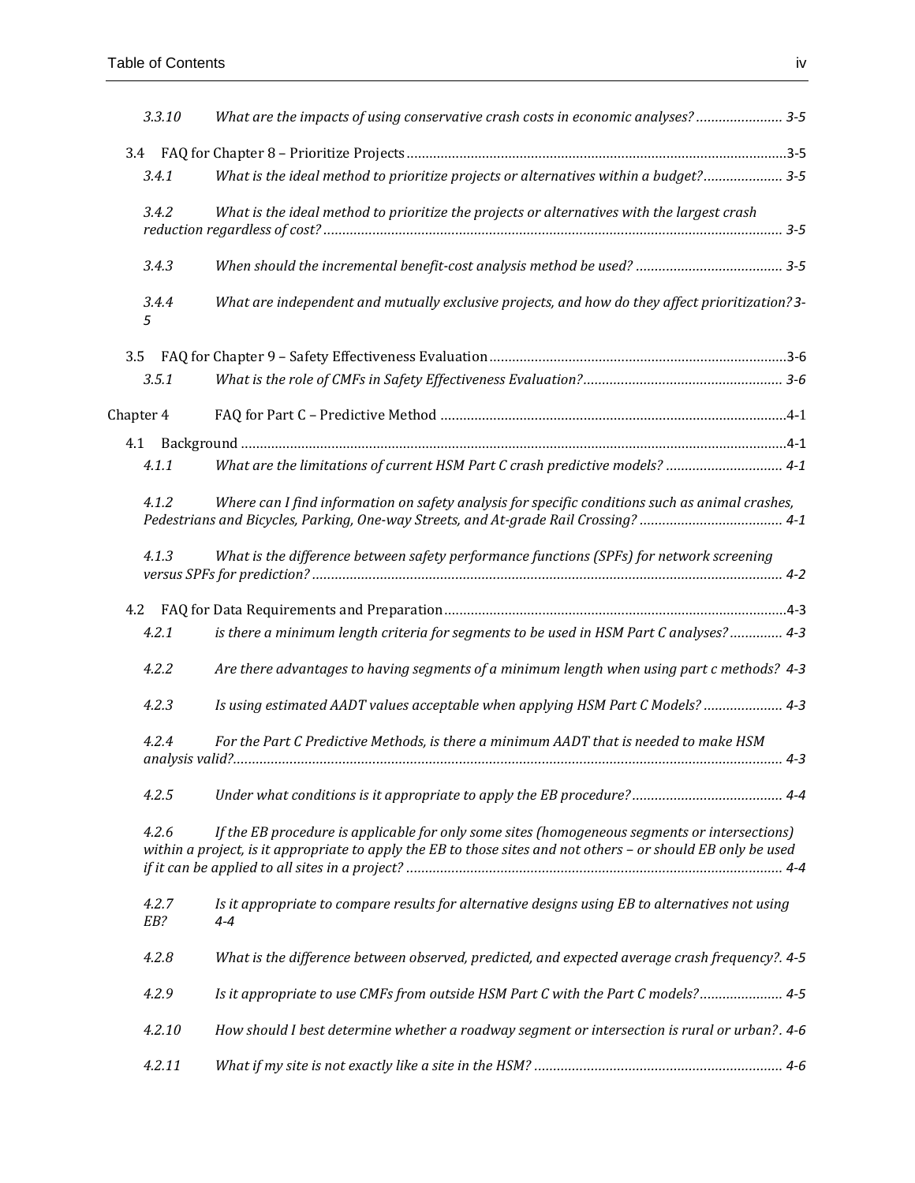*3.3.10 What are the impacts of using conservative crash costs in economic analyses? ....................... 3-5*

3.4 FAQ for Chapter 8 – Prioritize Projects ........................................................................................................3-5

*3.4.1 What is the ideal method to prioritize projects or alternatives within a budget? ..................... 3-5*

*3.4.2 What is the ideal method to prioritize the projects or alternatives with the largest crash reduction regardless of cost? ........................................................................................................................ 3-5*

*3.4.3 When should the incremental benefit-cost analysis method be used? ....................................... 3-5*

*3.4.4 What are independent and mutually exclusive projects, and how do they affect prioritization? 3-5*

3.5 FAQ for Chapter 9 – Safety Effectiveness Evaluation ...............................................................................3-6

*3.5.1 What is the role of CMFs in Safety Effectiveness Evaluation? ..................................................... 3-6*

Chapter 4 FAQ for Part C – Predictive Method ............................................................................................4-1

4.1 Background ...............................................................................................................................................4-1

*4.1.1 What are the limitations of current HSM Part C crash predictive models? ............................... 4-1*

*4.1.2 Where can I find information on safety analysis for specific conditions such as animal crashes, Pedestrians and Bicycles, Parking, One-way Streets, and At-grade Rail Crossing? ...................................... 4-1*

*4.1.3 What is the difference between safety performance functions (SPFs) for network screening versus SPFs for prediction? ............................................................................................................................ 4-2*

4.2 FAQ for Data Requirements and Preparation ..........................................................................................4-3

*4.2.1 is there a minimum length criteria for segments to be used in HSM Part C analyses? .............. 4-3*

*4.2.2 Are there advantages to having segments of a minimum length when using part c methods? 4-3*

*4.2.3 Is using estimated AADT values acceptable when applying HSM Part C Models? ..................... 4-3*

*4.2.4 For the Part C Predictive Methods, is there a minimum AADT that is needed to make HSM analysis valid? ................................................................................................................................................. 4-3*

*4.2.5 Under what conditions is it appropriate to apply the EB procedure? ........................................ 4-4*

*4.2.6 If the EB procedure is applicable for only some sites (homogeneous segments or intersections) within a project, is it appropriate to apply the EB to those sites and not others – or should EB only be used if it can be applied to all sites in a project? .................................................................................................... 4-4*

*4.2.7 Is it appropriate to compare results for alternative designs using EB to alternatives not using EB? 4-4*

*4.2.8 What is the difference between observed, predicted, and expected average crash frequency?. 4-5*

*4.2.9 Is it appropriate to use CMFs from outside HSM Part C with the Part C models? ...................... 4-5*

*4.2.10 How should I best determine whether a roadway segment or intersection is rural or urban?. 4-6*

*4.2.11 What if my site is not exactly like a site in the HSM? .................................................................. 4-6*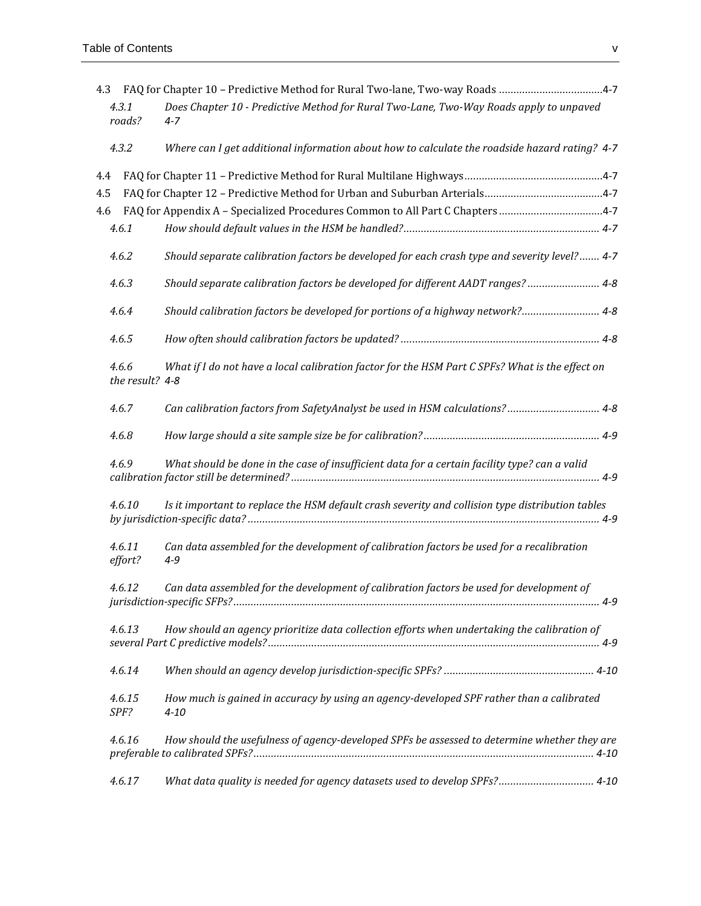4.3 FAQ for Chapter 10 – Predictive Method for Rural Two-lane, Two-way Roads ....................................4-7

*4.3.1 Does Chapter 10 - Predictive Method for Rural Two-Lane, Two-Way Roads apply to unpaved roads? 4-7*

*4.3.2 Where can I get additional information about how to calculate the roadside hazard rating? 4-7*

4.4 FAQ for Chapter 11 – Predictive Method for Rural Multilane Highways................................................4-7

4.5 FAQ for Chapter 12 – Predictive Method for Urban and Suburban Arterials.........................................4-7

4.6 FAQ for Appendix A – Specialized Procedures Common to All Part C Chapters....................................4-7

*4.6.1 How should default values in the HSM be handled?.................................................................... 4-7*

*4.6.2 Should separate calibration factors be developed for each crash type and severity level?....... 4-7*

*4.6.3 Should separate calibration factors be developed for different AADT ranges?......................... 4-8*

*4.6.4 Should calibration factors be developed for portions of a highway network?........................... 4-8*

*4.6.5 How often should calibration factors be updated?..................................................................... 4-8*

*4.6.6 What if I do not have a local calibration factor for the HSM Part C SPFs? What is the effect on the result? 4-8*

*4.6.7 Can calibration factors from SafetyAnalyst be used in HSM calculations?................................ 4-8*

*4.6.8 How large should a site sample size be for calibration?............................................................. 4-9*

*4.6.9 What should be done in the case of insufficient data for a certain facility type? can a valid calibration factor still be determined?........................................................................................................... 4-9*

*4.6.10 Is it important to replace the HSM default crash severity and collision type distribution tables by jurisdiction-specific data?.......................................................................................................................... 4-9*

*4.6.11 Can data assembled for the development of calibration factors be used for a recalibration effort? 4-9*

*4.6.12 Can data assembled for the development of calibration factors be used for development of jurisdiction-specific SFPs?.............................................................................................................................. 4-9*

*4.6.13 How should an agency prioritize data collection efforts when undertaking the calibration of several Part C predictive models?.................................................................................................................. 4-9*

*4.6.14 When should an agency develop jurisdiction-specific SPFs? .................................................... 4-10*

*4.6.15 How much is gained in accuracy by using an agency-developed SPF rather than a calibrated SPF? 4-10*

*4.6.16 How should the usefulness of agency-developed SPFs be assessed to determine whether they are preferable to calibrated SPFs?..................................................................................................................... 4-10*

*4.6.17 What data quality is needed for agency datasets used to develop SPFs?................................. 4-10*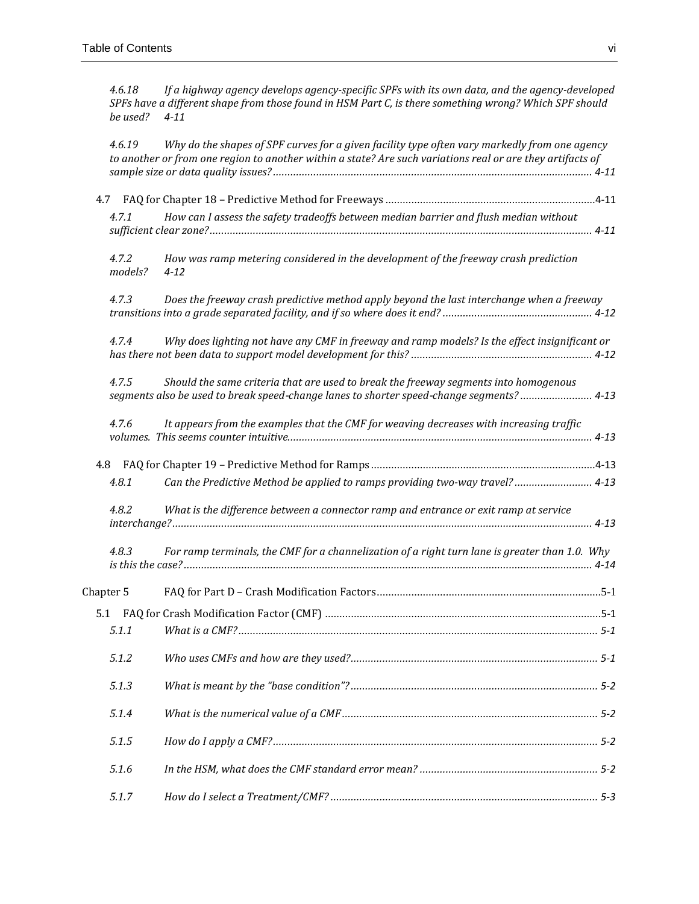*4.6.18 If a highway agency develops agency-specific SPFs with its own data, and the agency-developed SPFs have a different shape from those found in HSM Part C, is there something wrong? Which SPF should be used? 4-11*

*4.6.19 Why do the shapes of SPF curves for a given facility type often vary markedly from one agency to another or from one region to another within a state? Are such variations real or are they artifacts of sample size or data quality issues? ..... 4-11*

4.7 FAQ for Chapter 18 – Predictive Method for Freeways ..... 4-11

*4.7.1 How can I assess the safety tradeoffs between median barrier and flush median without sufficient clear zone? ..... 4-11*

*4.7.2 How was ramp metering considered in the development of the freeway crash prediction models? 4-12*

*4.7.3 Does the freeway crash predictive method apply beyond the last interchange when a freeway transitions into a grade separated facility, and if so where does it end? ..... 4-12*

*4.7.4 Why does lighting not have any CMF in freeway and ramp models? Is the effect insignificant or has there not been data to support model development for this? ..... 4-12*

*4.7.5 Should the same criteria that are used to break the freeway segments into homogenous segments also be used to break speed-change lanes to shorter speed-change segments? ..... 4-13*

*4.7.6 It appears from the examples that the CMF for weaving decreases with increasing traffic volumes. This seems counter intuitive. ..... 4-13*

4.8 FAQ for Chapter 19 – Predictive Method for Ramps ..... 4-13

*4.8.1 Can the Predictive Method be applied to ramps providing two-way travel? ..... 4-13*

*4.8.2 What is the difference between a connector ramp and entrance or exit ramp at service interchange? ..... 4-13*

*4.8.3 For ramp terminals, the CMF for a channelization of a right turn lane is greater than 1.0. Why is this the case? ..... 4-14*

Chapter 5 FAQ for Part D – Crash Modification Factors ..... 5-1

5.1 FAQ for Crash Modification Factor (CMF) ..... 5-1

*5.1.1 What is a CMF? ..... 5-1*

*5.1.2 Who uses CMFs and how are they used? ..... 5-1*

*5.1.3 What is meant by the "base condition"? ..... 5-2*

*5.1.4 What is the numerical value of a CMF ..... 5-2*

*5.1.5 How do I apply a CMF? ..... 5-2*

*5.1.6 In the HSM, what does the CMF standard error mean? ..... 5-2*

*5.1.7 How do I select a Treatment/CMF? ..... 5-3*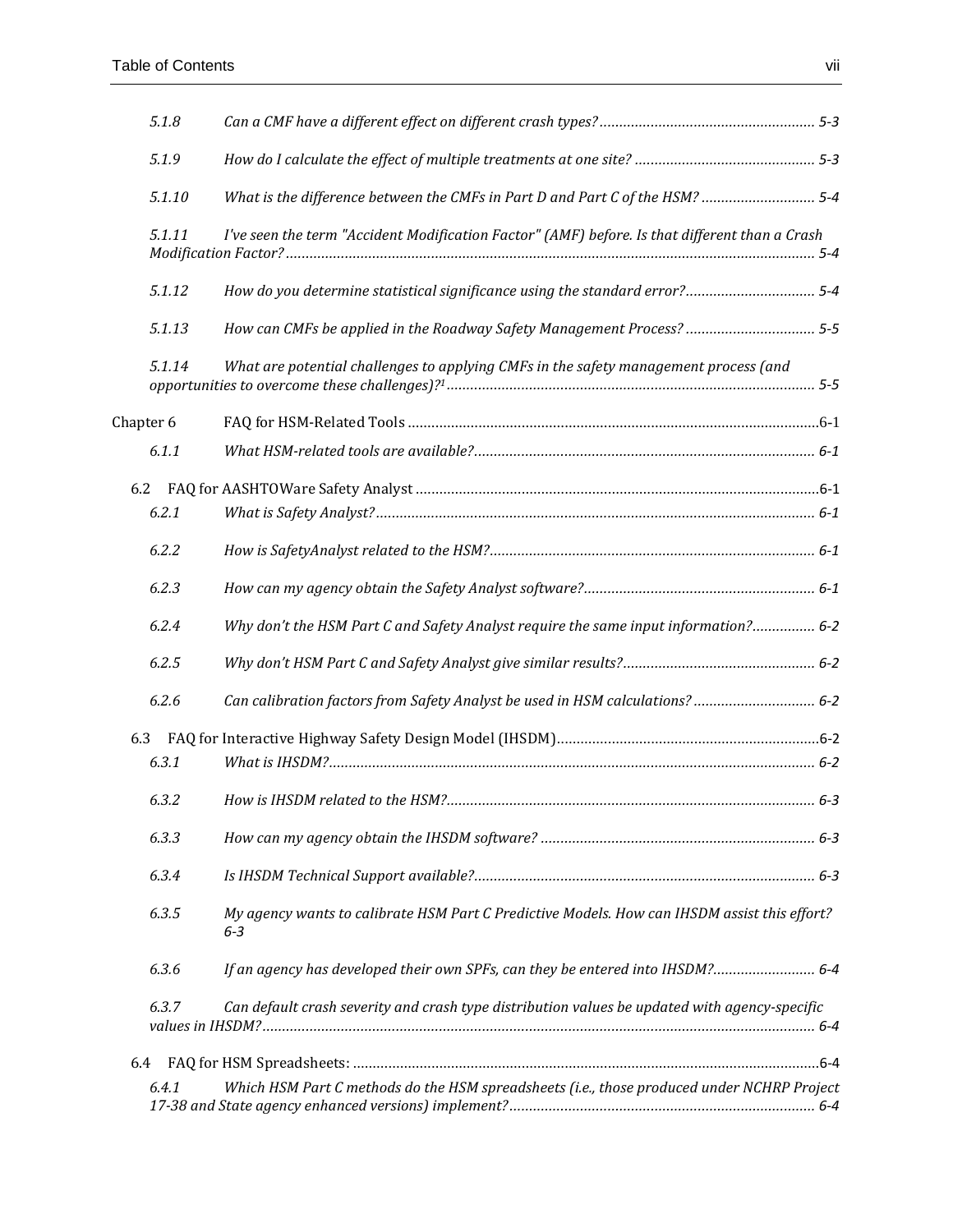- 5.1.8 *Can a CMF have a different effect on different crash types?* ....... 5-3
- 5.1.9 *How do I calculate the effect of multiple treatments at one site?* ....... 5-3
- 5.1.10 *What is the difference between the CMFs in Part D and Part C of the HSM?* ....... 5-4
- 5.1.11 *I've seen the term "Accident Modification Factor" (AMF) before. Is that different than a Crash Modification Factor?* ....... 5-4
- 5.1.12 *How do you determine statistical significance using the standard error?* ....... 5-4
- 5.1.13 *How can CMFs be applied in the Roadway Safety Management Process?* ....... 5-5
- 5.1.14 *What are potential challenges to applying CMFs in the safety management process (and opportunities to overcome these challenges)?*[1] ....... 5-5

Chapter 6 FAQ for HSM-Related Tools ....... 6-1

- 6.1.1 *What HSM-related tools are available?* ....... 6-1

6.2 FAQ for AASHTOWare Safety Analyst ....... 6-1

- 6.2.1 *What is Safety Analyst?* ....... 6-1
- 6.2.2 *How is SafetyAnalyst related to the HSM?* ....... 6-1
- 6.2.3 *How can my agency obtain the Safety Analyst software?* ....... 6-1
- 6.2.4 *Why don't the HSM Part C and Safety Analyst require the same input information?* ....... 6-2
- 6.2.5 *Why don't HSM Part C and Safety Analyst give similar results?* ....... 6-2
- 6.2.6 *Can calibration factors from Safety Analyst be used in HSM calculations?* ....... 6-2

6.3 FAQ for Interactive Highway Safety Design Model (IHSDM) ....... 6-2

- 6.3.1 *What is IHSDM?* ....... 6-2
- 6.3.2 *How is IHSDM related to the HSM?* ....... 6-3
- 6.3.3 *How can my agency obtain the IHSDM software?* ....... 6-3
- 6.3.4 *Is IHSDM Technical Support available?* ....... 6-3
- 6.3.5 *My agency wants to calibrate HSM Part C Predictive Models. How can IHSDM assist this effort?* 6-3
- 6.3.6 *If an agency has developed their own SPFs, can they be entered into IHSDM?* ....... 6-4
- 6.3.7 *Can default crash severity and crash type distribution values be updated with agency-specific values in IHSDM?* ....... 6-4

6.4 FAQ for HSM Spreadsheets: ....... 6-4

- 6.4.1 *Which HSM Part C methods do the HSM spreadsheets (i.e., those produced under NCHRP Project 17-38 and State agency enhanced versions) implement?* ....... 6-4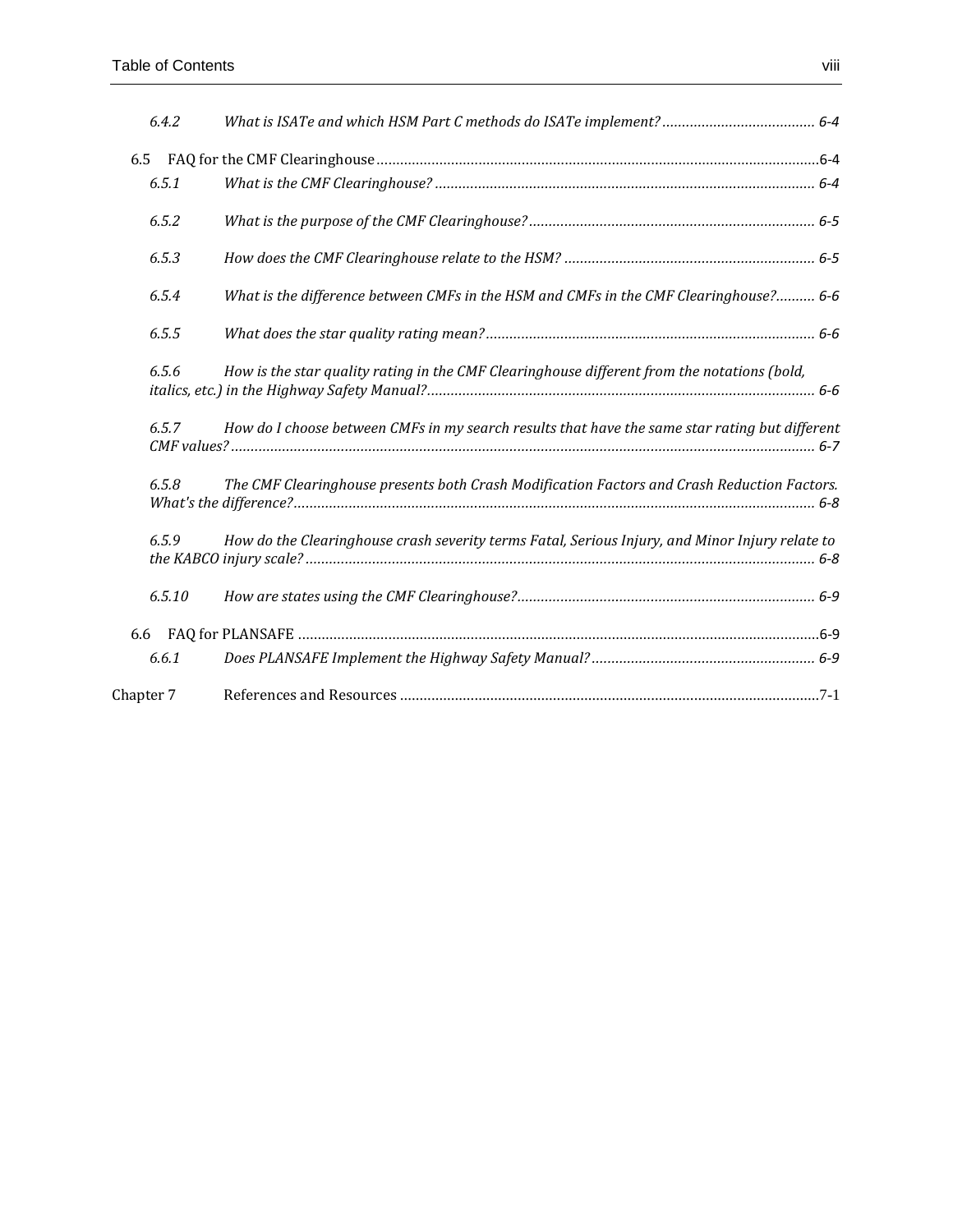*6.4.2 What is ISATe and which HSM Part C methods do ISATe implement? ....................................... 6-4*

6.5 FAQ for the CMF Clearinghouse ................................................................................................................6-4

*6.5.1 What is the CMF Clearinghouse? ................................................................................................ 6-4*

*6.5.2 What is the purpose of the CMF Clearinghouse? ........................................................................ 6-5*

*6.5.3 How does the CMF Clearinghouse relate to the HSM? ................................................................ 6-5*

*6.5.4 What is the difference between CMFs in the HSM and CMFs in the CMF Clearinghouse? .......... 6-6*

*6.5.5 What does the star quality rating mean? .................................................................................... 6-6*

*6.5.6 How is the star quality rating in the CMF Clearinghouse different from the notations (bold, italics, etc.) in the Highway Safety Manual? .................................................................................................. 6-6*

*6.5.7 How do I choose between CMFs in my search results that have the same star rating but different CMF values? .................................................................................................................................................. 6-7*

*6.5.8 The CMF Clearinghouse presents both Crash Modification Factors and Crash Reduction Factors. What's the difference? ................................................................................................................................... 6-8*

*6.5.9 How do the Clearinghouse crash severity terms Fatal, Serious Injury, and Minor Injury relate to the KABCO injury scale? ................................................................................................................................. 6-8*

*6.5.10 How are states using the CMF Clearinghouse? ........................................................................... 6-9*

6.6 FAQ for PLANSAFE ....................................................................................................................................6-9

*6.6.1 Does PLANSAFE Implement the Highway Safety Manual? ......................................................... 6-9*

Chapter 7 References and Resources ...........................................................................................................7-1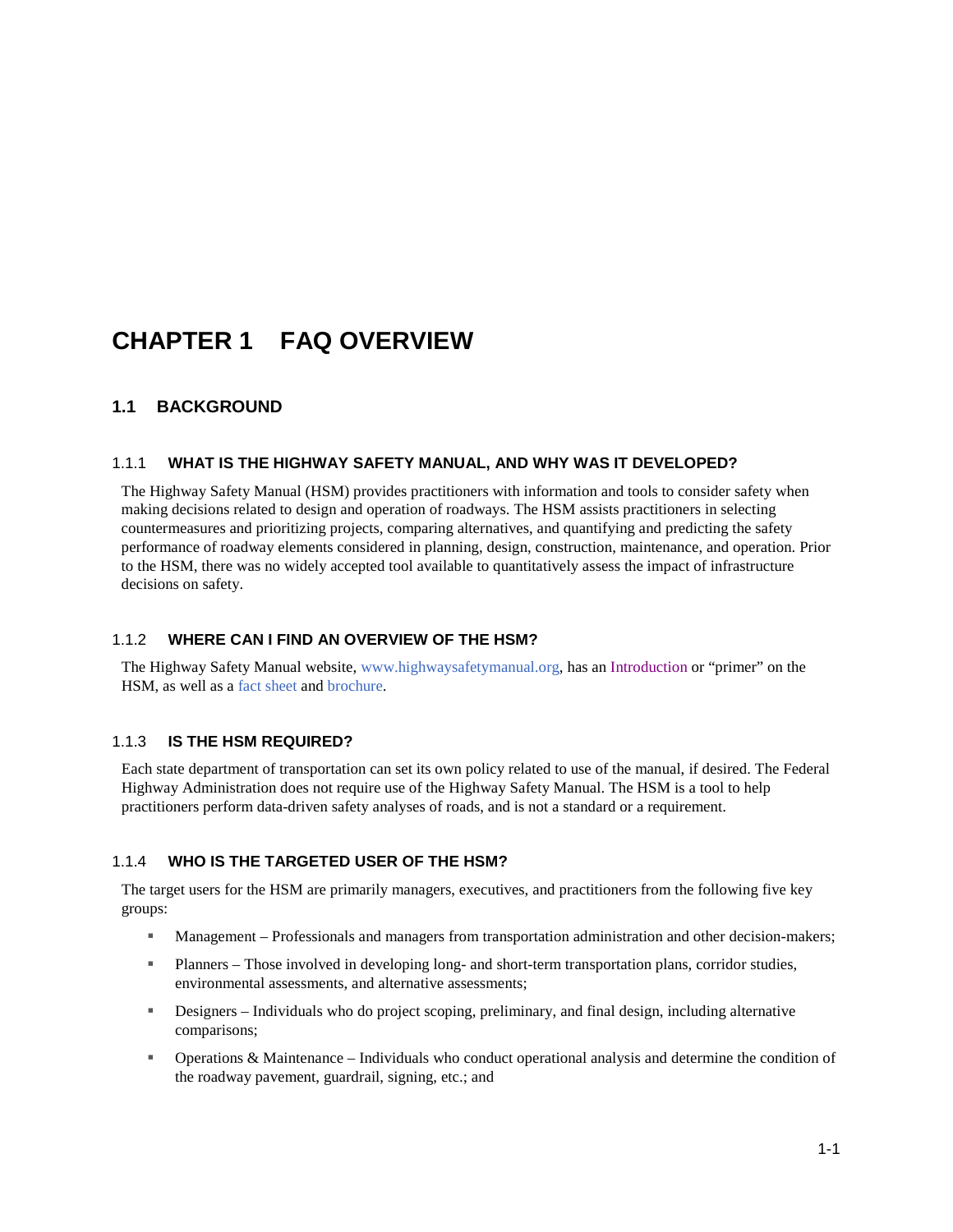# CHAPTER 1 FAQ OVERVIEW

## 1.1 BACKGROUND

### 1.1.1 WHAT IS THE HIGHWAY SAFETY MANUAL, AND WHY WAS IT DEVELOPED?

The Highway Safety Manual (HSM) provides practitioners with information and tools to consider safety when making decisions related to design and operation of roadways. The HSM assists practitioners in selecting countermeasures and prioritizing projects, comparing alternatives, and quantifying and predicting the safety performance of roadway elements considered in planning, design, construction, maintenance, and operation. Prior to the HSM, there was no widely accepted tool available to quantitatively assess the impact of infrastructure decisions on safety.

### 1.1.2 WHERE CAN I FIND AN OVERVIEW OF THE HSM?

The Highway Safety Manual website, www.highwaysafetymanual.org, has an Introduction or "primer" on the HSM, as well as a fact sheet and brochure.

### 1.1.3 IS THE HSM REQUIRED?

Each state department of transportation can set its own policy related to use of the manual, if desired. The Federal Highway Administration does not require use of the Highway Safety Manual. The HSM is a tool to help practitioners perform data-driven safety analyses of roads, and is not a standard or a requirement.

### 1.1.4 WHO IS THE TARGETED USER OF THE HSM?

The target users for the HSM are primarily managers, executives, and practitioners from the following five key groups:

- Management – Professionals and managers from transportation administration and other decision-makers;
- Planners – Those involved in developing long- and short-term transportation plans, corridor studies, environmental assessments, and alternative assessments;
- Designers – Individuals who do project scoping, preliminary, and final design, including alternative comparisons;
- Operations & Maintenance – Individuals who conduct operational analysis and determine the condition of the roadway pavement, guardrail, signing, etc.; and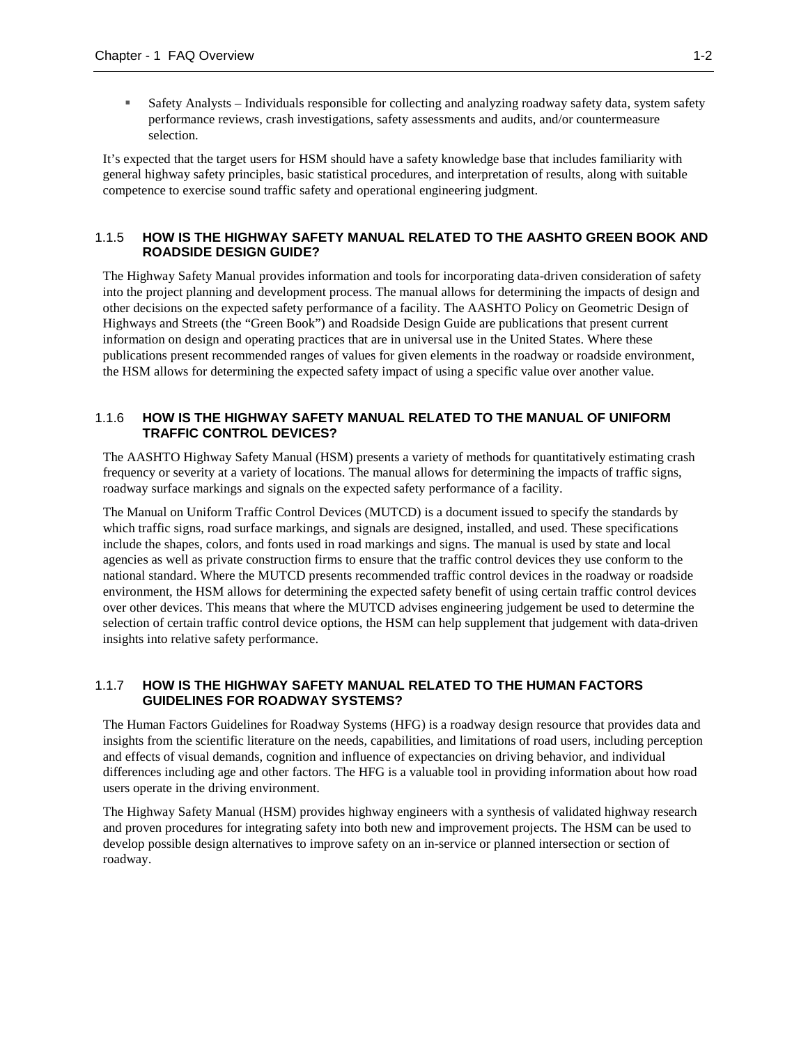- Safety Analysts – Individuals responsible for collecting and analyzing roadway safety data, system safety performance reviews, crash investigations, safety assessments and audits, and/or countermeasure selection.

It's expected that the target users for HSM should have a safety knowledge base that includes familiarity with general highway safety principles, basic statistical procedures, and interpretation of results, along with suitable competence to exercise sound traffic safety and operational engineering judgment.

### 1.1.5 HOW IS THE HIGHWAY SAFETY MANUAL RELATED TO THE AASHTO GREEN BOOK AND ROADSIDE DESIGN GUIDE?

The Highway Safety Manual provides information and tools for incorporating data-driven consideration of safety into the project planning and development process. The manual allows for determining the impacts of design and other decisions on the expected safety performance of a facility. The AASHTO Policy on Geometric Design of Highways and Streets (the "Green Book") and Roadside Design Guide are publications that present current information on design and operating practices that are in universal use in the United States. Where these publications present recommended ranges of values for given elements in the roadway or roadside environment, the HSM allows for determining the expected safety impact of using a specific value over another value.

### 1.1.6 HOW IS THE HIGHWAY SAFETY MANUAL RELATED TO THE MANUAL OF UNIFORM TRAFFIC CONTROL DEVICES?

The AASHTO Highway Safety Manual (HSM) presents a variety of methods for quantitatively estimating crash frequency or severity at a variety of locations. The manual allows for determining the impacts of traffic signs, roadway surface markings and signals on the expected safety performance of a facility.

The Manual on Uniform Traffic Control Devices (MUTCD) is a document issued to specify the standards by which traffic signs, road surface markings, and signals are designed, installed, and used. These specifications include the shapes, colors, and fonts used in road markings and signs. The manual is used by state and local agencies as well as private construction firms to ensure that the traffic control devices they use conform to the national standard. Where the MUTCD presents recommended traffic control devices in the roadway or roadside environment, the HSM allows for determining the expected safety benefit of using certain traffic control devices over other devices. This means that where the MUTCD advises engineering judgement be used to determine the selection of certain traffic control device options, the HSM can help supplement that judgement with data-driven insights into relative safety performance.

### 1.1.7 HOW IS THE HIGHWAY SAFETY MANUAL RELATED TO THE HUMAN FACTORS GUIDELINES FOR ROADWAY SYSTEMS?

The Human Factors Guidelines for Roadway Systems (HFG) is a roadway design resource that provides data and insights from the scientific literature on the needs, capabilities, and limitations of road users, including perception and effects of visual demands, cognition and influence of expectancies on driving behavior, and individual differences including age and other factors. The HFG is a valuable tool in providing information about how road users operate in the driving environment.

The Highway Safety Manual (HSM) provides highway engineers with a synthesis of validated highway research and proven procedures for integrating safety into both new and improvement projects. The HSM can be used to develop possible design alternatives to improve safety on an in-service or planned intersection or section of roadway.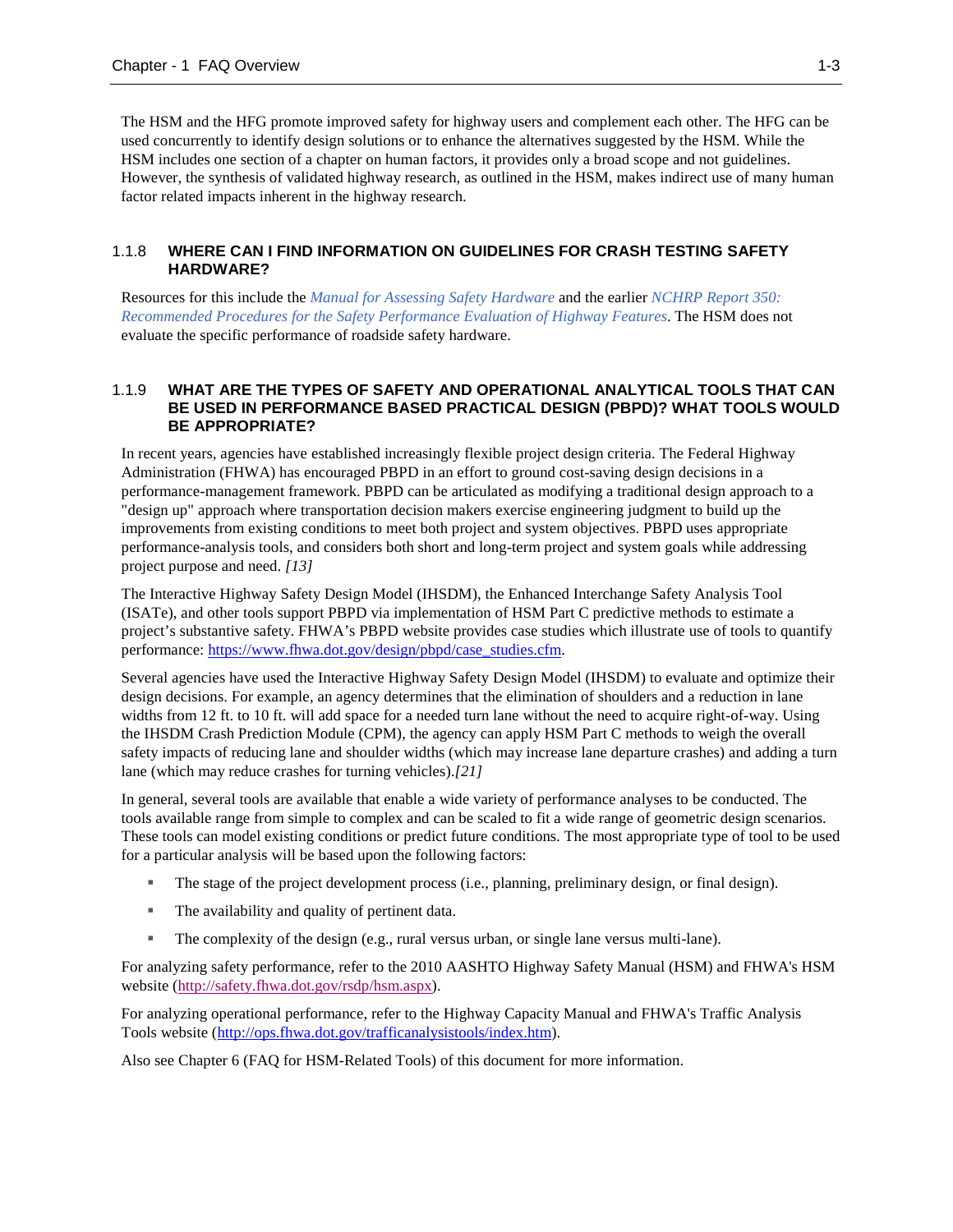The HSM and the HFG promote improved safety for highway users and complement each other. The HFG can be used concurrently to identify design solutions or to enhance the alternatives suggested by the HSM. While the HSM includes one section of a chapter on human factors, it provides only a broad scope and not guidelines. However, the synthesis of validated highway research, as outlined in the HSM, makes indirect use of many human factor related impacts inherent in the highway research.

### 1.1.8 WHERE CAN I FIND INFORMATION ON GUIDELINES FOR CRASH TESTING SAFETY HARDWARE?

Resources for this include the *Manual for Assessing Safety Hardware* and the earlier *NCHRP Report 350: Recommended Procedures for the Safety Performance Evaluation of Highway Features*. The HSM does not evaluate the specific performance of roadside safety hardware.

### 1.1.9 WHAT ARE THE TYPES OF SAFETY AND OPERATIONAL ANALYTICAL TOOLS THAT CAN BE USED IN PERFORMANCE BASED PRACTICAL DESIGN (PBPD)? WHAT TOOLS WOULD BE APPROPRIATE?

In recent years, agencies have established increasingly flexible project design criteria. The Federal Highway Administration (FHWA) has encouraged PBPD in an effort to ground cost-saving design decisions in a performance-management framework. PBPD can be articulated as modifying a traditional design approach to a "design up" approach where transportation decision makers exercise engineering judgment to build up the improvements from existing conditions to meet both project and system objectives. PBPD uses appropriate performance-analysis tools, and considers both short and long-term project and system goals while addressing project purpose and need. *[13]*

The Interactive Highway Safety Design Model (IHSDM), the Enhanced Interchange Safety Analysis Tool (ISATe), and other tools support PBPD via implementation of HSM Part C predictive methods to estimate a project's substantive safety. FHWA's PBPD website provides case studies which illustrate use of tools to quantify performance: https://www.fhwa.dot.gov/design/pbpd/case_studies.cfm.

Several agencies have used the Interactive Highway Safety Design Model (IHSDM) to evaluate and optimize their design decisions. For example, an agency determines that the elimination of shoulders and a reduction in lane widths from 12 ft. to 10 ft. will add space for a needed turn lane without the need to acquire right-of-way. Using the IHSDM Crash Prediction Module (CPM), the agency can apply HSM Part C methods to weigh the overall safety impacts of reducing lane and shoulder widths (which may increase lane departure crashes) and adding a turn lane (which may reduce crashes for turning vehicles).*[21]*

In general, several tools are available that enable a wide variety of performance analyses to be conducted. The tools available range from simple to complex and can be scaled to fit a wide range of geometric design scenarios. These tools can model existing conditions or predict future conditions. The most appropriate type of tool to be used for a particular analysis will be based upon the following factors:

- The stage of the project development process (i.e., planning, preliminary design, or final design).
- The availability and quality of pertinent data.
- The complexity of the design (e.g., rural versus urban, or single lane versus multi-lane).

For analyzing safety performance, refer to the 2010 AASHTO Highway Safety Manual (HSM) and FHWA's HSM website (http://safety.fhwa.dot.gov/rsdp/hsm.aspx).

For analyzing operational performance, refer to the Highway Capacity Manual and FHWA's Traffic Analysis Tools website (http://ops.fhwa.dot.gov/trafficanalysistools/index.htm).

Also see Chapter 6 (FAQ for HSM-Related Tools) of this document for more information.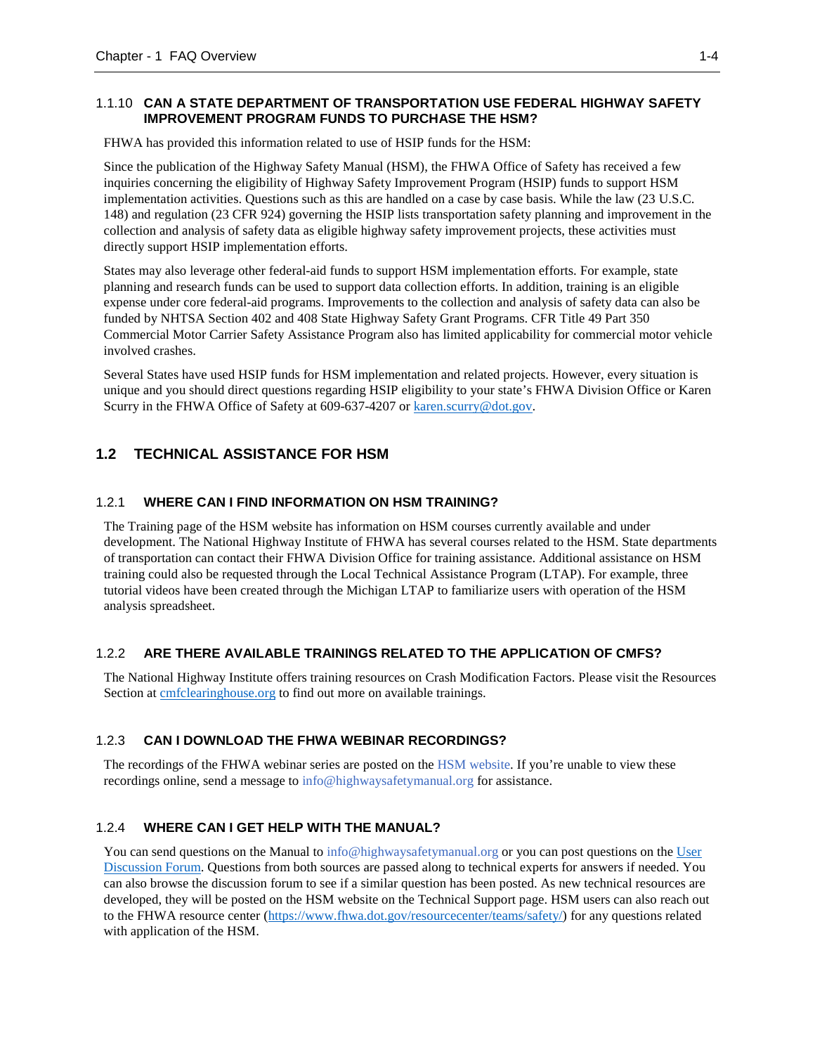### 1.1.10 CAN A STATE DEPARTMENT OF TRANSPORTATION USE FEDERAL HIGHWAY SAFETY IMPROVEMENT PROGRAM FUNDS TO PURCHASE THE HSM?

FHWA has provided this information related to use of HSIP funds for the HSM:

Since the publication of the Highway Safety Manual (HSM), the FHWA Office of Safety has received a few inquiries concerning the eligibility of Highway Safety Improvement Program (HSIP) funds to support HSM implementation activities. Questions such as this are handled on a case by case basis. While the law (23 U.S.C. 148) and regulation (23 CFR 924) governing the HSIP lists transportation safety planning and improvement in the collection and analysis of safety data as eligible highway safety improvement projects, these activities must directly support HSIP implementation efforts.

States may also leverage other federal-aid funds to support HSM implementation efforts. For example, state planning and research funds can be used to support data collection efforts. In addition, training is an eligible expense under core federal-aid programs. Improvements to the collection and analysis of safety data can also be funded by NHTSA Section 402 and 408 State Highway Safety Grant Programs. CFR Title 49 Part 350 Commercial Motor Carrier Safety Assistance Program also has limited applicability for commercial motor vehicle involved crashes.

Several States have used HSIP funds for HSM implementation and related projects. However, every situation is unique and you should direct questions regarding HSIP eligibility to your state's FHWA Division Office or Karen Scurry in the FHWA Office of Safety at 609-637-4207 or karen.scurry@dot.gov.

## 1.2 TECHNICAL ASSISTANCE FOR HSM

### 1.2.1 WHERE CAN I FIND INFORMATION ON HSM TRAINING?

The Training page of the HSM website has information on HSM courses currently available and under development. The National Highway Institute of FHWA has several courses related to the HSM. State departments of transportation can contact their FHWA Division Office for training assistance. Additional assistance on HSM training could also be requested through the Local Technical Assistance Program (LTAP). For example, three tutorial videos have been created through the Michigan LTAP to familiarize users with operation of the HSM analysis spreadsheet.

### 1.2.2 ARE THERE AVAILABLE TRAININGS RELATED TO THE APPLICATION OF CMFS?

The National Highway Institute offers training resources on Crash Modification Factors. Please visit the Resources Section at cmfclearinghouse.org to find out more on available trainings.

### 1.2.3 CAN I DOWNLOAD THE FHWA WEBINAR RECORDINGS?

The recordings of the FHWA webinar series are posted on the HSM website. If you're unable to view these recordings online, send a message to info@highwaysafetymanual.org for assistance.

### 1.2.4 WHERE CAN I GET HELP WITH THE MANUAL?

You can send questions on the Manual to info@highwaysafetymanual.org or you can post questions on the User Discussion Forum. Questions from both sources are passed along to technical experts for answers if needed. You can also browse the discussion forum to see if a similar question has been posted. As new technical resources are developed, they will be posted on the HSM website on the Technical Support page. HSM users can also reach out to the FHWA resource center (https://www.fhwa.dot.gov/resourcecenter/teams/safety/) for any questions related with application of the HSM.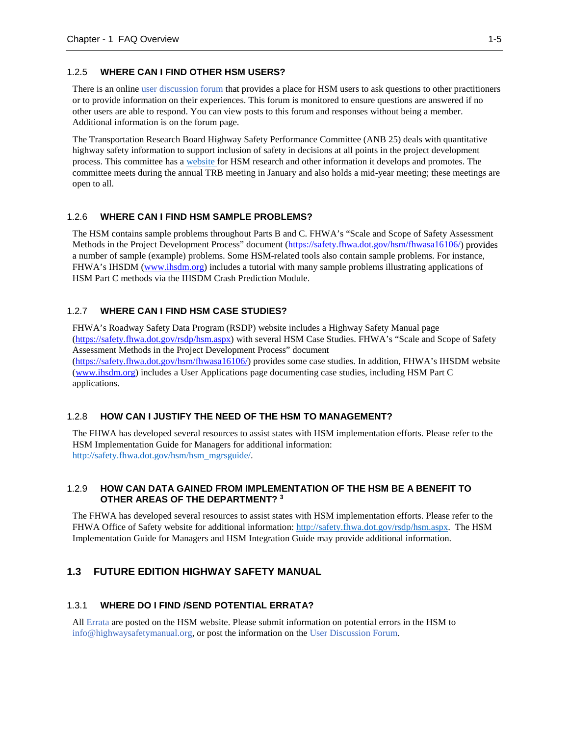### 1.2.5 WHERE CAN I FIND OTHER HSM USERS?

There is an online user discussion forum that provides a place for HSM users to ask questions to other practitioners or to provide information on their experiences. This forum is monitored to ensure questions are answered if no other users are able to respond. You can view posts to this forum and responses without being a member. Additional information is on the forum page.

The Transportation Research Board Highway Safety Performance Committee (ANB 25) deals with quantitative highway safety information to support inclusion of safety in decisions at all points in the project development process. This committee has a website for HSM research and other information it develops and promotes. The committee meets during the annual TRB meeting in January and also holds a mid-year meeting; these meetings are open to all.

### 1.2.6 WHERE CAN I FIND HSM SAMPLE PROBLEMS?

The HSM contains sample problems throughout Parts B and C. FHWA's "Scale and Scope of Safety Assessment Methods in the Project Development Process" document (https://safety.fhwa.dot.gov/hsm/fhwasa16106/) provides a number of sample (example) problems. Some HSM-related tools also contain sample problems. For instance, FHWA's IHSDM (www.ihsdm.org) includes a tutorial with many sample problems illustrating applications of HSM Part C methods via the IHSDM Crash Prediction Module.

### 1.2.7 WHERE CAN I FIND HSM CASE STUDIES?

FHWA's Roadway Safety Data Program (RSDP) website includes a Highway Safety Manual page (https://safety.fhwa.dot.gov/rsdp/hsm.aspx) with several HSM Case Studies. FHWA's "Scale and Scope of Safety Assessment Methods in the Project Development Process" document (https://safety.fhwa.dot.gov/hsm/fhwasa16106/) provides some case studies. In addition, FHWA's IHSDM website (www.ihsdm.org) includes a User Applications page documenting case studies, including HSM Part C applications.

### 1.2.8 HOW CAN I JUSTIFY THE NEED OF THE HSM TO MANAGEMENT?

The FHWA has developed several resources to assist states with HSM implementation efforts. Please refer to the HSM Implementation Guide for Managers for additional information: http://safety.fhwa.dot.gov/hsm/hsm_mgrsguide/.

### 1.2.9 HOW CAN DATA GAINED FROM IMPLEMENTATION OF THE HSM BE A BENEFIT TO OTHER AREAS OF THE DEPARTMENT? [3]

The FHWA has developed several resources to assist states with HSM implementation efforts. Please refer to the FHWA Office of Safety website for additional information: http://safety.fhwa.dot.gov/rsdp/hsm.aspx. The HSM Implementation Guide for Managers and HSM Integration Guide may provide additional information.

## 1.3 FUTURE EDITION HIGHWAY SAFETY MANUAL

### 1.3.1 WHERE DO I FIND /SEND POTENTIAL ERRATA?

All Errata are posted on the HSM website. Please submit information on potential errors in the HSM to info@highwaysafetymanual.org, or post the information on the User Discussion Forum.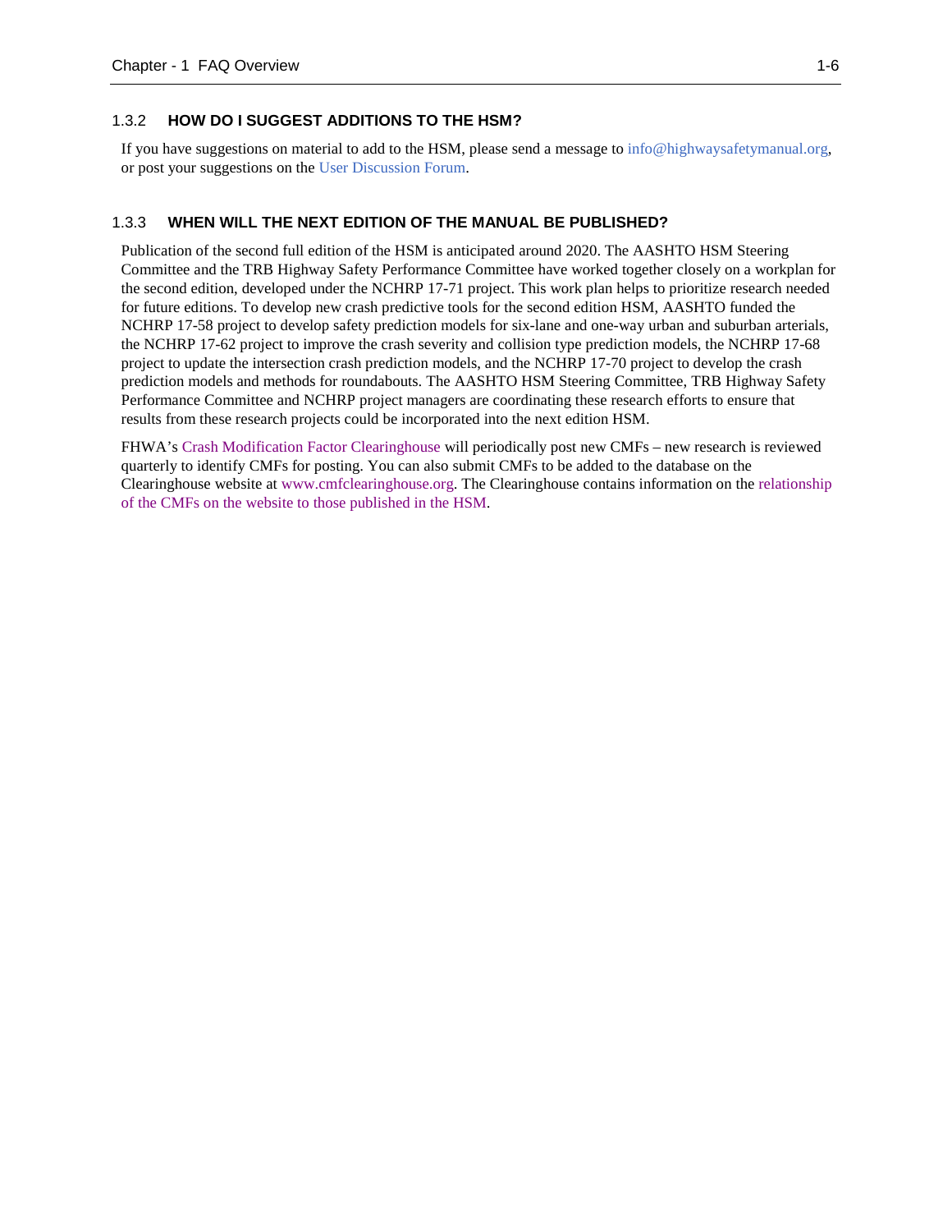### 1.3.2 HOW DO I SUGGEST ADDITIONS TO THE HSM?

If you have suggestions on material to add to the HSM, please send a message to info@highwaysafetymanual.org, or post your suggestions on the User Discussion Forum.

### 1.3.3 WHEN WILL THE NEXT EDITION OF THE MANUAL BE PUBLISHED?

Publication of the second full edition of the HSM is anticipated around 2020. The AASHTO HSM Steering Committee and the TRB Highway Safety Performance Committee have worked together closely on a workplan for the second edition, developed under the NCHRP 17-71 project. This work plan helps to prioritize research needed for future editions. To develop new crash predictive tools for the second edition HSM, AASHTO funded the NCHRP 17-58 project to develop safety prediction models for six-lane and one-way urban and suburban arterials, the NCHRP 17-62 project to improve the crash severity and collision type prediction models, the NCHRP 17-68 project to update the intersection crash prediction models, and the NCHRP 17-70 project to develop the crash prediction models and methods for roundabouts. The AASHTO HSM Steering Committee, TRB Highway Safety Performance Committee and NCHRP project managers are coordinating these research efforts to ensure that results from these research projects could be incorporated into the next edition HSM.

FHWA's Crash Modification Factor Clearinghouse will periodically post new CMFs – new research is reviewed quarterly to identify CMFs for posting. You can also submit CMFs to be added to the database on the Clearinghouse website at www.cmfclearinghouse.org. The Clearinghouse contains information on the relationship of the CMFs on the website to those published in the HSM.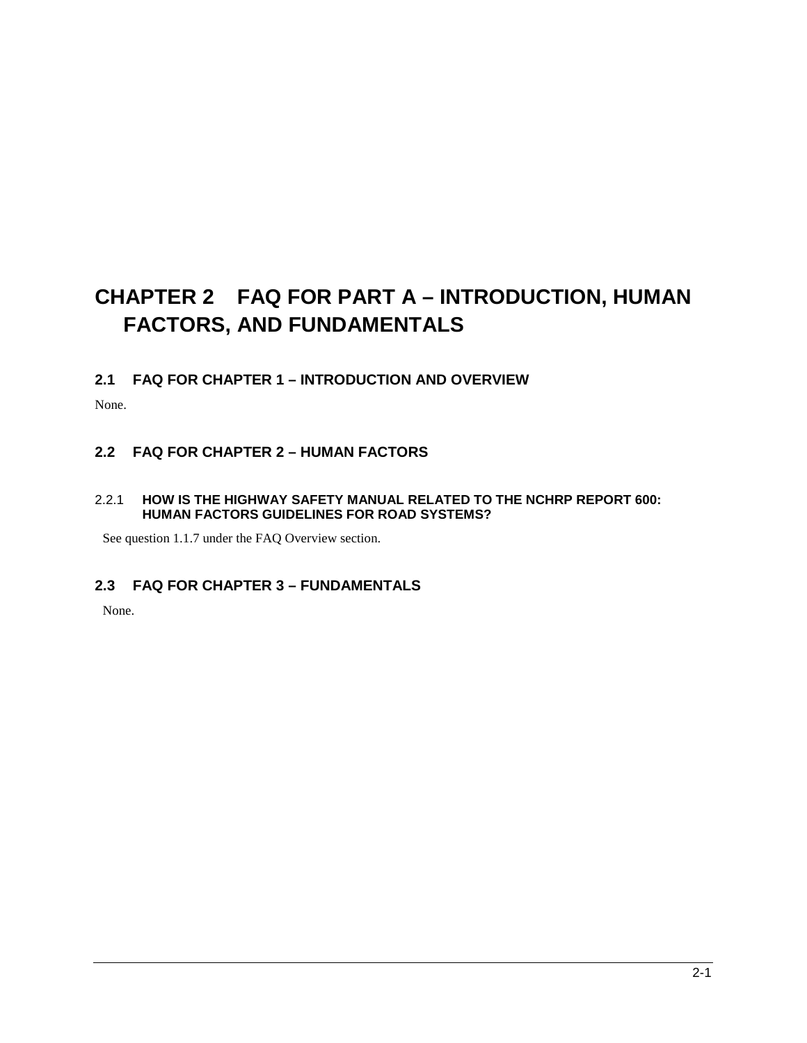# CHAPTER 2 FAQ FOR PART A – INTRODUCTION, HUMAN FACTORS, AND FUNDAMENTALS

## 2.1 FAQ FOR CHAPTER 1 – INTRODUCTION AND OVERVIEW

None.

## 2.2 FAQ FOR CHAPTER 2 – HUMAN FACTORS

### 2.2.1 HOW IS THE HIGHWAY SAFETY MANUAL RELATED TO THE NCHRP REPORT 600: HUMAN FACTORS GUIDELINES FOR ROAD SYSTEMS?

See question 1.1.7 under the FAQ Overview section.

## 2.3 FAQ FOR CHAPTER 3 – FUNDAMENTALS

None.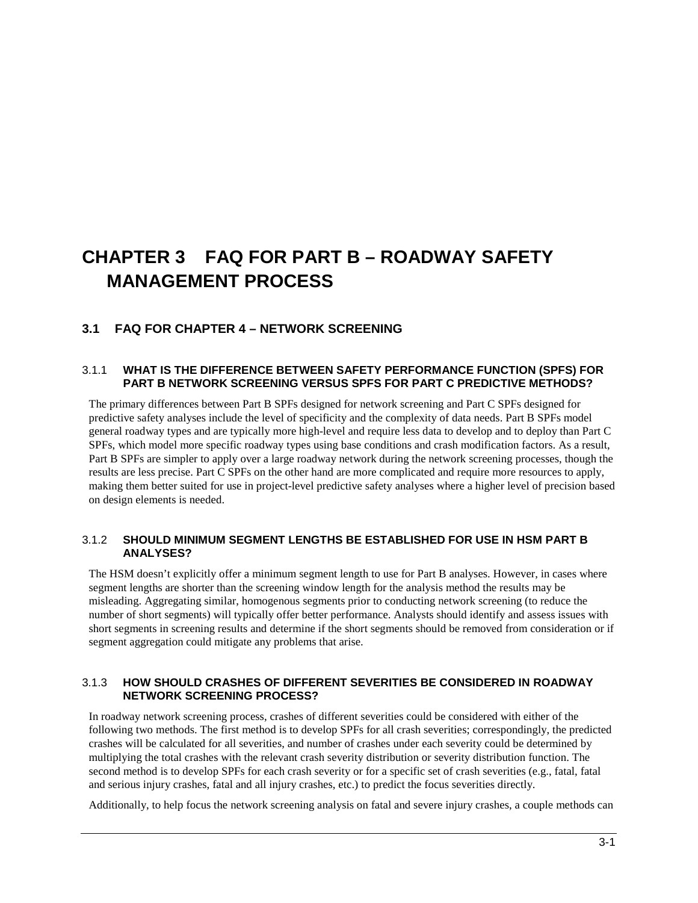# CHAPTER 3 FAQ FOR PART B – ROADWAY SAFETY MANAGEMENT PROCESS

## 3.1 FAQ FOR CHAPTER 4 – NETWORK SCREENING

### 3.1.1 WHAT IS THE DIFFERENCE BETWEEN SAFETY PERFORMANCE FUNCTION (SPFS) FOR PART B NETWORK SCREENING VERSUS SPFS FOR PART C PREDICTIVE METHODS?

The primary differences between Part B SPFs designed for network screening and Part C SPFs designed for predictive safety analyses include the level of specificity and the complexity of data needs. Part B SPFs model general roadway types and are typically more high-level and require less data to develop and to deploy than Part C SPFs, which model more specific roadway types using base conditions and crash modification factors. As a result, Part B SPFs are simpler to apply over a large roadway network during the network screening processes, though the results are less precise. Part C SPFs on the other hand are more complicated and require more resources to apply, making them better suited for use in project-level predictive safety analyses where a higher level of precision based on design elements is needed.

### 3.1.2 SHOULD MINIMUM SEGMENT LENGTHS BE ESTABLISHED FOR USE IN HSM PART B ANALYSES?

The HSM doesn't explicitly offer a minimum segment length to use for Part B analyses. However, in cases where segment lengths are shorter than the screening window length for the analysis method the results may be misleading. Aggregating similar, homogenous segments prior to conducting network screening (to reduce the number of short segments) will typically offer better performance. Analysts should identify and assess issues with short segments in screening results and determine if the short segments should be removed from consideration or if segment aggregation could mitigate any problems that arise.

### 3.1.3 HOW SHOULD CRASHES OF DIFFERENT SEVERITIES BE CONSIDERED IN ROADWAY NETWORK SCREENING PROCESS?

In roadway network screening process, crashes of different severities could be considered with either of the following two methods. The first method is to develop SPFs for all crash severities; correspondingly, the predicted crashes will be calculated for all severities, and number of crashes under each severity could be determined by multiplying the total crashes with the relevant crash severity distribution or severity distribution function. The second method is to develop SPFs for each crash severity or for a specific set of crash severities (e.g., fatal, fatal and serious injury crashes, fatal and all injury crashes, etc.) to predict the focus severities directly.

Additionally, to help focus the network screening analysis on fatal and severe injury crashes, a couple methods can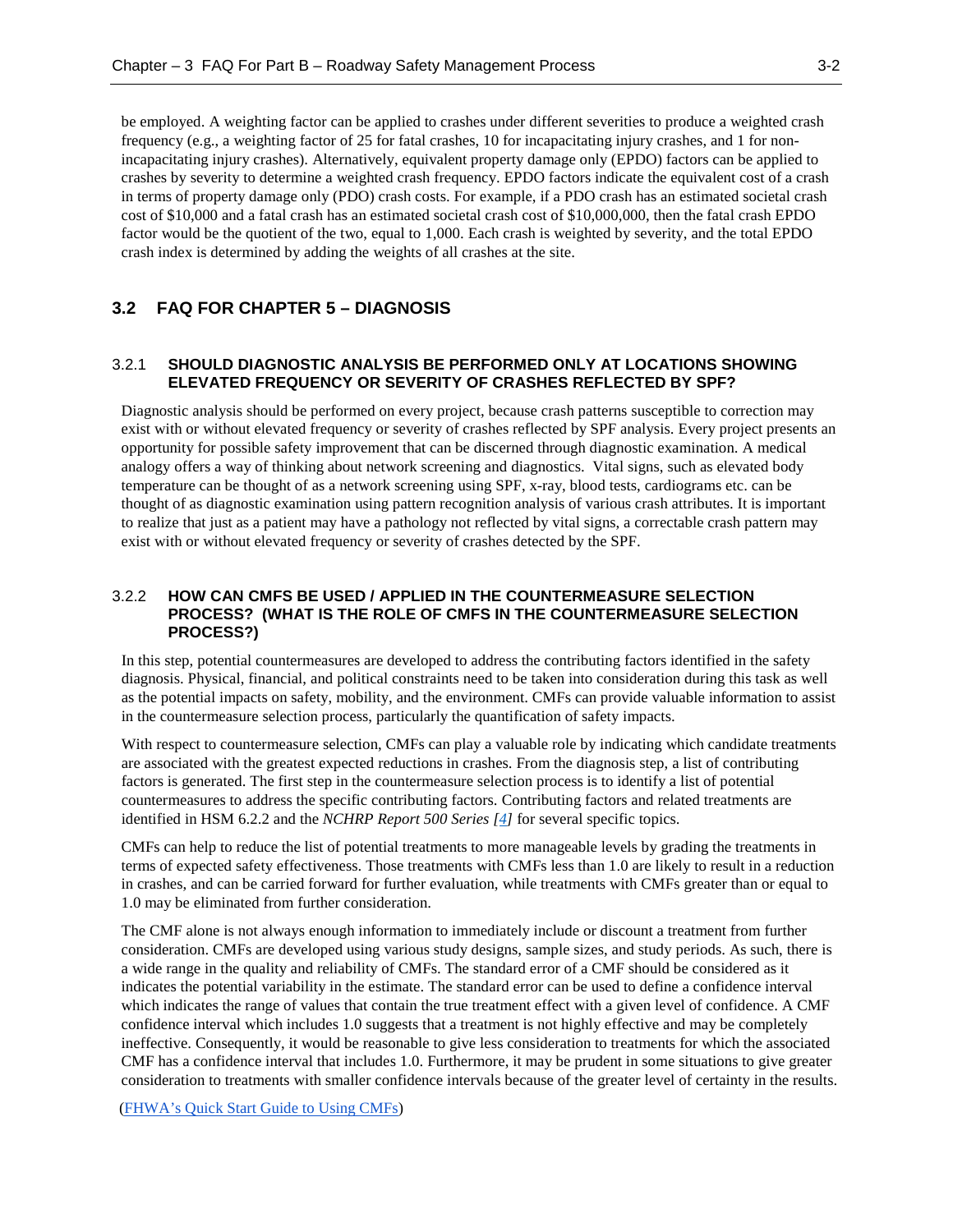be employed. A weighting factor can be applied to crashes under different severities to produce a weighted crash frequency (e.g., a weighting factor of 25 for fatal crashes, 10 for incapacitating injury crashes, and 1 for non-incapacitating injury crashes). Alternatively, equivalent property damage only (EPDO) factors can be applied to crashes by severity to determine a weighted crash frequency. EPDO factors indicate the equivalent cost of a crash in terms of property damage only (PDO) crash costs. For example, if a PDO crash has an estimated societal crash cost of $10,000 and a fatal crash has an estimated societal crash cost of $10,000,000, then the fatal crash EPDO factor would be the quotient of the two, equal to 1,000. Each crash is weighted by severity, and the total EPDO crash index is determined by adding the weights of all crashes at the site.

## 3.2 FAQ FOR CHAPTER 5 – DIAGNOSIS

### 3.2.1 SHOULD DIAGNOSTIC ANALYSIS BE PERFORMED ONLY AT LOCATIONS SHOWING ELEVATED FREQUENCY OR SEVERITY OF CRASHES REFLECTED BY SPF?

Diagnostic analysis should be performed on every project, because crash patterns susceptible to correction may exist with or without elevated frequency or severity of crashes reflected by SPF analysis. Every project presents an opportunity for possible safety improvement that can be discerned through diagnostic examination. A medical analogy offers a way of thinking about network screening and diagnostics. Vital signs, such as elevated body temperature can be thought of as a network screening using SPF, x-ray, blood tests, cardiograms etc. can be thought of as diagnostic examination using pattern recognition analysis of various crash attributes. It is important to realize that just as a patient may have a pathology not reflected by vital signs, a correctable crash pattern may exist with or without elevated frequency or severity of crashes detected by the SPF.

### 3.2.2 HOW CAN CMFS BE USED / APPLIED IN THE COUNTERMEASURE SELECTION PROCESS? (WHAT IS THE ROLE OF CMFS IN THE COUNTERMEASURE SELECTION PROCESS?)

In this step, potential countermeasures are developed to address the contributing factors identified in the safety diagnosis. Physical, financial, and political constraints need to be taken into consideration during this task as well as the potential impacts on safety, mobility, and the environment. CMFs can provide valuable information to assist in the countermeasure selection process, particularly the quantification of safety impacts.

With respect to countermeasure selection, CMFs can play a valuable role by indicating which candidate treatments are associated with the greatest expected reductions in crashes. From the diagnosis step, a list of contributing factors is generated. The first step in the countermeasure selection process is to identify a list of potential countermeasures to address the specific contributing factors. Contributing factors and related treatments are identified in HSM 6.2.2 and the *NCHRP Report 500 Series [4]* for several specific topics.

CMFs can help to reduce the list of potential treatments to more manageable levels by grading the treatments in terms of expected safety effectiveness. Those treatments with CMFs less than 1.0 are likely to result in a reduction in crashes, and can be carried forward for further evaluation, while treatments with CMFs greater than or equal to 1.0 may be eliminated from further consideration.

The CMF alone is not always enough information to immediately include or discount a treatment from further consideration. CMFs are developed using various study designs, sample sizes, and study periods. As such, there is a wide range in the quality and reliability of CMFs. The standard error of a CMF should be considered as it indicates the potential variability in the estimate. The standard error can be used to define a confidence interval which indicates the range of values that contain the true treatment effect with a given level of confidence. A CMF confidence interval which includes 1.0 suggests that a treatment is not highly effective and may be completely ineffective. Consequently, it would be reasonable to give less consideration to treatments for which the associated CMF has a confidence interval that includes 1.0. Furthermore, it may be prudent in some situations to give greater consideration to treatments with smaller confidence intervals because of the greater level of certainty in the results.

(FHWA's Quick Start Guide to Using CMFs)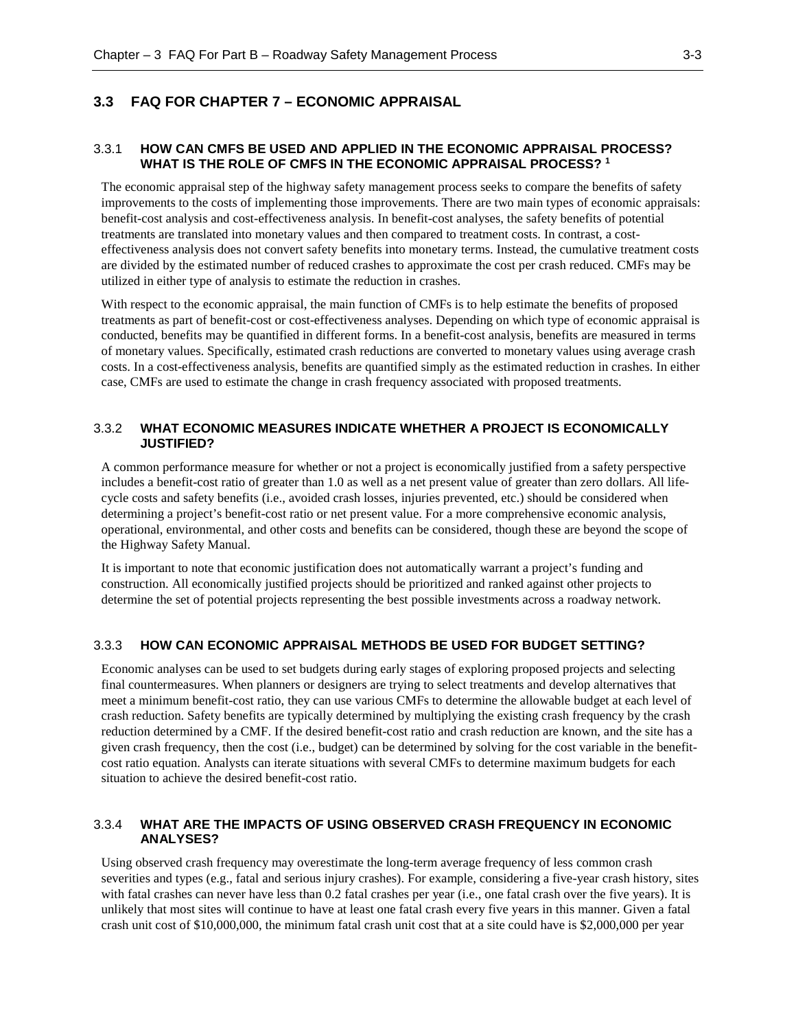## 3.3 FAQ FOR CHAPTER 7 – ECONOMIC APPRAISAL

### 3.3.1 HOW CAN CMFS BE USED AND APPLIED IN THE ECONOMIC APPRAISAL PROCESS? WHAT IS THE ROLE OF CMFS IN THE ECONOMIC APPRAISAL PROCESS? [1]

The economic appraisal step of the highway safety management process seeks to compare the benefits of safety improvements to the costs of implementing those improvements. There are two main types of economic appraisals: benefit-cost analysis and cost-effectiveness analysis. In benefit-cost analyses, the safety benefits of potential treatments are translated into monetary values and then compared to treatment costs. In contrast, a cost-effectiveness analysis does not convert safety benefits into monetary terms. Instead, the cumulative treatment costs are divided by the estimated number of reduced crashes to approximate the cost per crash reduced. CMFs may be utilized in either type of analysis to estimate the reduction in crashes.

With respect to the economic appraisal, the main function of CMFs is to help estimate the benefits of proposed treatments as part of benefit-cost or cost-effectiveness analyses. Depending on which type of economic appraisal is conducted, benefits may be quantified in different forms. In a benefit-cost analysis, benefits are measured in terms of monetary values. Specifically, estimated crash reductions are converted to monetary values using average crash costs. In a cost-effectiveness analysis, benefits are quantified simply as the estimated reduction in crashes. In either case, CMFs are used to estimate the change in crash frequency associated with proposed treatments.

### 3.3.2 WHAT ECONOMIC MEASURES INDICATE WHETHER A PROJECT IS ECONOMICALLY JUSTIFIED?

A common performance measure for whether or not a project is economically justified from a safety perspective includes a benefit-cost ratio of greater than 1.0 as well as a net present value of greater than zero dollars. All life-cycle costs and safety benefits (i.e., avoided crash losses, injuries prevented, etc.) should be considered when determining a project's benefit-cost ratio or net present value. For a more comprehensive economic analysis, operational, environmental, and other costs and benefits can be considered, though these are beyond the scope of the Highway Safety Manual.

It is important to note that economic justification does not automatically warrant a project's funding and construction. All economically justified projects should be prioritized and ranked against other projects to determine the set of potential projects representing the best possible investments across a roadway network.

### 3.3.3 HOW CAN ECONOMIC APPRAISAL METHODS BE USED FOR BUDGET SETTING?

Economic analyses can be used to set budgets during early stages of exploring proposed projects and selecting final countermeasures. When planners or designers are trying to select treatments and develop alternatives that meet a minimum benefit-cost ratio, they can use various CMFs to determine the allowable budget at each level of crash reduction. Safety benefits are typically determined by multiplying the existing crash frequency by the crash reduction determined by a CMF. If the desired benefit-cost ratio and crash reduction are known, and the site has a given crash frequency, then the cost (i.e., budget) can be determined by solving for the cost variable in the benefit-cost ratio equation. Analysts can iterate situations with several CMFs to determine maximum budgets for each situation to achieve the desired benefit-cost ratio.

### 3.3.4 WHAT ARE THE IMPACTS OF USING OBSERVED CRASH FREQUENCY IN ECONOMIC ANALYSES?

Using observed crash frequency may overestimate the long-term average frequency of less common crash severities and types (e.g., fatal and serious injury crashes). For example, considering a five-year crash history, sites with fatal crashes can never have less than 0.2 fatal crashes per year (i.e., one fatal crash over the five years). It is unlikely that most sites will continue to have at least one fatal crash every five years in this manner. Given a fatal crash unit cost of $10,000,000, the minimum fatal crash unit cost that at a site could have is $2,000,000 per year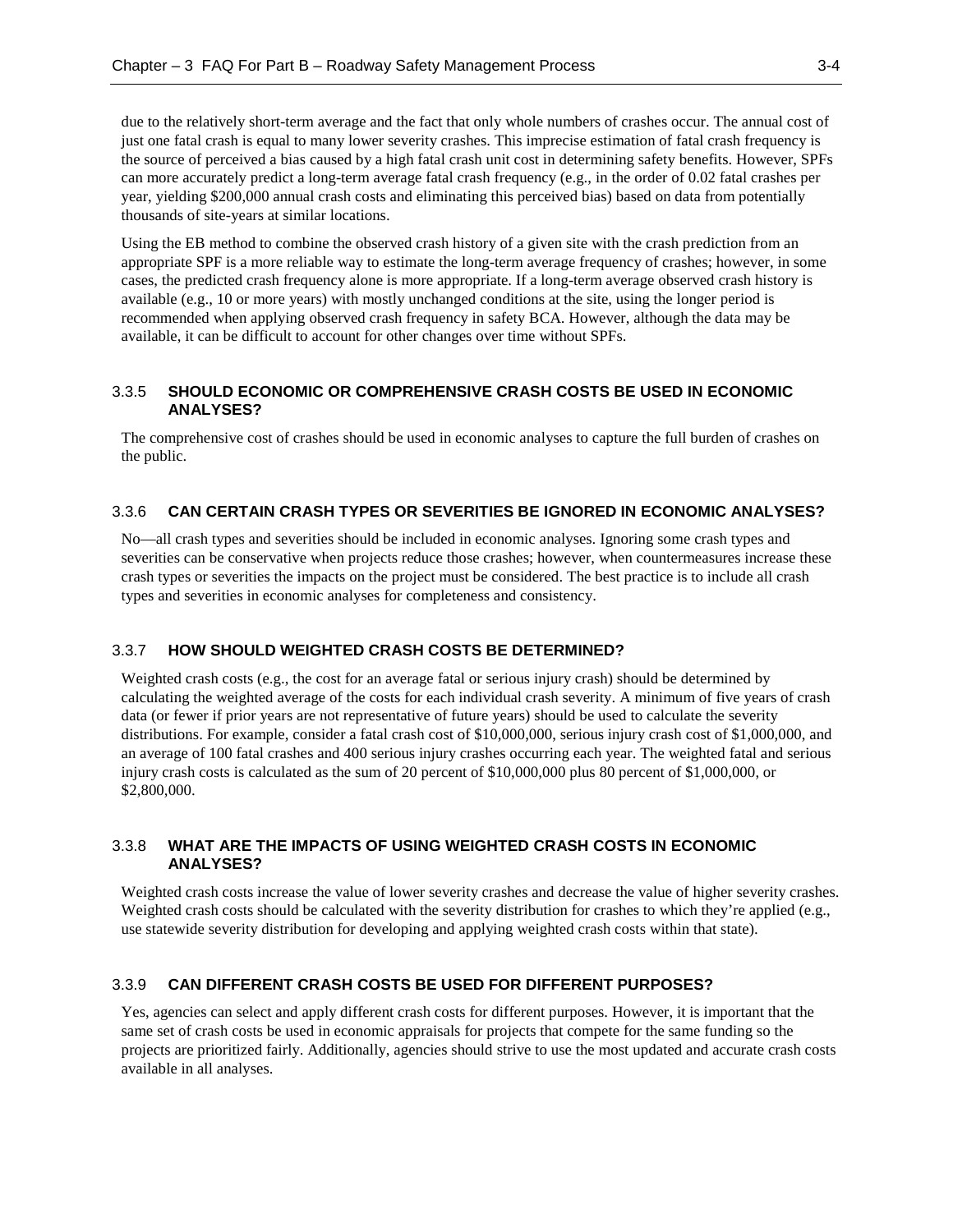due to the relatively short-term average and the fact that only whole numbers of crashes occur. The annual cost of just one fatal crash is equal to many lower severity crashes. This imprecise estimation of fatal crash frequency is the source of perceived a bias caused by a high fatal crash unit cost in determining safety benefits. However, SPFs can more accurately predict a long-term average fatal crash frequency (e.g., in the order of 0.02 fatal crashes per year, yielding $200,000 annual crash costs and eliminating this perceived bias) based on data from potentially thousands of site-years at similar locations.

Using the EB method to combine the observed crash history of a given site with the crash prediction from an appropriate SPF is a more reliable way to estimate the long-term average frequency of crashes; however, in some cases, the predicted crash frequency alone is more appropriate. If a long-term average observed crash history is available (e.g., 10 or more years) with mostly unchanged conditions at the site, using the longer period is recommended when applying observed crash frequency in safety BCA. However, although the data may be available, it can be difficult to account for other changes over time without SPFs.

### 3.3.5 SHOULD ECONOMIC OR COMPREHENSIVE CRASH COSTS BE USED IN ECONOMIC ANALYSES?

The comprehensive cost of crashes should be used in economic analyses to capture the full burden of crashes on the public.

### 3.3.6 CAN CERTAIN CRASH TYPES OR SEVERITIES BE IGNORED IN ECONOMIC ANALYSES?

No—all crash types and severities should be included in economic analyses. Ignoring some crash types and severities can be conservative when projects reduce those crashes; however, when countermeasures increase these crash types or severities the impacts on the project must be considered. The best practice is to include all crash types and severities in economic analyses for completeness and consistency.

### 3.3.7 HOW SHOULD WEIGHTED CRASH COSTS BE DETERMINED?

Weighted crash costs (e.g., the cost for an average fatal or serious injury crash) should be determined by calculating the weighted average of the costs for each individual crash severity. A minimum of five years of crash data (or fewer if prior years are not representative of future years) should be used to calculate the severity distributions. For example, consider a fatal crash cost of $10,000,000, serious injury crash cost of $1,000,000, and an average of 100 fatal crashes and 400 serious injury crashes occurring each year. The weighted fatal and serious injury crash costs is calculated as the sum of 20 percent of $10,000,000 plus 80 percent of $1,000,000, or $2,800,000.

### 3.3.8 WHAT ARE THE IMPACTS OF USING WEIGHTED CRASH COSTS IN ECONOMIC ANALYSES?

Weighted crash costs increase the value of lower severity crashes and decrease the value of higher severity crashes. Weighted crash costs should be calculated with the severity distribution for crashes to which they're applied (e.g., use statewide severity distribution for developing and applying weighted crash costs within that state).

### 3.3.9 CAN DIFFERENT CRASH COSTS BE USED FOR DIFFERENT PURPOSES?

Yes, agencies can select and apply different crash costs for different purposes. However, it is important that the same set of crash costs be used in economic appraisals for projects that compete for the same funding so the projects are prioritized fairly. Additionally, agencies should strive to use the most updated and accurate crash costs available in all analyses.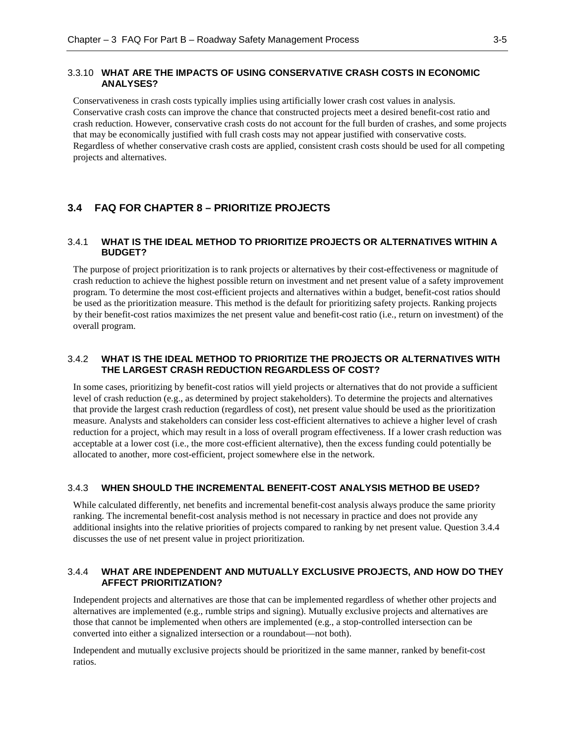### 3.3.10 WHAT ARE THE IMPACTS OF USING CONSERVATIVE CRASH COSTS IN ECONOMIC ANALYSES?

Conservativeness in crash costs typically implies using artificially lower crash cost values in analysis. Conservative crash costs can improve the chance that constructed projects meet a desired benefit-cost ratio and crash reduction. However, conservative crash costs do not account for the full burden of crashes, and some projects that may be economically justified with full crash costs may not appear justified with conservative costs. Regardless of whether conservative crash costs are applied, consistent crash costs should be used for all competing projects and alternatives.

## 3.4 FAQ FOR CHAPTER 8 – PRIORITIZE PROJECTS

### 3.4.1 WHAT IS THE IDEAL METHOD TO PRIORITIZE PROJECTS OR ALTERNATIVES WITHIN A BUDGET?

The purpose of project prioritization is to rank projects or alternatives by their cost-effectiveness or magnitude of crash reduction to achieve the highest possible return on investment and net present value of a safety improvement program. To determine the most cost-efficient projects and alternatives within a budget, benefit-cost ratios should be used as the prioritization measure. This method is the default for prioritizing safety projects. Ranking projects by their benefit-cost ratios maximizes the net present value and benefit-cost ratio (i.e., return on investment) of the overall program.

### 3.4.2 WHAT IS THE IDEAL METHOD TO PRIORITIZE THE PROJECTS OR ALTERNATIVES WITH THE LARGEST CRASH REDUCTION REGARDLESS OF COST?

In some cases, prioritizing by benefit-cost ratios will yield projects or alternatives that do not provide a sufficient level of crash reduction (e.g., as determined by project stakeholders). To determine the projects and alternatives that provide the largest crash reduction (regardless of cost), net present value should be used as the prioritization measure. Analysts and stakeholders can consider less cost-efficient alternatives to achieve a higher level of crash reduction for a project, which may result in a loss of overall program effectiveness. If a lower crash reduction was acceptable at a lower cost (i.e., the more cost-efficient alternative), then the excess funding could potentially be allocated to another, more cost-efficient, project somewhere else in the network.

### 3.4.3 WHEN SHOULD THE INCREMENTAL BENEFIT-COST ANALYSIS METHOD BE USED?

While calculated differently, net benefits and incremental benefit-cost analysis always produce the same priority ranking. The incremental benefit-cost analysis method is not necessary in practice and does not provide any additional insights into the relative priorities of projects compared to ranking by net present value. Question 3.4.4 discusses the use of net present value in project prioritization.

### 3.4.4 WHAT ARE INDEPENDENT AND MUTUALLY EXCLUSIVE PROJECTS, AND HOW DO THEY AFFECT PRIORITIZATION?

Independent projects and alternatives are those that can be implemented regardless of whether other projects and alternatives are implemented (e.g., rumble strips and signing). Mutually exclusive projects and alternatives are those that cannot be implemented when others are implemented (e.g., a stop-controlled intersection can be converted into either a signalized intersection or a roundabout—not both).

Independent and mutually exclusive projects should be prioritized in the same manner, ranked by benefit-cost ratios.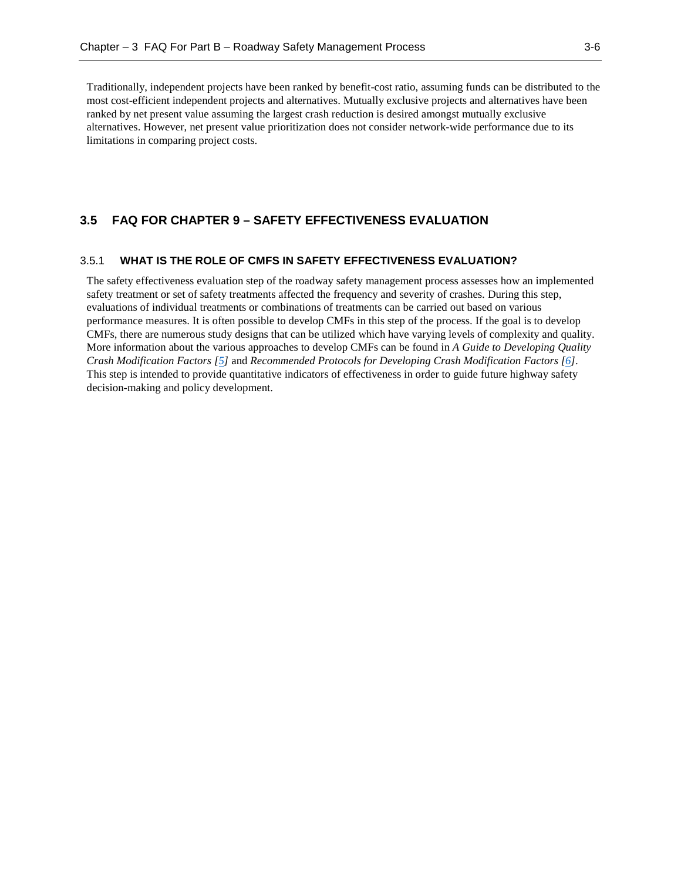Traditionally, independent projects have been ranked by benefit-cost ratio, assuming funds can be distributed to the most cost-efficient independent projects and alternatives. Mutually exclusive projects and alternatives have been ranked by net present value assuming the largest crash reduction is desired amongst mutually exclusive alternatives. However, net present value prioritization does not consider network-wide performance due to its limitations in comparing project costs.

## 3.5 FAQ FOR CHAPTER 9 – SAFETY EFFECTIVENESS EVALUATION

### 3.5.1 WHAT IS THE ROLE OF CMFS IN SAFETY EFFECTIVENESS EVALUATION?

The safety effectiveness evaluation step of the roadway safety management process assesses how an implemented safety treatment or set of safety treatments affected the frequency and severity of crashes. During this step, evaluations of individual treatments or combinations of treatments can be carried out based on various performance measures. It is often possible to develop CMFs in this step of the process. If the goal is to develop CMFs, there are numerous study designs that can be utilized which have varying levels of complexity and quality. More information about the various approaches to develop CMFs can be found in *A Guide to Developing Quality Crash Modification Factors [5]* and *Recommended Protocols for Developing Crash Modification Factors [6]*. This step is intended to provide quantitative indicators of effectiveness in order to guide future highway safety decision-making and policy development.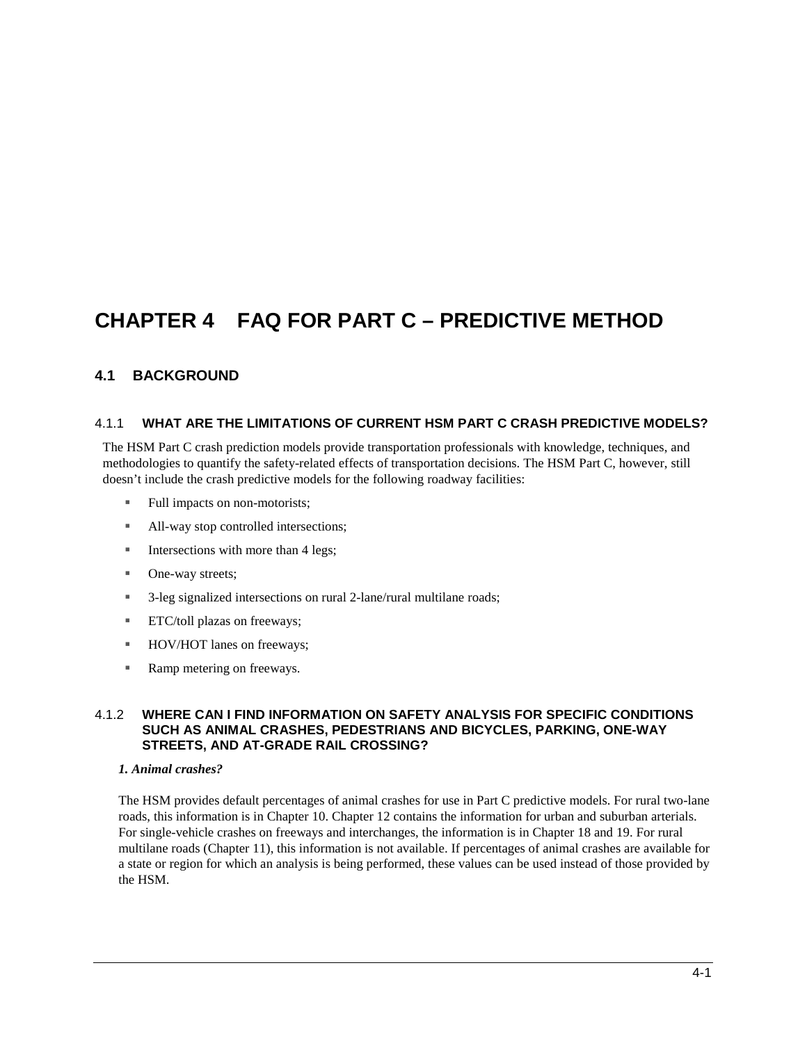# CHAPTER 4 FAQ FOR PART C – PREDICTIVE METHOD

## 4.1 BACKGROUND

### 4.1.1 WHAT ARE THE LIMITATIONS OF CURRENT HSM PART C CRASH PREDICTIVE MODELS?

The HSM Part C crash prediction models provide transportation professionals with knowledge, techniques, and methodologies to quantify the safety-related effects of transportation decisions. The HSM Part C, however, still doesn't include the crash predictive models for the following roadway facilities:

- Full impacts on non-motorists;
- All-way stop controlled intersections;
- Intersections with more than 4 legs;
- One-way streets;
- 3-leg signalized intersections on rural 2-lane/rural multilane roads;
- ETC/toll plazas on freeways;
- HOV/HOT lanes on freeways;
- Ramp metering on freeways.

### 4.1.2 WHERE CAN I FIND INFORMATION ON SAFETY ANALYSIS FOR SPECIFIC CONDITIONS SUCH AS ANIMAL CRASHES, PEDESTRIANS AND BICYCLES, PARKING, ONE-WAY STREETS, AND AT-GRADE RAIL CROSSING?

***1. Animal crashes?***

The HSM provides default percentages of animal crashes for use in Part C predictive models. For rural two-lane roads, this information is in Chapter 10. Chapter 12 contains the information for urban and suburban arterials. For single-vehicle crashes on freeways and interchanges, the information is in Chapter 18 and 19. For rural multilane roads (Chapter 11), this information is not available. If percentages of animal crashes are available for a state or region for which an analysis is being performed, these values can be used instead of those provided by the HSM.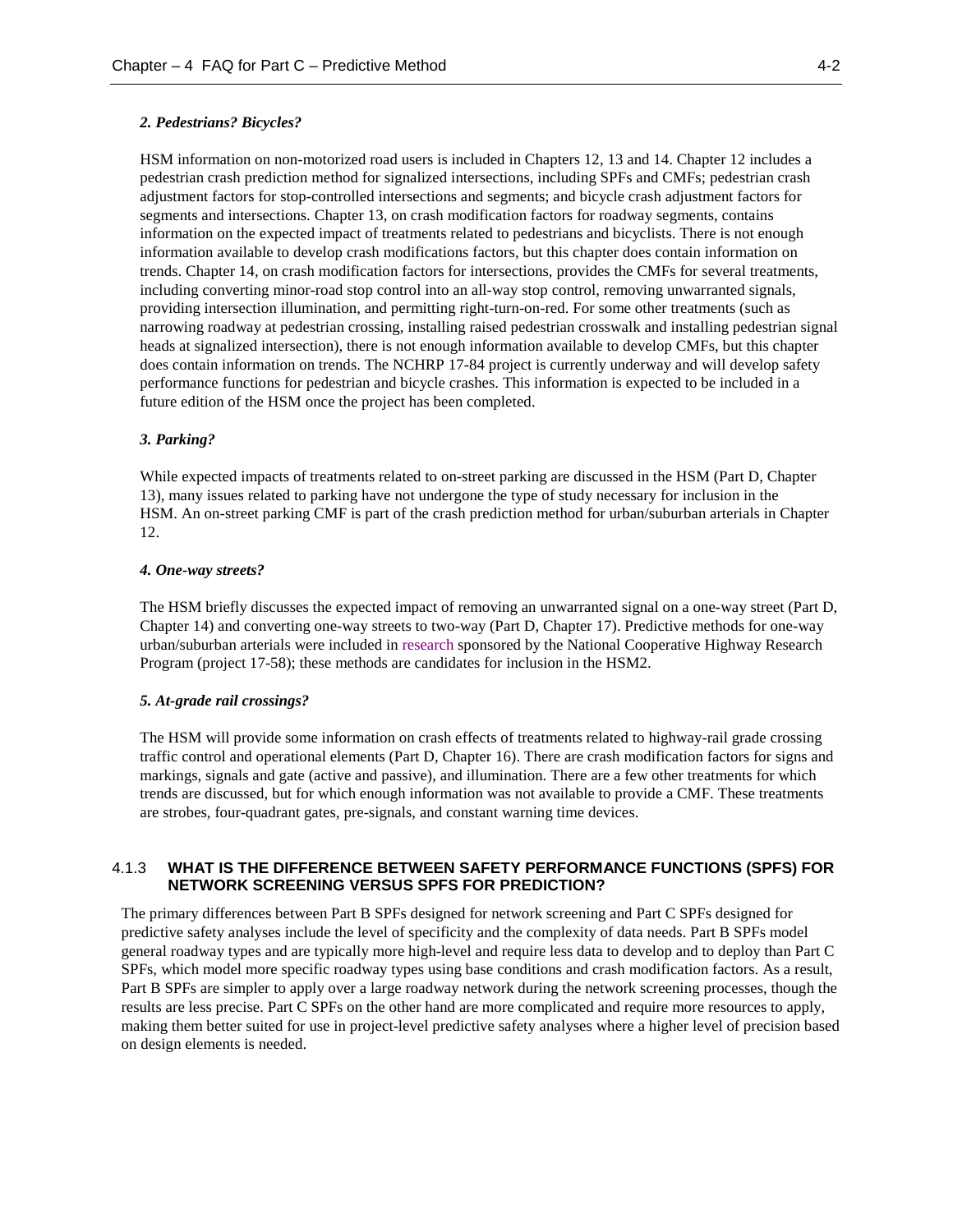***2. Pedestrians? Bicycles?***

HSM information on non-motorized road users is included in Chapters 12, 13 and 14. Chapter 12 includes a pedestrian crash prediction method for signalized intersections, including SPFs and CMFs; pedestrian crash adjustment factors for stop-controlled intersections and segments; and bicycle crash adjustment factors for segments and intersections. Chapter 13, on crash modification factors for roadway segments, contains information on the expected impact of treatments related to pedestrians and bicyclists. There is not enough information available to develop crash modifications factors, but this chapter does contain information on trends. Chapter 14, on crash modification factors for intersections, provides the CMFs for several treatments, including converting minor-road stop control into an all-way stop control, removing unwarranted signals, providing intersection illumination, and permitting right-turn-on-red. For some other treatments (such as narrowing roadway at pedestrian crossing, installing raised pedestrian crosswalk and installing pedestrian signal heads at signalized intersection), there is not enough information available to develop CMFs, but this chapter does contain information on trends. The NCHRP 17-84 project is currently underway and will develop safety performance functions for pedestrian and bicycle crashes. This information is expected to be included in a future edition of the HSM once the project has been completed.

***3. Parking?***

While expected impacts of treatments related to on-street parking are discussed in the HSM (Part D, Chapter 13), many issues related to parking have not undergone the type of study necessary for inclusion in the HSM. An on-street parking CMF is part of the crash prediction method for urban/suburban arterials in Chapter 12.

***4. One-way streets?***

The HSM briefly discusses the expected impact of removing an unwarranted signal on a one-way street (Part D, Chapter 14) and converting one-way streets to two-way (Part D, Chapter 17). Predictive methods for one-way urban/suburban arterials were included in research sponsored by the National Cooperative Highway Research Program (project 17-58); these methods are candidates for inclusion in the HSM2.

***5. At-grade rail crossings?***

The HSM will provide some information on crash effects of treatments related to highway-rail grade crossing traffic control and operational elements (Part D, Chapter 16). There are crash modification factors for signs and markings, signals and gate (active and passive), and illumination. There are a few other treatments for which trends are discussed, but for which enough information was not available to provide a CMF. These treatments are strobes, four-quadrant gates, pre-signals, and constant warning time devices.

### 4.1.3 WHAT IS THE DIFFERENCE BETWEEN SAFETY PERFORMANCE FUNCTIONS (SPFS) FOR NETWORK SCREENING VERSUS SPFS FOR PREDICTION?

The primary differences between Part B SPFs designed for network screening and Part C SPFs designed for predictive safety analyses include the level of specificity and the complexity of data needs. Part B SPFs model general roadway types and are typically more high-level and require less data to develop and to deploy than Part C SPFs, which model more specific roadway types using base conditions and crash modification factors. As a result, Part B SPFs are simpler to apply over a large roadway network during the network screening processes, though the results are less precise. Part C SPFs on the other hand are more complicated and require more resources to apply, making them better suited for use in project-level predictive safety analyses where a higher level of precision based on design elements is needed.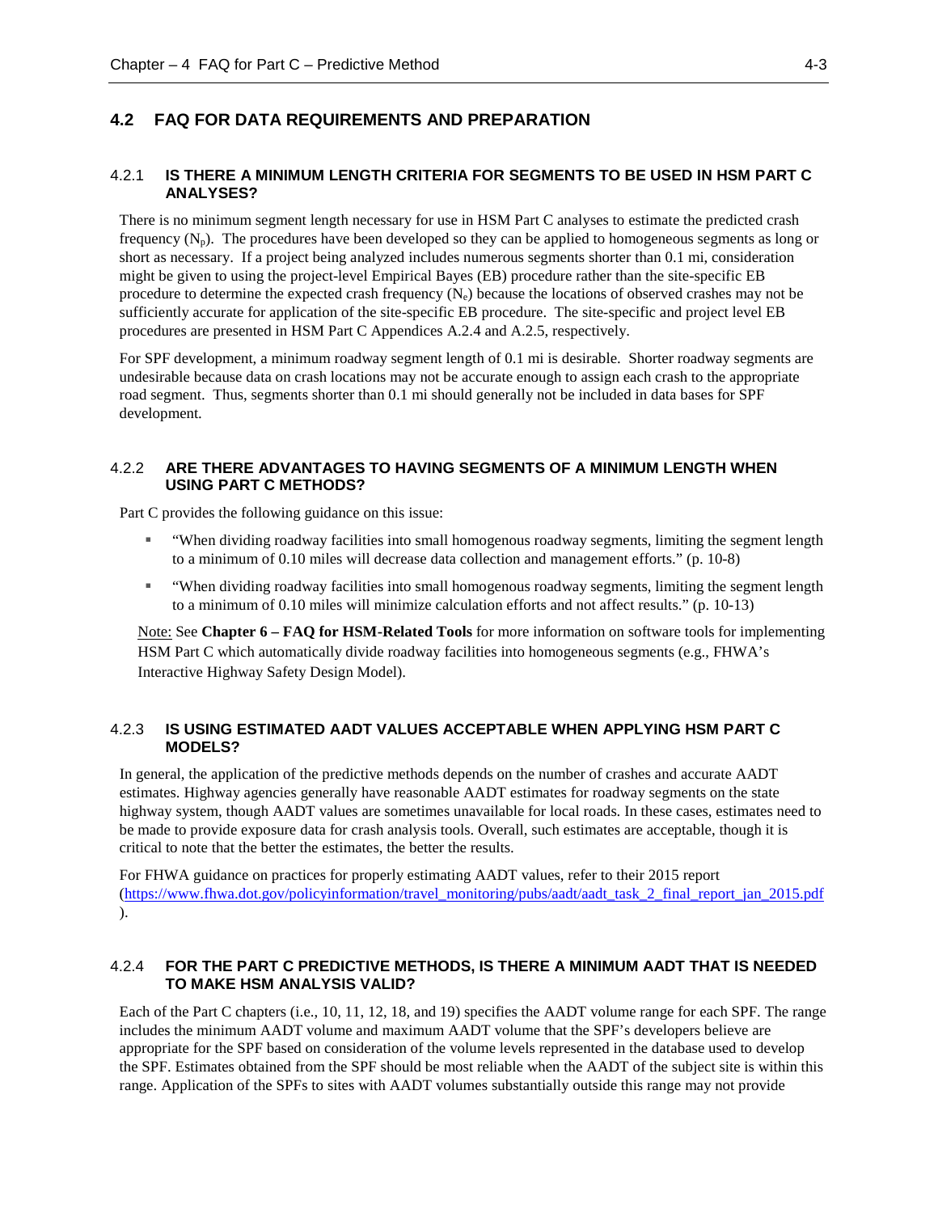## 4.2 FAQ FOR DATA REQUIREMENTS AND PREPARATION

### 4.2.1 IS THERE A MINIMUM LENGTH CRITERIA FOR SEGMENTS TO BE USED IN HSM PART C ANALYSES?

There is no minimum segment length necessary for use in HSM Part C analyses to estimate the predicted crash frequency ($N_p$). The procedures have been developed so they can be applied to homogeneous segments as long or short as necessary. If a project being analyzed includes numerous segments shorter than 0.1 mi, consideration might be given to using the project-level Empirical Bayes (EB) procedure rather than the site-specific EB procedure to determine the expected crash frequency ($N_e$) because the locations of observed crashes may not be sufficiently accurate for application of the site-specific EB procedure. The site-specific and project level EB procedures are presented in HSM Part C Appendices A.2.4 and A.2.5, respectively.

For SPF development, a minimum roadway segment length of 0.1 mi is desirable. Shorter roadway segments are undesirable because data on crash locations may not be accurate enough to assign each crash to the appropriate road segment. Thus, segments shorter than 0.1 mi should generally not be included in data bases for SPF development.

### 4.2.2 ARE THERE ADVANTAGES TO HAVING SEGMENTS OF A MINIMUM LENGTH WHEN USING PART C METHODS?

Part C provides the following guidance on this issue:

- "When dividing roadway facilities into small homogenous roadway segments, limiting the segment length to a minimum of 0.10 miles will decrease data collection and management efforts." (p. 10-8)
- "When dividing roadway facilities into small homogenous roadway segments, limiting the segment length to a minimum of 0.10 miles will minimize calculation efforts and not affect results." (p. 10-13)

Note: See **Chapter 6 – FAQ for HSM-Related Tools** for more information on software tools for implementing HSM Part C which automatically divide roadway facilities into homogeneous segments (e.g., FHWA's Interactive Highway Safety Design Model).

### 4.2.3 IS USING ESTIMATED AADT VALUES ACCEPTABLE WHEN APPLYING HSM PART C MODELS?

In general, the application of the predictive methods depends on the number of crashes and accurate AADT estimates. Highway agencies generally have reasonable AADT estimates for roadway segments on the state highway system, though AADT values are sometimes unavailable for local roads. In these cases, estimates need to be made to provide exposure data for crash analysis tools. Overall, such estimates are acceptable, though it is critical to note that the better the estimates, the better the results.

For FHWA guidance on practices for properly estimating AADT values, refer to their 2015 report (https://www.fhwa.dot.gov/policyinformation/travel_monitoring/pubs/aadt/aadt_task_2_final_report_jan_2015.pdf).

### 4.2.4 FOR THE PART C PREDICTIVE METHODS, IS THERE A MINIMUM AADT THAT IS NEEDED TO MAKE HSM ANALYSIS VALID?

Each of the Part C chapters (i.e., 10, 11, 12, 18, and 19) specifies the AADT volume range for each SPF. The range includes the minimum AADT volume and maximum AADT volume that the SPF's developers believe are appropriate for the SPF based on consideration of the volume levels represented in the database used to develop the SPF. Estimates obtained from the SPF should be most reliable when the AADT of the subject site is within this range. Application of the SPFs to sites with AADT volumes substantially outside this range may not provide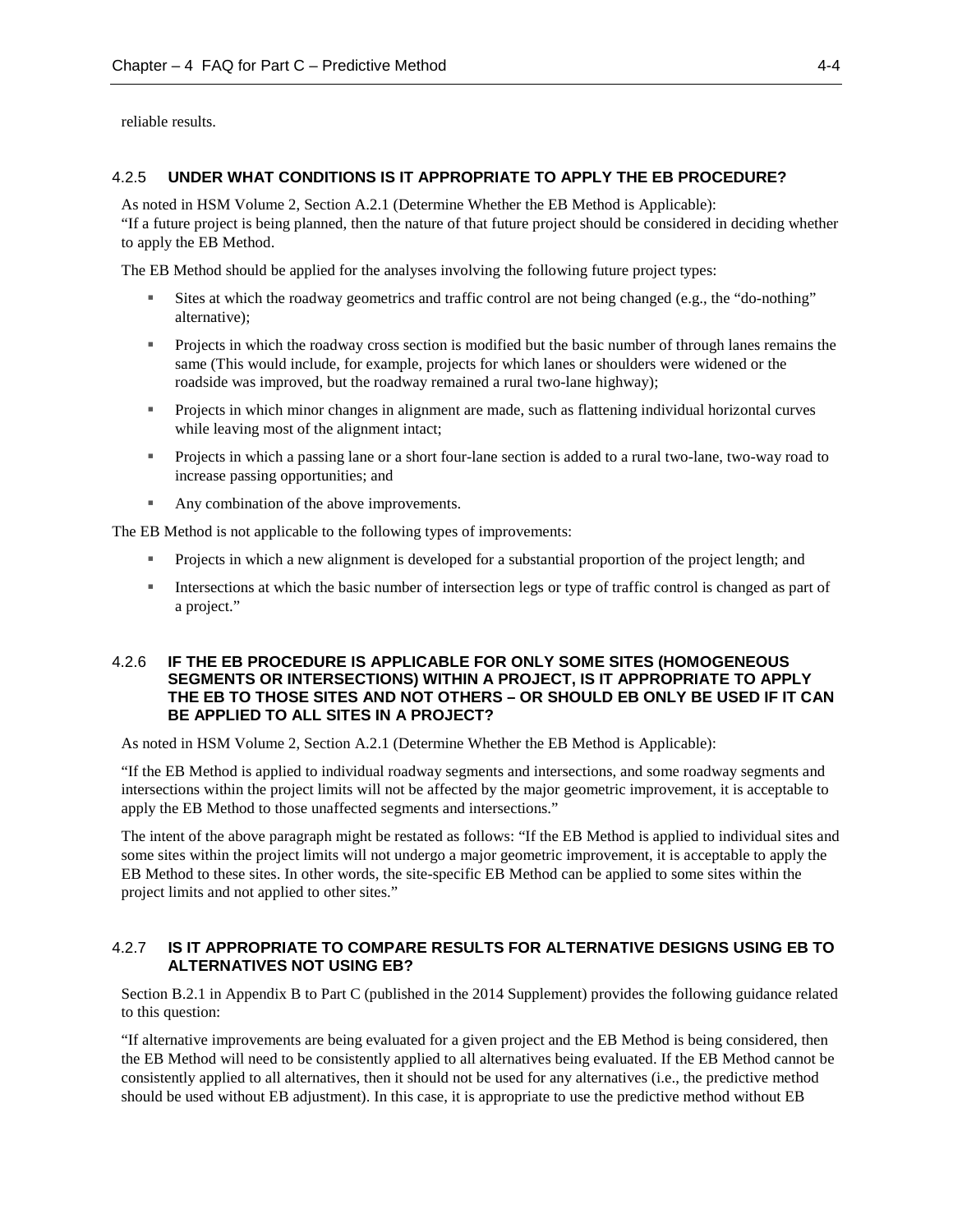reliable results.

### 4.2.5 UNDER WHAT CONDITIONS IS IT APPROPRIATE TO APPLY THE EB PROCEDURE?

As noted in HSM Volume 2, Section A.2.1 (Determine Whether the EB Method is Applicable):
"If a future project is being planned, then the nature of that future project should be considered in deciding whether to apply the EB Method.

The EB Method should be applied for the analyses involving the following future project types:

- Sites at which the roadway geometrics and traffic control are not being changed (e.g., the "do-nothing" alternative);
- Projects in which the roadway cross section is modified but the basic number of through lanes remains the same (This would include, for example, projects for which lanes or shoulders were widened or the roadside was improved, but the roadway remained a rural two-lane highway);
- Projects in which minor changes in alignment are made, such as flattening individual horizontal curves while leaving most of the alignment intact;
- Projects in which a passing lane or a short four-lane section is added to a rural two-lane, two-way road to increase passing opportunities; and
- Any combination of the above improvements.

The EB Method is not applicable to the following types of improvements:

- Projects in which a new alignment is developed for a substantial proportion of the project length; and
- Intersections at which the basic number of intersection legs or type of traffic control is changed as part of a project."

### 4.2.6 IF THE EB PROCEDURE IS APPLICABLE FOR ONLY SOME SITES (HOMOGENEOUS SEGMENTS OR INTERSECTIONS) WITHIN A PROJECT, IS IT APPROPRIATE TO APPLY THE EB TO THOSE SITES AND NOT OTHERS – OR SHOULD EB ONLY BE USED IF IT CAN BE APPLIED TO ALL SITES IN A PROJECT?

As noted in HSM Volume 2, Section A.2.1 (Determine Whether the EB Method is Applicable):

"If the EB Method is applied to individual roadway segments and intersections, and some roadway segments and intersections within the project limits will not be affected by the major geometric improvement, it is acceptable to apply the EB Method to those unaffected segments and intersections."

The intent of the above paragraph might be restated as follows: "If the EB Method is applied to individual sites and some sites within the project limits will not undergo a major geometric improvement, it is acceptable to apply the EB Method to these sites. In other words, the site-specific EB Method can be applied to some sites within the project limits and not applied to other sites."

### 4.2.7 IS IT APPROPRIATE TO COMPARE RESULTS FOR ALTERNATIVE DESIGNS USING EB TO ALTERNATIVES NOT USING EB?

Section B.2.1 in Appendix B to Part C (published in the 2014 Supplement) provides the following guidance related to this question:

"If alternative improvements are being evaluated for a given project and the EB Method is being considered, then the EB Method will need to be consistently applied to all alternatives being evaluated. If the EB Method cannot be consistently applied to all alternatives, then it should not be used for any alternatives (i.e., the predictive method should be used without EB adjustment). In this case, it is appropriate to use the predictive method without EB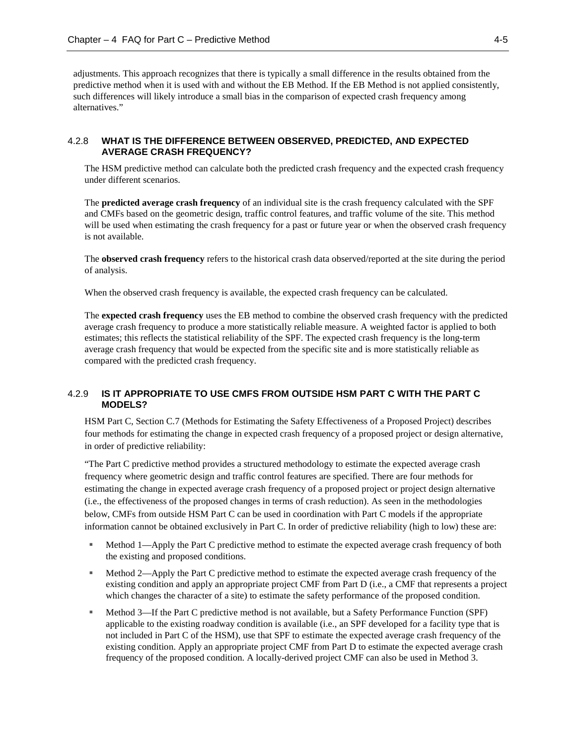adjustments. This approach recognizes that there is typically a small difference in the results obtained from the predictive method when it is used with and without the EB Method. If the EB Method is not applied consistently, such differences will likely introduce a small bias in the comparison of expected crash frequency among alternatives."

### 4.2.8 WHAT IS THE DIFFERENCE BETWEEN OBSERVED, PREDICTED, AND EXPECTED AVERAGE CRASH FREQUENCY?

The HSM predictive method can calculate both the predicted crash frequency and the expected crash frequency under different scenarios.

The **predicted average crash frequency** of an individual site is the crash frequency calculated with the SPF and CMFs based on the geometric design, traffic control features, and traffic volume of the site. This method will be used when estimating the crash frequency for a past or future year or when the observed crash frequency is not available.

The **observed crash frequency** refers to the historical crash data observed/reported at the site during the period of analysis.

When the observed crash frequency is available, the expected crash frequency can be calculated.

The **expected crash frequency** uses the EB method to combine the observed crash frequency with the predicted average crash frequency to produce a more statistically reliable measure. A weighted factor is applied to both estimates; this reflects the statistical reliability of the SPF. The expected crash frequency is the long-term average crash frequency that would be expected from the specific site and is more statistically reliable as compared with the predicted crash frequency.

### 4.2.9 IS IT APPROPRIATE TO USE CMFS FROM OUTSIDE HSM PART C WITH THE PART C MODELS?

HSM Part C, Section C.7 (Methods for Estimating the Safety Effectiveness of a Proposed Project) describes four methods for estimating the change in expected crash frequency of a proposed project or design alternative, in order of predictive reliability:

"The Part C predictive method provides a structured methodology to estimate the expected average crash frequency where geometric design and traffic control features are specified. There are four methods for estimating the change in expected average crash frequency of a proposed project or project design alternative (i.e., the effectiveness of the proposed changes in terms of crash reduction). As seen in the methodologies below, CMFs from outside HSM Part C can be used in coordination with Part C models if the appropriate information cannot be obtained exclusively in Part C. In order of predictive reliability (high to low) these are:

- Method 1—Apply the Part C predictive method to estimate the expected average crash frequency of both the existing and proposed conditions.
- Method 2—Apply the Part C predictive method to estimate the expected average crash frequency of the existing condition and apply an appropriate project CMF from Part D (i.e., a CMF that represents a project which changes the character of a site) to estimate the safety performance of the proposed condition.
- Method 3—If the Part C predictive method is not available, but a Safety Performance Function (SPF) applicable to the existing roadway condition is available (i.e., an SPF developed for a facility type that is not included in Part C of the HSM), use that SPF to estimate the expected average crash frequency of the existing condition. Apply an appropriate project CMF from Part D to estimate the expected average crash frequency of the proposed condition. A locally-derived project CMF can also be used in Method 3.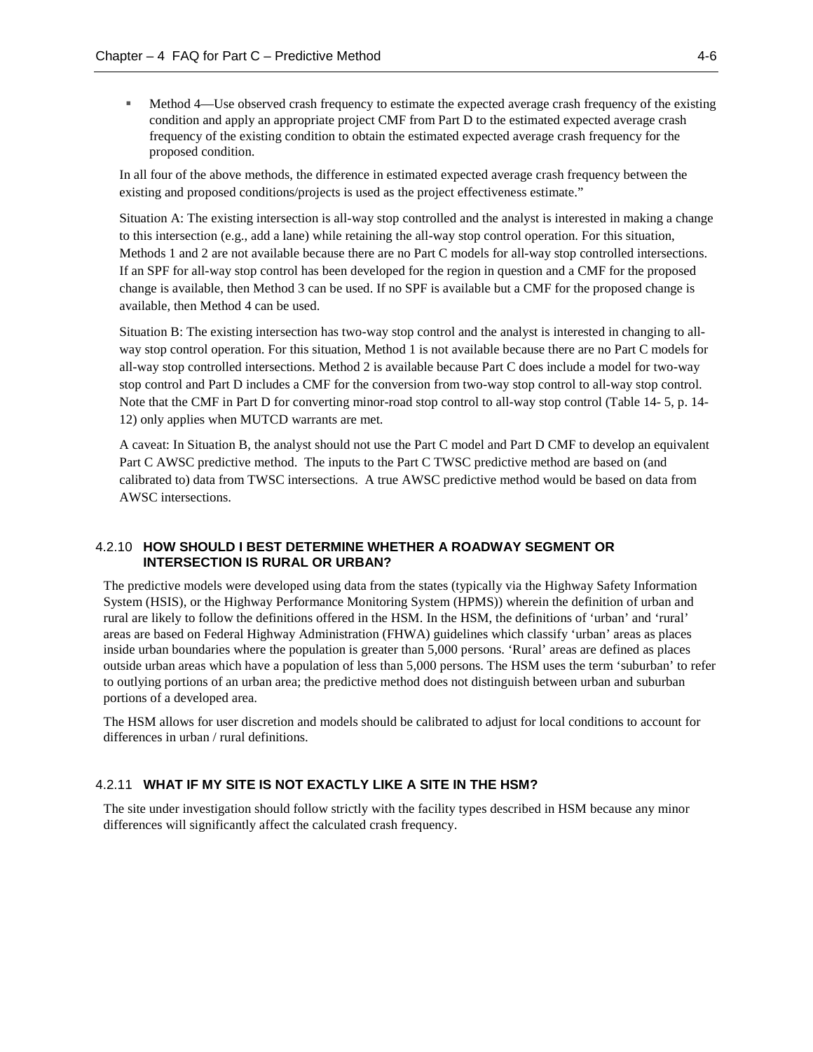- Method 4—Use observed crash frequency to estimate the expected average crash frequency of the existing condition and apply an appropriate project CMF from Part D to the estimated expected average crash frequency of the existing condition to obtain the estimated expected average crash frequency for the proposed condition.

In all four of the above methods, the difference in estimated expected average crash frequency between the existing and proposed conditions/projects is used as the project effectiveness estimate."

Situation A: The existing intersection is all-way stop controlled and the analyst is interested in making a change to this intersection (e.g., add a lane) while retaining the all-way stop control operation. For this situation, Methods 1 and 2 are not available because there are no Part C models for all-way stop controlled intersections. If an SPF for all-way stop control has been developed for the region in question and a CMF for the proposed change is available, then Method 3 can be used. If no SPF is available but a CMF for the proposed change is available, then Method 4 can be used.

Situation B: The existing intersection has two-way stop control and the analyst is interested in changing to all-way stop control operation. For this situation, Method 1 is not available because there are no Part C models for all-way stop controlled intersections. Method 2 is available because Part C does include a model for two-way stop control and Part D includes a CMF for the conversion from two-way stop control to all-way stop control. Note that the CMF in Part D for converting minor-road stop control to all-way stop control (Table 14- 5, p. 14-12) only applies when MUTCD warrants are met.

A caveat: In Situation B, the analyst should not use the Part C model and Part D CMF to develop an equivalent Part C AWSC predictive method. The inputs to the Part C TWSC predictive method are based on (and calibrated to) data from TWSC intersections. A true AWSC predictive method would be based on data from AWSC intersections.

### 4.2.10 HOW SHOULD I BEST DETERMINE WHETHER A ROADWAY SEGMENT OR INTERSECTION IS RURAL OR URBAN?

The predictive models were developed using data from the states (typically via the Highway Safety Information System (HSIS), or the Highway Performance Monitoring System (HPMS)) wherein the definition of urban and rural are likely to follow the definitions offered in the HSM. In the HSM, the definitions of 'urban' and 'rural' areas are based on Federal Highway Administration (FHWA) guidelines which classify 'urban' areas as places inside urban boundaries where the population is greater than 5,000 persons. 'Rural' areas are defined as places outside urban areas which have a population of less than 5,000 persons. The HSM uses the term 'suburban' to refer to outlying portions of an urban area; the predictive method does not distinguish between urban and suburban portions of a developed area.

The HSM allows for user discretion and models should be calibrated to adjust for local conditions to account for differences in urban / rural definitions.

### 4.2.11 WHAT IF MY SITE IS NOT EXACTLY LIKE A SITE IN THE HSM?

The site under investigation should follow strictly with the facility types described in HSM because any minor differences will significantly affect the calculated crash frequency.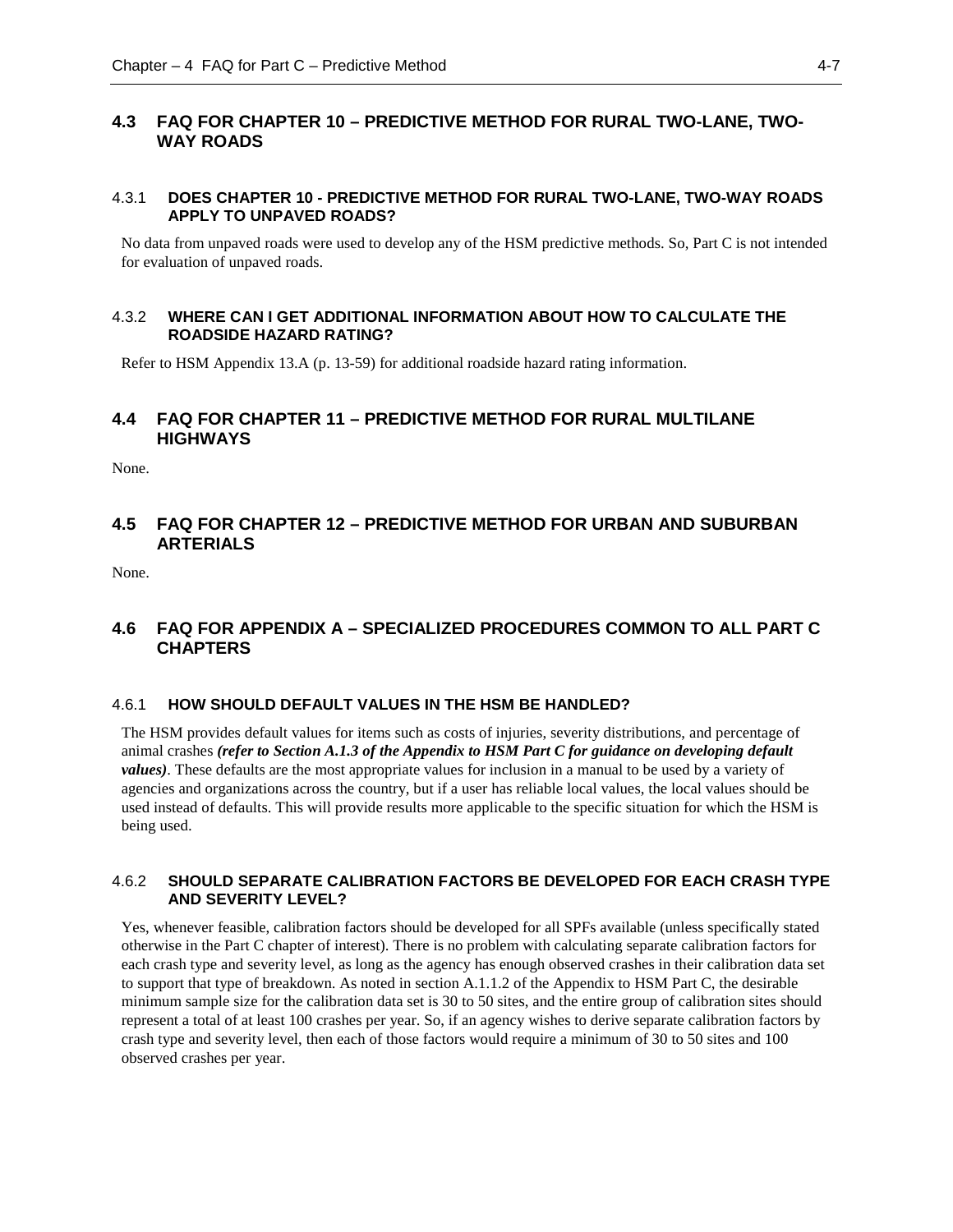## 4.3 FAQ FOR CHAPTER 10 – PREDICTIVE METHOD FOR RURAL TWO-LANE, TWO-WAY ROADS

### 4.3.1 DOES CHAPTER 10 - PREDICTIVE METHOD FOR RURAL TWO-LANE, TWO-WAY ROADS APPLY TO UNPAVED ROADS?

No data from unpaved roads were used to develop any of the HSM predictive methods. So, Part C is not intended for evaluation of unpaved roads.

### 4.3.2 WHERE CAN I GET ADDITIONAL INFORMATION ABOUT HOW TO CALCULATE THE ROADSIDE HAZARD RATING?

Refer to HSM Appendix 13.A (p. 13-59) for additional roadside hazard rating information.

## 4.4 FAQ FOR CHAPTER 11 – PREDICTIVE METHOD FOR RURAL MULTILANE HIGHWAYS

None.

## 4.5 FAQ FOR CHAPTER 12 – PREDICTIVE METHOD FOR URBAN AND SUBURBAN ARTERIALS

None.

## 4.6 FAQ FOR APPENDIX A – SPECIALIZED PROCEDURES COMMON TO ALL PART C CHAPTERS

### 4.6.1 HOW SHOULD DEFAULT VALUES IN THE HSM BE HANDLED?

The HSM provides default values for items such as costs of injuries, severity distributions, and percentage of animal crashes ***(refer to Section A.1.3 of the Appendix to HSM Part C for guidance on developing default values)***. These defaults are the most appropriate values for inclusion in a manual to be used by a variety of agencies and organizations across the country, but if a user has reliable local values, the local values should be used instead of defaults. This will provide results more applicable to the specific situation for which the HSM is being used.

### 4.6.2 SHOULD SEPARATE CALIBRATION FACTORS BE DEVELOPED FOR EACH CRASH TYPE AND SEVERITY LEVEL?

Yes, whenever feasible, calibration factors should be developed for all SPFs available (unless specifically stated otherwise in the Part C chapter of interest). There is no problem with calculating separate calibration factors for each crash type and severity level, as long as the agency has enough observed crashes in their calibration data set to support that type of breakdown. As noted in section A.1.1.2 of the Appendix to HSM Part C, the desirable minimum sample size for the calibration data set is 30 to 50 sites, and the entire group of calibration sites should represent a total of at least 100 crashes per year. So, if an agency wishes to derive separate calibration factors by crash type and severity level, then each of those factors would require a minimum of 30 to 50 sites and 100 observed crashes per year.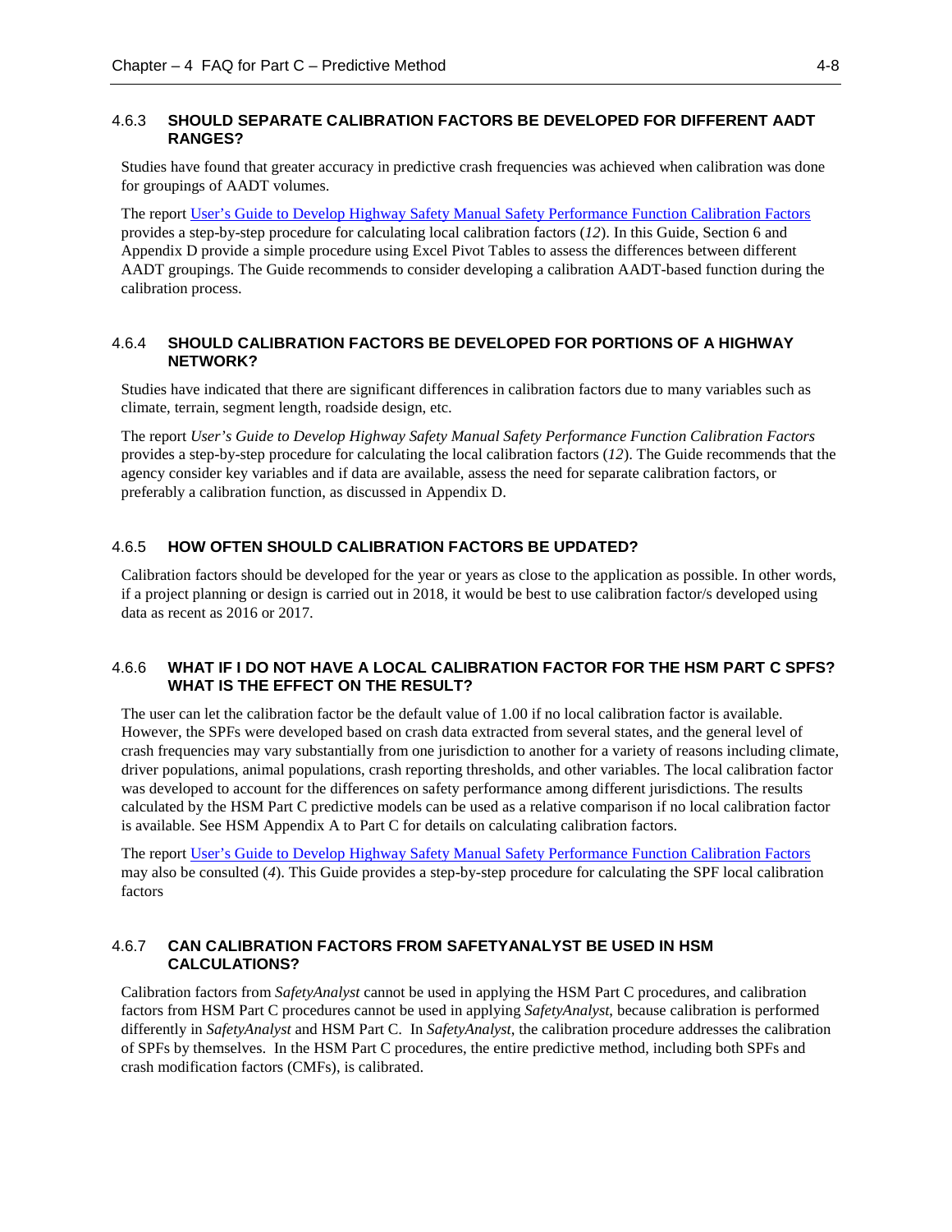### 4.6.3 SHOULD SEPARATE CALIBRATION FACTORS BE DEVELOPED FOR DIFFERENT AADT RANGES?

Studies have found that greater accuracy in predictive crash frequencies was achieved when calibration was done for groupings of AADT volumes.

The report User's Guide to Develop Highway Safety Manual Safety Performance Function Calibration Factors provides a step-by-step procedure for calculating local calibration factors (*12*). In this Guide, Section 6 and Appendix D provide a simple procedure using Excel Pivot Tables to assess the differences between different AADT groupings. The Guide recommends to consider developing a calibration AADT-based function during the calibration process.

### 4.6.4 SHOULD CALIBRATION FACTORS BE DEVELOPED FOR PORTIONS OF A HIGHWAY NETWORK?

Studies have indicated that there are significant differences in calibration factors due to many variables such as climate, terrain, segment length, roadside design, etc.

The report *User's Guide to Develop Highway Safety Manual Safety Performance Function Calibration Factors* provides a step-by-step procedure for calculating the local calibration factors (*12*). The Guide recommends that the agency consider key variables and if data are available, assess the need for separate calibration factors, or preferably a calibration function, as discussed in Appendix D.

### 4.6.5 HOW OFTEN SHOULD CALIBRATION FACTORS BE UPDATED?

Calibration factors should be developed for the year or years as close to the application as possible. In other words, if a project planning or design is carried out in 2018, it would be best to use calibration factor/s developed using data as recent as 2016 or 2017.

### 4.6.6 WHAT IF I DO NOT HAVE A LOCAL CALIBRATION FACTOR FOR THE HSM PART C SPFS? WHAT IS THE EFFECT ON THE RESULT?

The user can let the calibration factor be the default value of 1.00 if no local calibration factor is available. However, the SPFs were developed based on crash data extracted from several states, and the general level of crash frequencies may vary substantially from one jurisdiction to another for a variety of reasons including climate, driver populations, animal populations, crash reporting thresholds, and other variables. The local calibration factor was developed to account for the differences on safety performance among different jurisdictions. The results calculated by the HSM Part C predictive models can be used as a relative comparison if no local calibration factor is available. See HSM Appendix A to Part C for details on calculating calibration factors.

The report User's Guide to Develop Highway Safety Manual Safety Performance Function Calibration Factors may also be consulted (*4*). This Guide provides a step-by-step procedure for calculating the SPF local calibration factors

### 4.6.7 CAN CALIBRATION FACTORS FROM SAFETYANALYST BE USED IN HSM CALCULATIONS?

Calibration factors from *SafetyAnalyst* cannot be used in applying the HSM Part C procedures, and calibration factors from HSM Part C procedures cannot be used in applying *SafetyAnalyst*, because calibration is performed differently in *SafetyAnalyst* and HSM Part C. In *SafetyAnalyst*, the calibration procedure addresses the calibration of SPFs by themselves. In the HSM Part C procedures, the entire predictive method, including both SPFs and crash modification factors (CMFs), is calibrated.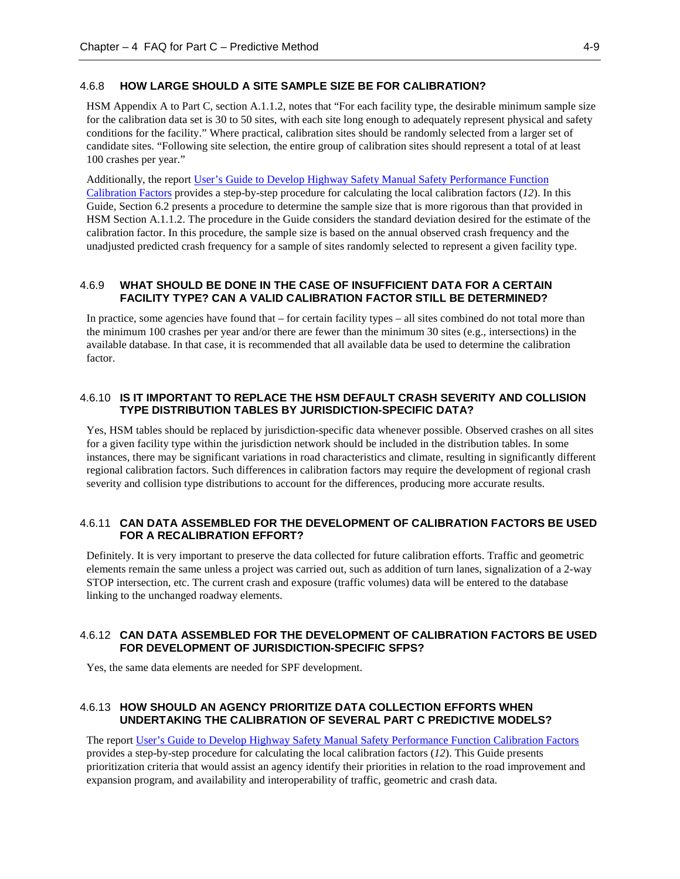### 4.6.8 HOW LARGE SHOULD A SITE SAMPLE SIZE BE FOR CALIBRATION?

HSM Appendix A to Part C, section A.1.1.2, notes that "For each facility type, the desirable minimum sample size for the calibration data set is 30 to 50 sites, with each site long enough to adequately represent physical and safety conditions for the facility." Where practical, calibration sites should be randomly selected from a larger set of candidate sites. "Following site selection, the entire group of calibration sites should represent a total of at least 100 crashes per year."

Additionally, the report User's Guide to Develop Highway Safety Manual Safety Performance Function Calibration Factors provides a step-by-step procedure for calculating the local calibration factors (*12*). In this Guide, Section 6.2 presents a procedure to determine the sample size that is more rigorous than that provided in HSM Section A.1.1.2. The procedure in the Guide considers the standard deviation desired for the estimate of the calibration factor. In this procedure, the sample size is based on the annual observed crash frequency and the unadjusted predicted crash frequency for a sample of sites randomly selected to represent a given facility type.

### 4.6.9 WHAT SHOULD BE DONE IN THE CASE OF INSUFFICIENT DATA FOR A CERTAIN FACILITY TYPE? CAN A VALID CALIBRATION FACTOR STILL BE DETERMINED?

In practice, some agencies have found that – for certain facility types – all sites combined do not total more than the minimum 100 crashes per year and/or there are fewer than the minimum 30 sites (e.g., intersections) in the available database. In that case, it is recommended that all available data be used to determine the calibration factor.

### 4.6.10 IS IT IMPORTANT TO REPLACE THE HSM DEFAULT CRASH SEVERITY AND COLLISION TYPE DISTRIBUTION TABLES BY JURISDICTION-SPECIFIC DATA?

Yes, HSM tables should be replaced by jurisdiction-specific data whenever possible. Observed crashes on all sites for a given facility type within the jurisdiction network should be included in the distribution tables. In some instances, there may be significant variations in road characteristics and climate, resulting in significantly different regional calibration factors. Such differences in calibration factors may require the development of regional crash severity and collision type distributions to account for the differences, producing more accurate results.

### 4.6.11 CAN DATA ASSEMBLED FOR THE DEVELOPMENT OF CALIBRATION FACTORS BE USED FOR A RECALIBRATION EFFORT?

Definitely. It is very important to preserve the data collected for future calibration efforts. Traffic and geometric elements remain the same unless a project was carried out, such as addition of turn lanes, signalization of a 2-way STOP intersection, etc. The current crash and exposure (traffic volumes) data will be entered to the database linking to the unchanged roadway elements.

### 4.6.12 CAN DATA ASSEMBLED FOR THE DEVELOPMENT OF CALIBRATION FACTORS BE USED FOR DEVELOPMENT OF JURISDICTION-SPECIFIC SFPS?

Yes, the same data elements are needed for SPF development.

### 4.6.13 HOW SHOULD AN AGENCY PRIORITIZE DATA COLLECTION EFFORTS WHEN UNDERTAKING THE CALIBRATION OF SEVERAL PART C PREDICTIVE MODELS?

The report User's Guide to Develop Highway Safety Manual Safety Performance Function Calibration Factors provides a step-by-step procedure for calculating the local calibration factors (*12*). This Guide presents prioritization criteria that would assist an agency identify their priorities in relation to the road improvement and expansion program, and availability and interoperability of traffic, geometric and crash data.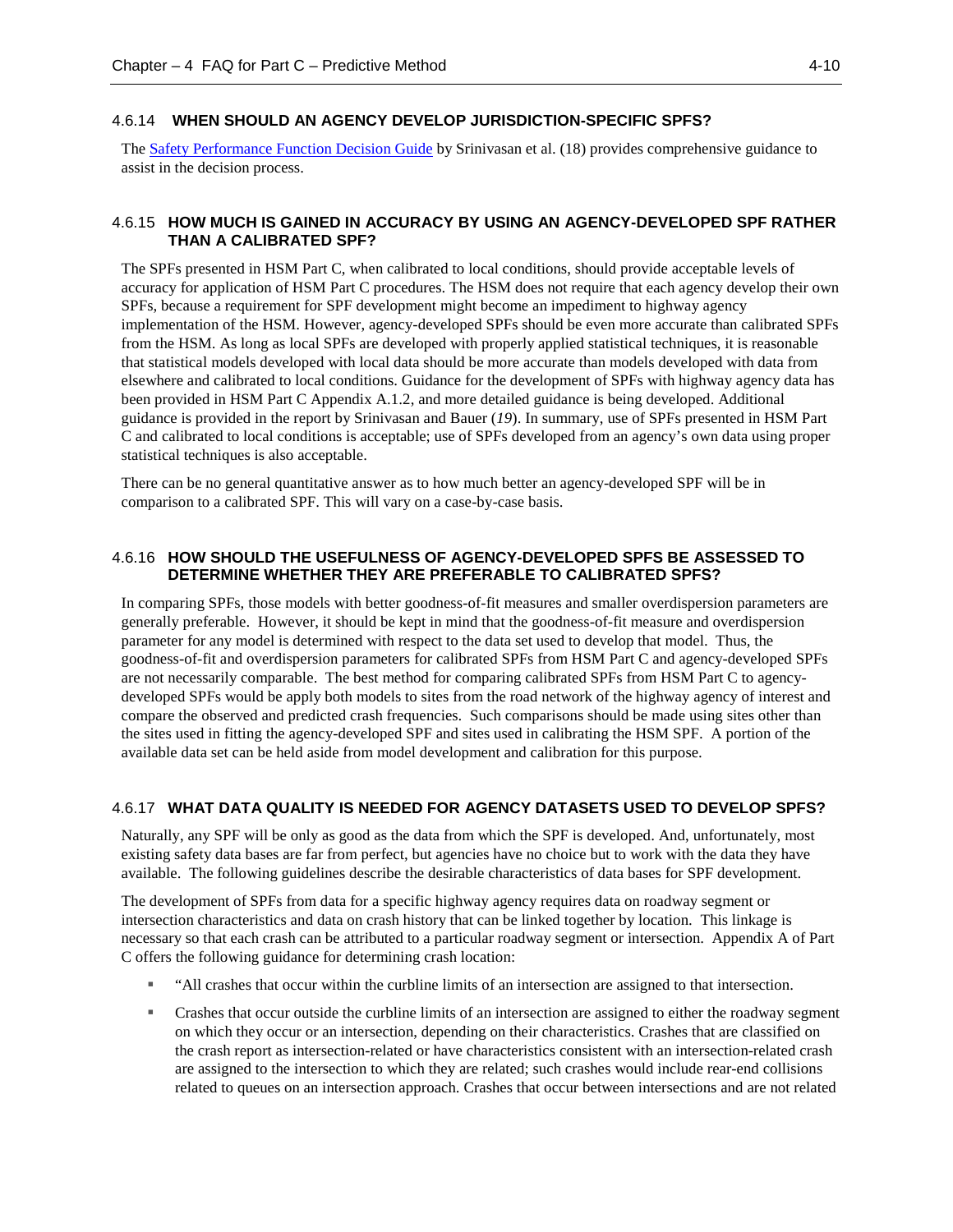### 4.6.14 WHEN SHOULD AN AGENCY DEVELOP JURISDICTION-SPECIFIC SPFS?

The Safety Performance Function Decision Guide by Srinivasan et al. (18) provides comprehensive guidance to assist in the decision process.

### 4.6.15 HOW MUCH IS GAINED IN ACCURACY BY USING AN AGENCY-DEVELOPED SPF RATHER THAN A CALIBRATED SPF?

The SPFs presented in HSM Part C, when calibrated to local conditions, should provide acceptable levels of accuracy for application of HSM Part C procedures. The HSM does not require that each agency develop their own SPFs, because a requirement for SPF development might become an impediment to highway agency implementation of the HSM. However, agency-developed SPFs should be even more accurate than calibrated SPFs from the HSM. As long as local SPFs are developed with properly applied statistical techniques, it is reasonable that statistical models developed with local data should be more accurate than models developed with data from elsewhere and calibrated to local conditions. Guidance for the development of SPFs with highway agency data has been provided in HSM Part C Appendix A.1.2, and more detailed guidance is being developed. Additional guidance is provided in the report by Srinivasan and Bauer (*19*). In summary, use of SPFs presented in HSM Part C and calibrated to local conditions is acceptable; use of SPFs developed from an agency's own data using proper statistical techniques is also acceptable.

There can be no general quantitative answer as to how much better an agency-developed SPF will be in comparison to a calibrated SPF. This will vary on a case-by-case basis.

### 4.6.16 HOW SHOULD THE USEFULNESS OF AGENCY-DEVELOPED SPFS BE ASSESSED TO DETERMINE WHETHER THEY ARE PREFERABLE TO CALIBRATED SPFS?

In comparing SPFs, those models with better goodness-of-fit measures and smaller overdispersion parameters are generally preferable. However, it should be kept in mind that the goodness-of-fit measure and overdispersion parameter for any model is determined with respect to the data set used to develop that model. Thus, the goodness-of-fit and overdispersion parameters for calibrated SPFs from HSM Part C and agency-developed SPFs are not necessarily comparable. The best method for comparing calibrated SPFs from HSM Part C to agency-developed SPFs would be apply both models to sites from the road network of the highway agency of interest and compare the observed and predicted crash frequencies. Such comparisons should be made using sites other than the sites used in fitting the agency-developed SPF and sites used in calibrating the HSM SPF. A portion of the available data set can be held aside from model development and calibration for this purpose.

### 4.6.17 WHAT DATA QUALITY IS NEEDED FOR AGENCY DATASETS USED TO DEVELOP SPFS?

Naturally, any SPF will be only as good as the data from which the SPF is developed. And, unfortunately, most existing safety data bases are far from perfect, but agencies have no choice but to work with the data they have available. The following guidelines describe the desirable characteristics of data bases for SPF development.

The development of SPFs from data for a specific highway agency requires data on roadway segment or intersection characteristics and data on crash history that can be linked together by location. This linkage is necessary so that each crash can be attributed to a particular roadway segment or intersection. Appendix A of Part C offers the following guidance for determining crash location:

- "All crashes that occur within the curbline limits of an intersection are assigned to that intersection.
- Crashes that occur outside the curbline limits of an intersection are assigned to either the roadway segment on which they occur or an intersection, depending on their characteristics. Crashes that are classified on the crash report as intersection-related or have characteristics consistent with an intersection-related crash are assigned to the intersection to which they are related; such crashes would include rear-end collisions related to queues on an intersection approach. Crashes that occur between intersections and are not related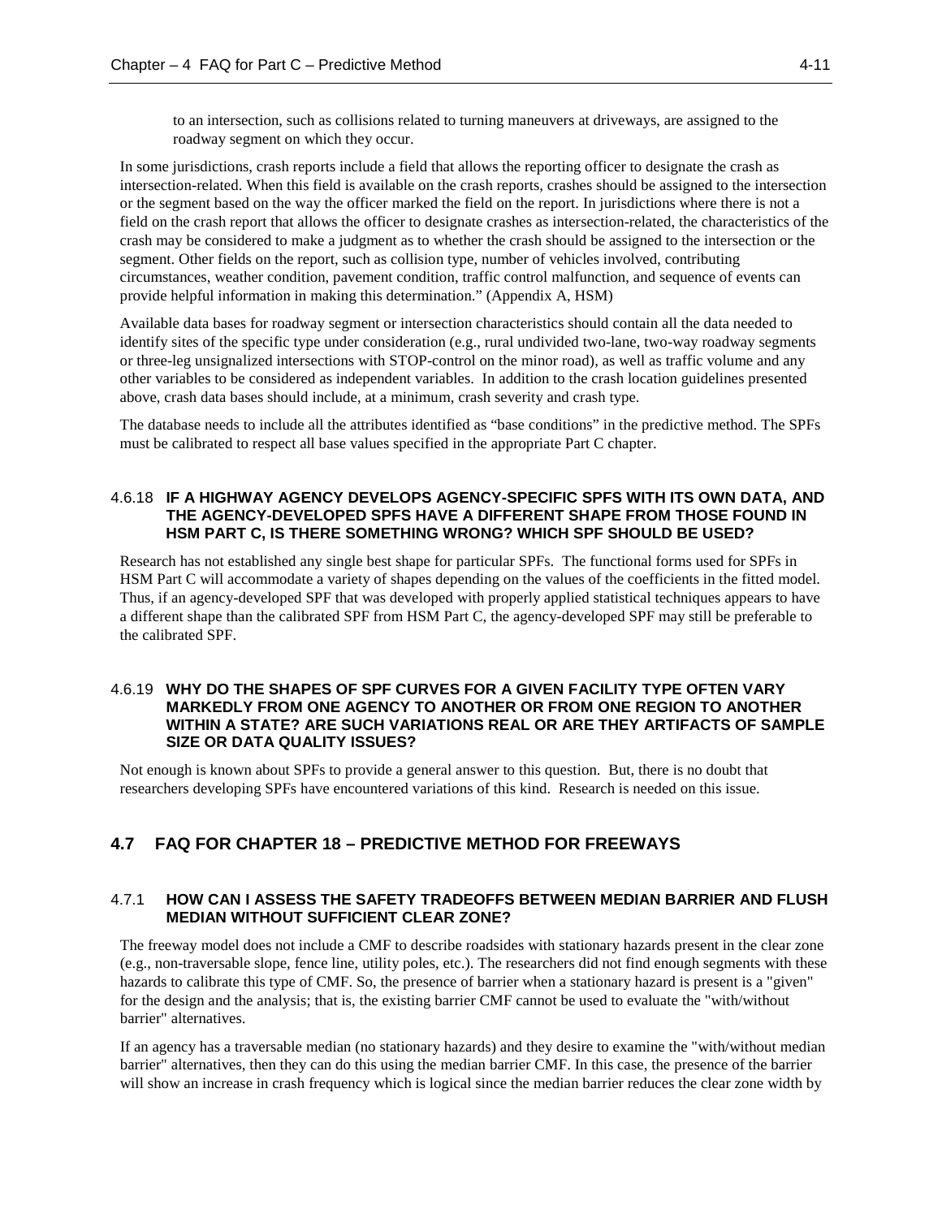to an intersection, such as collisions related to turning maneuvers at driveways, are assigned to the roadway segment on which they occur.

In some jurisdictions, crash reports include a field that allows the reporting officer to designate the crash as intersection-related. When this field is available on the crash reports, crashes should be assigned to the intersection or the segment based on the way the officer marked the field on the report. In jurisdictions where there is not a field on the crash report that allows the officer to designate crashes as intersection-related, the characteristics of the crash may be considered to make a judgment as to whether the crash should be assigned to the intersection or the segment. Other fields on the report, such as collision type, number of vehicles involved, contributing circumstances, weather condition, pavement condition, traffic control malfunction, and sequence of events can provide helpful information in making this determination." (Appendix A, HSM)

Available data bases for roadway segment or intersection characteristics should contain all the data needed to identify sites of the specific type under consideration (e.g., rural undivided two-lane, two-way roadway segments or three-leg unsignalized intersections with STOP-control on the minor road), as well as traffic volume and any other variables to be considered as independent variables. In addition to the crash location guidelines presented above, crash data bases should include, at a minimum, crash severity and crash type.

The database needs to include all the attributes identified as "base conditions" in the predictive method. The SPFs must be calibrated to respect all base values specified in the appropriate Part C chapter.

### 4.6.18 IF A HIGHWAY AGENCY DEVELOPS AGENCY-SPECIFIC SPFS WITH ITS OWN DATA, AND THE AGENCY-DEVELOPED SPFS HAVE A DIFFERENT SHAPE FROM THOSE FOUND IN HSM PART C, IS THERE SOMETHING WRONG? WHICH SPF SHOULD BE USED?

Research has not established any single best shape for particular SPFs. The functional forms used for SPFs in HSM Part C will accommodate a variety of shapes depending on the values of the coefficients in the fitted model. Thus, if an agency-developed SPF that was developed with properly applied statistical techniques appears to have a different shape than the calibrated SPF from HSM Part C, the agency-developed SPF may still be preferable to the calibrated SPF.

### 4.6.19 WHY DO THE SHAPES OF SPF CURVES FOR A GIVEN FACILITY TYPE OFTEN VARY MARKEDLY FROM ONE AGENCY TO ANOTHER OR FROM ONE REGION TO ANOTHER WITHIN A STATE? ARE SUCH VARIATIONS REAL OR ARE THEY ARTIFACTS OF SAMPLE SIZE OR DATA QUALITY ISSUES?

Not enough is known about SPFs to provide a general answer to this question. But, there is no doubt that researchers developing SPFs have encountered variations of this kind. Research is needed on this issue.

## 4.7 FAQ FOR CHAPTER 18 – PREDICTIVE METHOD FOR FREEWAYS

### 4.7.1 HOW CAN I ASSESS THE SAFETY TRADEOFFS BETWEEN MEDIAN BARRIER AND FLUSH MEDIAN WITHOUT SUFFICIENT CLEAR ZONE?

The freeway model does not include a CMF to describe roadsides with stationary hazards present in the clear zone (e.g., non-traversable slope, fence line, utility poles, etc.). The researchers did not find enough segments with these hazards to calibrate this type of CMF. So, the presence of barrier when a stationary hazard is present is a "given" for the design and the analysis; that is, the existing barrier CMF cannot be used to evaluate the "with/without barrier" alternatives.

If an agency has a traversable median (no stationary hazards) and they desire to examine the "with/without median barrier" alternatives, then they can do this using the median barrier CMF. In this case, the presence of the barrier will show an increase in crash frequency which is logical since the median barrier reduces the clear zone width by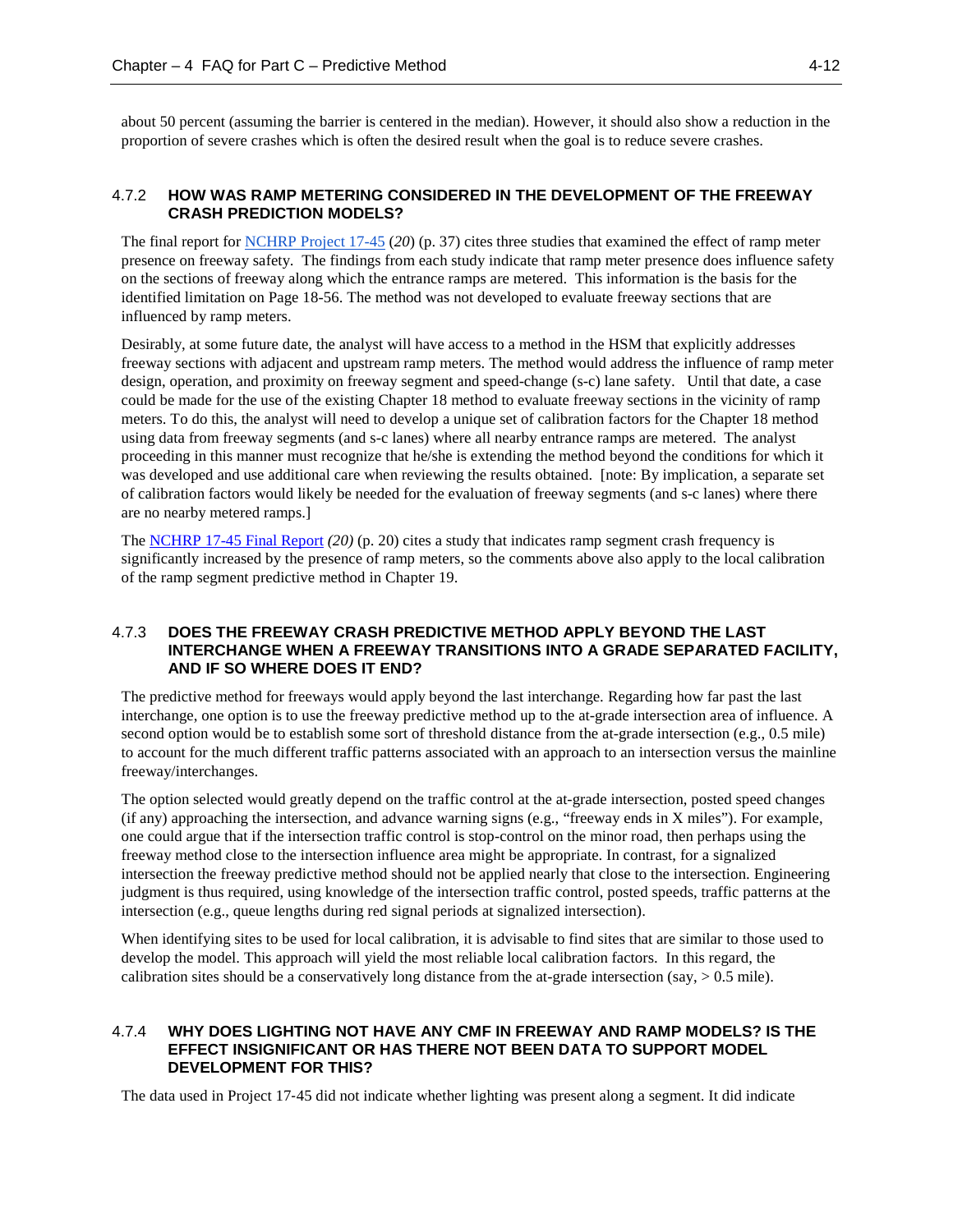about 50 percent (assuming the barrier is centered in the median). However, it should also show a reduction in the proportion of severe crashes which is often the desired result when the goal is to reduce severe crashes.

### 4.7.2 HOW WAS RAMP METERING CONSIDERED IN THE DEVELOPMENT OF THE FREEWAY CRASH PREDICTION MODELS?

The final report for NCHRP Project 17-45 (*20*) (p. 37) cites three studies that examined the effect of ramp meter presence on freeway safety. The findings from each study indicate that ramp meter presence does influence safety on the sections of freeway along which the entrance ramps are metered. This information is the basis for the identified limitation on Page 18-56. The method was not developed to evaluate freeway sections that are influenced by ramp meters.

Desirably, at some future date, the analyst will have access to a method in the HSM that explicitly addresses freeway sections with adjacent and upstream ramp meters. The method would address the influence of ramp meter design, operation, and proximity on freeway segment and speed-change (s-c) lane safety. Until that date, a case could be made for the use of the existing Chapter 18 method to evaluate freeway sections in the vicinity of ramp meters. To do this, the analyst will need to develop a unique set of calibration factors for the Chapter 18 method using data from freeway segments (and s-c lanes) where all nearby entrance ramps are metered. The analyst proceeding in this manner must recognize that he/she is extending the method beyond the conditions for which it was developed and use additional care when reviewing the results obtained. [note: By implication, a separate set of calibration factors would likely be needed for the evaluation of freeway segments (and s-c lanes) where there are no nearby metered ramps.]

The NCHRP 17-45 Final Report *(20)* (p. 20) cites a study that indicates ramp segment crash frequency is significantly increased by the presence of ramp meters, so the comments above also apply to the local calibration of the ramp segment predictive method in Chapter 19.

### 4.7.3 DOES THE FREEWAY CRASH PREDICTIVE METHOD APPLY BEYOND THE LAST INTERCHANGE WHEN A FREEWAY TRANSITIONS INTO A GRADE SEPARATED FACILITY, AND IF SO WHERE DOES IT END?

The predictive method for freeways would apply beyond the last interchange. Regarding how far past the last interchange, one option is to use the freeway predictive method up to the at-grade intersection area of influence. A second option would be to establish some sort of threshold distance from the at-grade intersection (e.g., 0.5 mile) to account for the much different traffic patterns associated with an approach to an intersection versus the mainline freeway/interchanges.

The option selected would greatly depend on the traffic control at the at-grade intersection, posted speed changes (if any) approaching the intersection, and advance warning signs (e.g., "freeway ends in X miles"). For example, one could argue that if the intersection traffic control is stop-control on the minor road, then perhaps using the freeway method close to the intersection influence area might be appropriate. In contrast, for a signalized intersection the freeway predictive method should not be applied nearly that close to the intersection. Engineering judgment is thus required, using knowledge of the intersection traffic control, posted speeds, traffic patterns at the intersection (e.g., queue lengths during red signal periods at signalized intersection).

When identifying sites to be used for local calibration, it is advisable to find sites that are similar to those used to develop the model. This approach will yield the most reliable local calibration factors. In this regard, the calibration sites should be a conservatively long distance from the at-grade intersection (say, > 0.5 mile).

### 4.7.4 WHY DOES LIGHTING NOT HAVE ANY CMF IN FREEWAY AND RAMP MODELS? IS THE EFFECT INSIGNIFICANT OR HAS THERE NOT BEEN DATA TO SUPPORT MODEL DEVELOPMENT FOR THIS?

The data used in Project 17-45 did not indicate whether lighting was present along a segment. It did indicate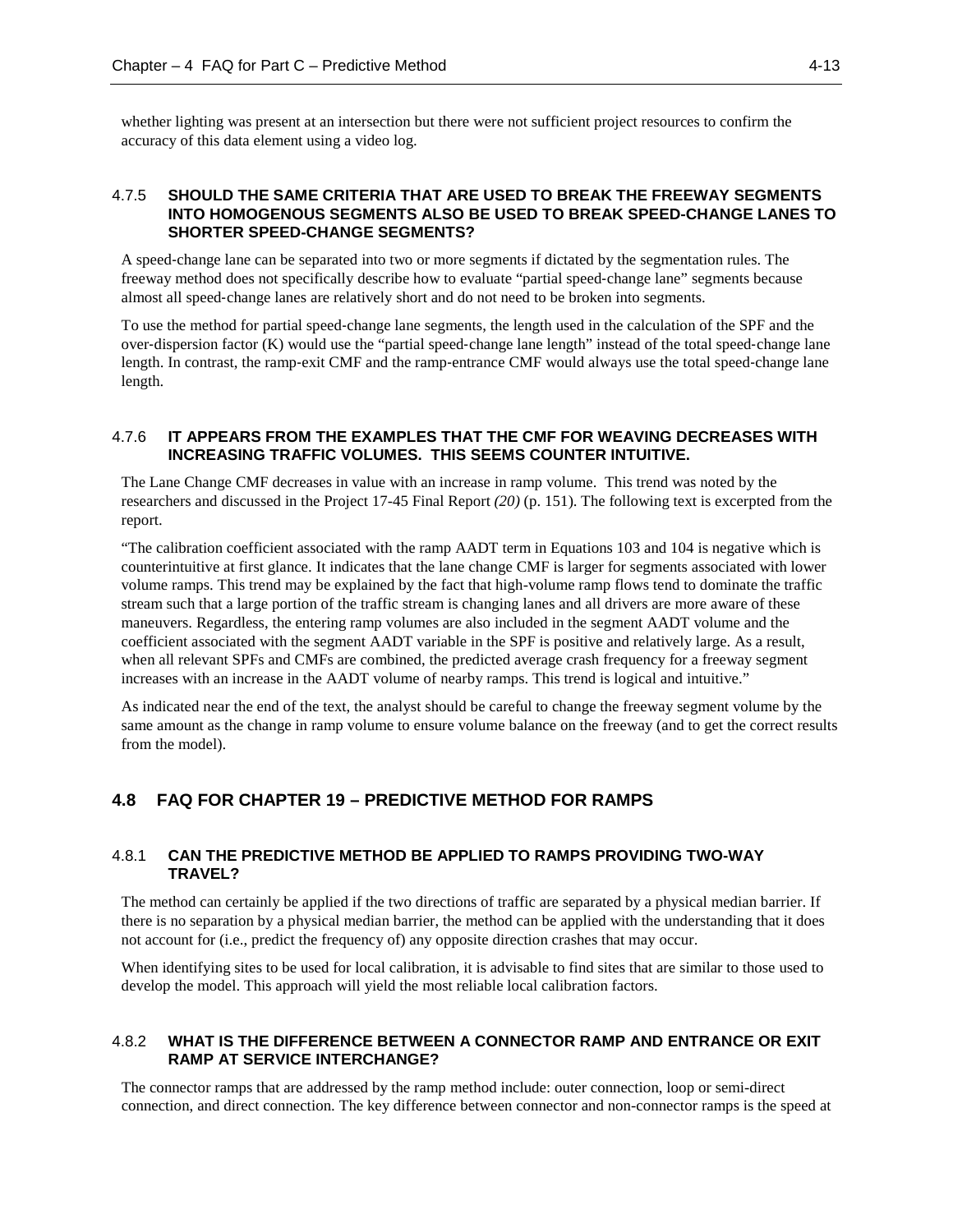whether lighting was present at an intersection but there were not sufficient project resources to confirm the accuracy of this data element using a video log.

### 4.7.5 SHOULD THE SAME CRITERIA THAT ARE USED TO BREAK THE FREEWAY SEGMENTS INTO HOMOGENOUS SEGMENTS ALSO BE USED TO BREAK SPEED-CHANGE LANES TO SHORTER SPEED-CHANGE SEGMENTS?

A speed-change lane can be separated into two or more segments if dictated by the segmentation rules. The freeway method does not specifically describe how to evaluate "partial speed-change lane" segments because almost all speed-change lanes are relatively short and do not need to be broken into segments.

To use the method for partial speed-change lane segments, the length used in the calculation of the SPF and the over-dispersion factor (K) would use the "partial speed-change lane length" instead of the total speed-change lane length. In contrast, the ramp-exit CMF and the ramp-entrance CMF would always use the total speed-change lane length.

### 4.7.6 IT APPEARS FROM THE EXAMPLES THAT THE CMF FOR WEAVING DECREASES WITH INCREASING TRAFFIC VOLUMES. THIS SEEMS COUNTER INTUITIVE.

The Lane Change CMF decreases in value with an increase in ramp volume. This trend was noted by the researchers and discussed in the Project 17-45 Final Report *(20)* (p. 151). The following text is excerpted from the report.

"The calibration coefficient associated with the ramp AADT term in Equations 103 and 104 is negative which is counterintuitive at first glance. It indicates that the lane change CMF is larger for segments associated with lower volume ramps. This trend may be explained by the fact that high-volume ramp flows tend to dominate the traffic stream such that a large portion of the traffic stream is changing lanes and all drivers are more aware of these maneuvers. Regardless, the entering ramp volumes are also included in the segment AADT volume and the coefficient associated with the segment AADT variable in the SPF is positive and relatively large. As a result, when all relevant SPFs and CMFs are combined, the predicted average crash frequency for a freeway segment increases with an increase in the AADT volume of nearby ramps. This trend is logical and intuitive."

As indicated near the end of the text, the analyst should be careful to change the freeway segment volume by the same amount as the change in ramp volume to ensure volume balance on the freeway (and to get the correct results from the model).

## 4.8 FAQ FOR CHAPTER 19 – PREDICTIVE METHOD FOR RAMPS

### 4.8.1 CAN THE PREDICTIVE METHOD BE APPLIED TO RAMPS PROVIDING TWO-WAY TRAVEL?

The method can certainly be applied if the two directions of traffic are separated by a physical median barrier. If there is no separation by a physical median barrier, the method can be applied with the understanding that it does not account for (i.e., predict the frequency of) any opposite direction crashes that may occur.

When identifying sites to be used for local calibration, it is advisable to find sites that are similar to those used to develop the model. This approach will yield the most reliable local calibration factors.

### 4.8.2 WHAT IS THE DIFFERENCE BETWEEN A CONNECTOR RAMP AND ENTRANCE OR EXIT RAMP AT SERVICE INTERCHANGE?

The connector ramps that are addressed by the ramp method include: outer connection, loop or semi-direct connection, and direct connection. The key difference between connector and non-connector ramps is the speed at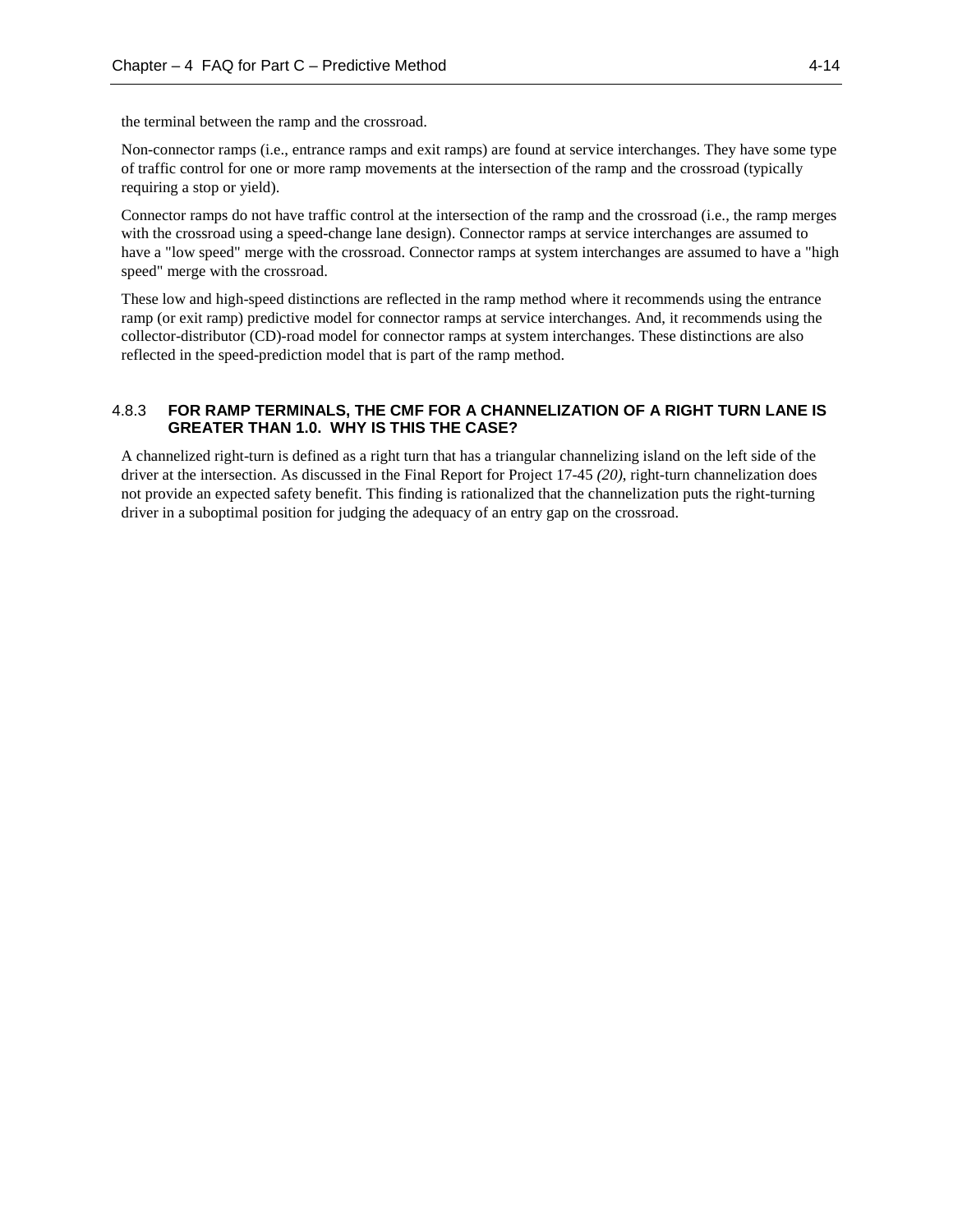the terminal between the ramp and the crossroad.

Non-connector ramps (i.e., entrance ramps and exit ramps) are found at service interchanges. They have some type of traffic control for one or more ramp movements at the intersection of the ramp and the crossroad (typically requiring a stop or yield).

Connector ramps do not have traffic control at the intersection of the ramp and the crossroad (i.e., the ramp merges with the crossroad using a speed-change lane design). Connector ramps at service interchanges are assumed to have a "low speed" merge with the crossroad. Connector ramps at system interchanges are assumed to have a "high speed" merge with the crossroad.

These low and high-speed distinctions are reflected in the ramp method where it recommends using the entrance ramp (or exit ramp) predictive model for connector ramps at service interchanges. And, it recommends using the collector-distributor (CD)-road model for connector ramps at system interchanges. These distinctions are also reflected in the speed-prediction model that is part of the ramp method.

### 4.8.3 FOR RAMP TERMINALS, THE CMF FOR A CHANNELIZATION OF A RIGHT TURN LANE IS GREATER THAN 1.0. WHY IS THIS THE CASE?

A channelized right-turn is defined as a right turn that has a triangular channelizing island on the left side of the driver at the intersection. As discussed in the Final Report for Project 17-45 *(20)*, right-turn channelization does not provide an expected safety benefit. This finding is rationalized that the channelization puts the right-turning driver in a suboptimal position for judging the adequacy of an entry gap on the crossroad.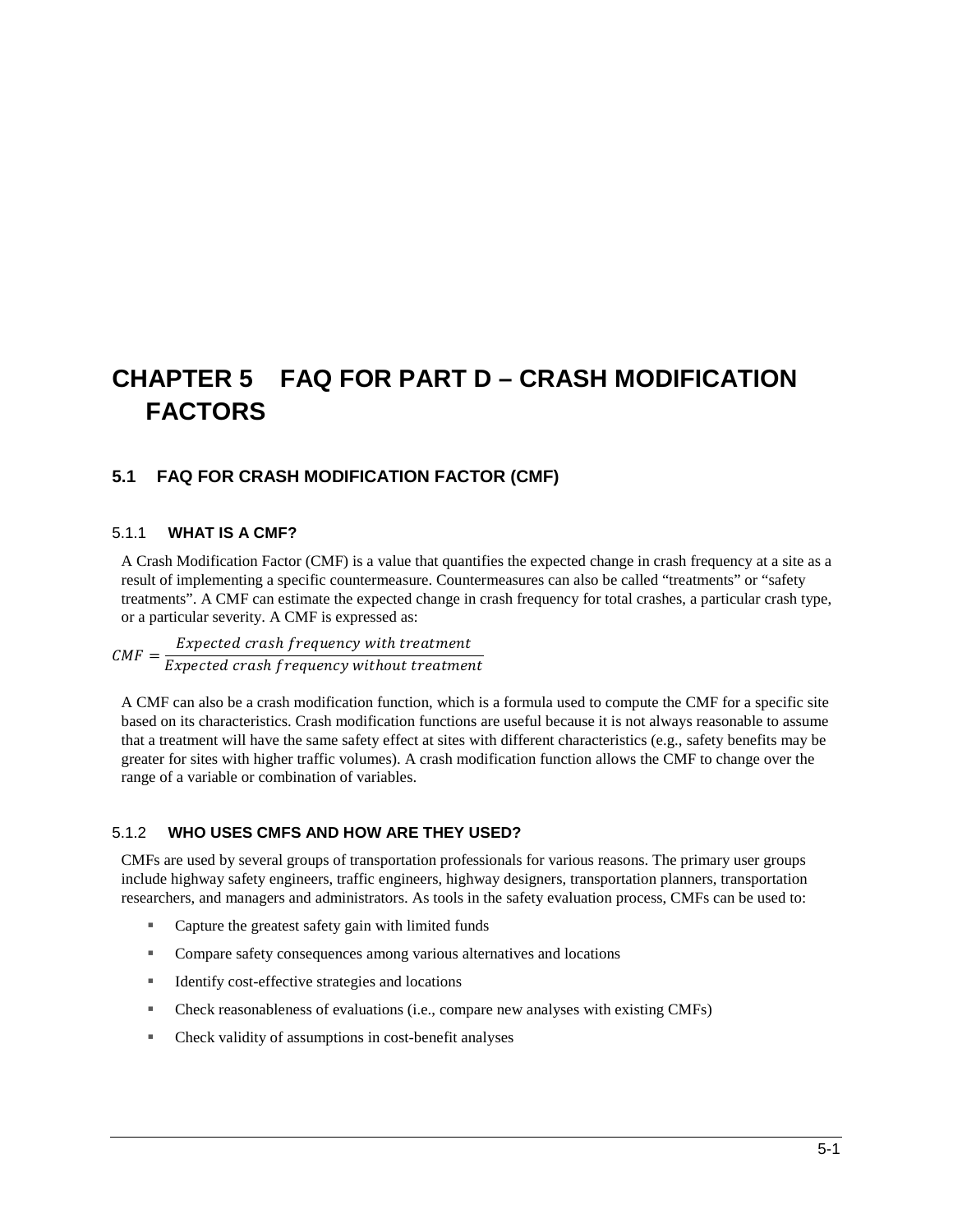# CHAPTER 5 FAQ FOR PART D – CRASH MODIFICATION FACTORS

## 5.1 FAQ FOR CRASH MODIFICATION FACTOR (CMF)

### 5.1.1 WHAT IS A CMF?

A Crash Modification Factor (CMF) is a value that quantifies the expected change in crash frequency at a site as a result of implementing a specific countermeasure. Countermeasures can also be called "treatments" or "safety treatments". A CMF can estimate the expected change in crash frequency for total crashes, a particular crash type, or a particular severity. A CMF is expressed as:

$$CMF = \frac{Expected\ crash\ frequency\ with\ treatment}{Expected\ crash\ frequency\ without\ treatment}$$

A CMF can also be a crash modification function, which is a formula used to compute the CMF for a specific site based on its characteristics. Crash modification functions are useful because it is not always reasonable to assume that a treatment will have the same safety effect at sites with different characteristics (e.g., safety benefits may be greater for sites with higher traffic volumes). A crash modification function allows the CMF to change over the range of a variable or combination of variables.

### 5.1.2 WHO USES CMFS AND HOW ARE THEY USED?

CMFs are used by several groups of transportation professionals for various reasons. The primary user groups include highway safety engineers, traffic engineers, highway designers, transportation planners, transportation researchers, and managers and administrators. As tools in the safety evaluation process, CMFs can be used to:

- Capture the greatest safety gain with limited funds
- Compare safety consequences among various alternatives and locations
- Identify cost-effective strategies and locations
- Check reasonableness of evaluations (i.e., compare new analyses with existing CMFs)
- Check validity of assumptions in cost-benefit analyses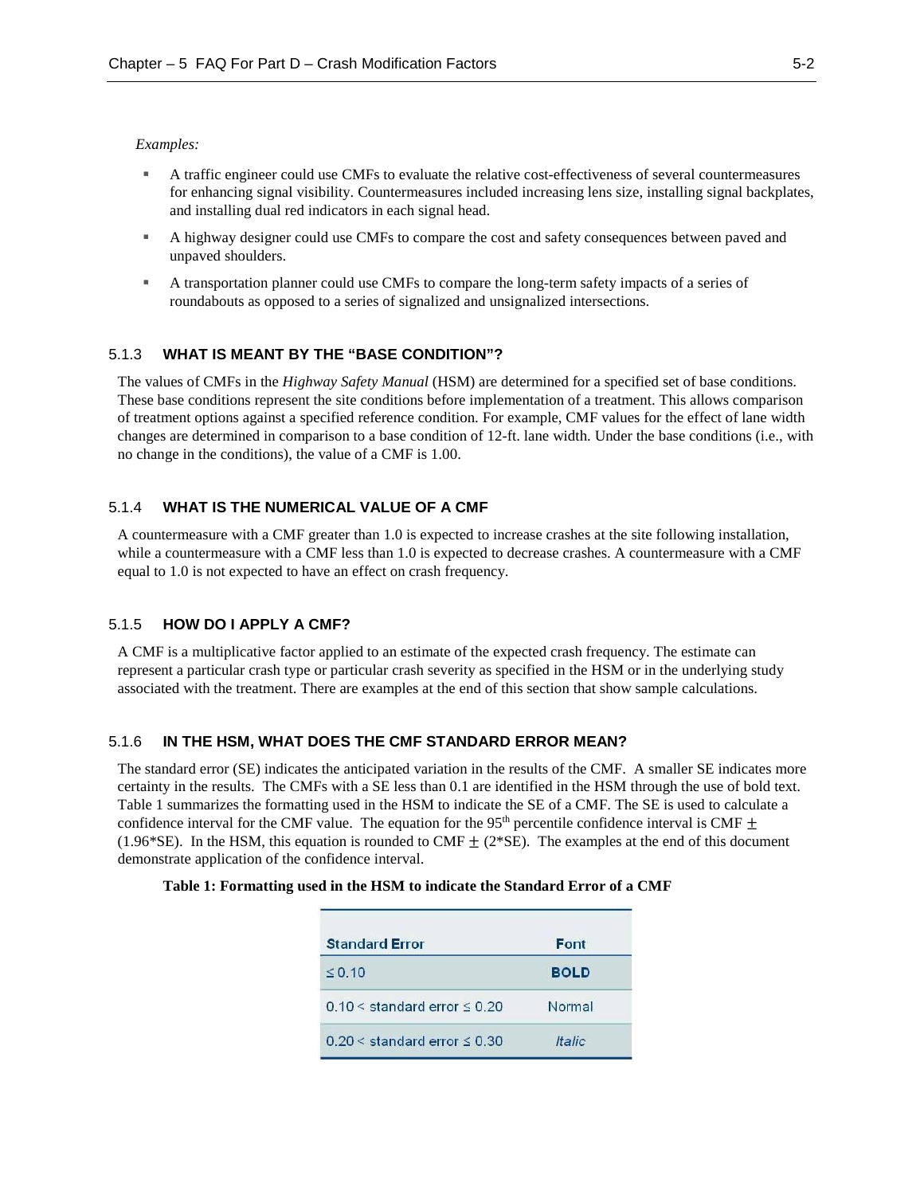*Examples:*

- A traffic engineer could use CMFs to evaluate the relative cost-effectiveness of several countermeasures for enhancing signal visibility. Countermeasures included increasing lens size, installing signal backplates, and installing dual red indicators in each signal head.
- A highway designer could use CMFs to compare the cost and safety consequences between paved and unpaved shoulders.
- A transportation planner could use CMFs to compare the long-term safety impacts of a series of roundabouts as opposed to a series of signalized and unsignalized intersections.

### 5.1.3 WHAT IS MEANT BY THE "BASE CONDITION"?

The values of CMFs in the *Highway Safety Manual* (HSM) are determined for a specified set of base conditions. These base conditions represent the site conditions before implementation of a treatment. This allows comparison of treatment options against a specified reference condition. For example, CMF values for the effect of lane width changes are determined in comparison to a base condition of 12-ft. lane width. Under the base conditions (i.e., with no change in the conditions), the value of a CMF is 1.00.

### 5.1.4 WHAT IS THE NUMERICAL VALUE OF A CMF

A countermeasure with a CMF greater than 1.0 is expected to increase crashes at the site following installation, while a countermeasure with a CMF less than 1.0 is expected to decrease crashes. A countermeasure with a CMF equal to 1.0 is not expected to have an effect on crash frequency.

### 5.1.5 HOW DO I APPLY A CMF?

A CMF is a multiplicative factor applied to an estimate of the expected crash frequency. The estimate can represent a particular crash type or particular crash severity as specified in the HSM or in the underlying study associated with the treatment. There are examples at the end of this section that show sample calculations.

### 5.1.6 IN THE HSM, WHAT DOES THE CMF STANDARD ERROR MEAN?

The standard error (SE) indicates the anticipated variation in the results of the CMF. A smaller SE indicates more certainty in the results. The CMFs with a SE less than 0.1 are identified in the HSM through the use of bold text. Table 1 summarizes the formatting used in the HSM to indicate the SE of a CMF. The SE is used to calculate a confidence interval for the CMF value. The equation for the 95th percentile confidence interval is CMF $\pm$ (1.96*SE). In the HSM, this equation is rounded to CMF $\pm$ (2*SE). The examples at the end of this document demonstrate application of the confidence interval.

**Table 1: Formatting used in the HSM to indicate the Standard Error of a CMF**

| Standard Error | Font |
|---|---|
| $\leq 0.10$ | **BOLD** |
| $0.10 <$ standard error $\leq 0.20$ | Normal |
| $0.20 <$ standard error $\leq 0.30$ | *Italic* |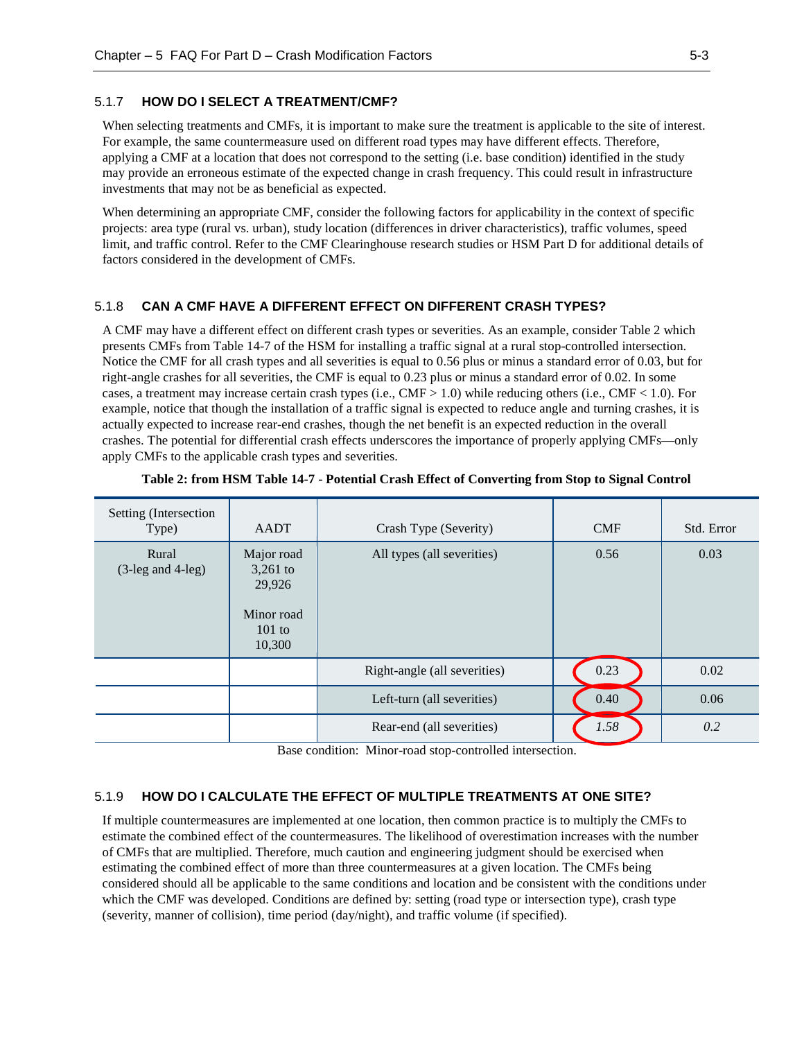### 5.1.7 HOW DO I SELECT A TREATMENT/CMF?

When selecting treatments and CMFs, it is important to make sure the treatment is applicable to the site of interest. For example, the same countermeasure used on different road types may have different effects. Therefore, applying a CMF at a location that does not correspond to the setting (i.e. base condition) identified in the study may provide an erroneous estimate of the expected change in crash frequency. This could result in infrastructure investments that may not be as beneficial as expected.

When determining an appropriate CMF, consider the following factors for applicability in the context of specific projects: area type (rural vs. urban), study location (differences in driver characteristics), traffic volumes, speed limit, and traffic control. Refer to the CMF Clearinghouse research studies or HSM Part D for additional details of factors considered in the development of CMFs.

### 5.1.8 CAN A CMF HAVE A DIFFERENT EFFECT ON DIFFERENT CRASH TYPES?

A CMF may have a different effect on different crash types or severities. As an example, consider Table 2 which presents CMFs from Table 14-7 of the HSM for installing a traffic signal at a rural stop-controlled intersection. Notice the CMF for all crash types and all severities is equal to 0.56 plus or minus a standard error of 0.03, but for right-angle crashes for all severities, the CMF is equal to 0.23 plus or minus a standard error of 0.02. In some cases, a treatment may increase certain crash types (i.e., CMF > 1.0) while reducing others (i.e., CMF < 1.0). For example, notice that though the installation of a traffic signal is expected to reduce angle and turning crashes, it is actually expected to increase rear-end crashes, though the net benefit is an expected reduction in the overall crashes. The potential for differential crash effects underscores the importance of properly applying CMFs—only apply CMFs to the applicable crash types and severities.

**Table 2: from HSM Table 14-7 - Potential Crash Effect of Converting from Stop to Signal Control**

| Setting (Intersection Type) | AADT | Crash Type (Severity) | CMF | Std. Error |
|---|---|---|---|---|
| Rural (3-leg and 4-leg) | Major road 3,261 to 29,926<br><br>Minor road 101 to 10,300 | All types (all severities) | 0.56 | 0.03 |
| | | Right-angle (all severities) | 0.23 | 0.02 |
| | | Left-turn (all severities) | 0.40 | 0.06 |
| | | Rear-end (all severities) | *1.58* | *0.2* |

Base condition: Minor-road stop-controlled intersection.

### 5.1.9 HOW DO I CALCULATE THE EFFECT OF MULTIPLE TREATMENTS AT ONE SITE?

If multiple countermeasures are implemented at one location, then common practice is to multiply the CMFs to estimate the combined effect of the countermeasures. The likelihood of overestimation increases with the number of CMFs that are multiplied. Therefore, much caution and engineering judgment should be exercised when estimating the combined effect of more than three countermeasures at a given location. The CMFs being considered should all be applicable to the same conditions and location and be consistent with the conditions under which the CMF was developed. Conditions are defined by: setting (road type or intersection type), crash type (severity, manner of collision), time period (day/night), and traffic volume (if specified).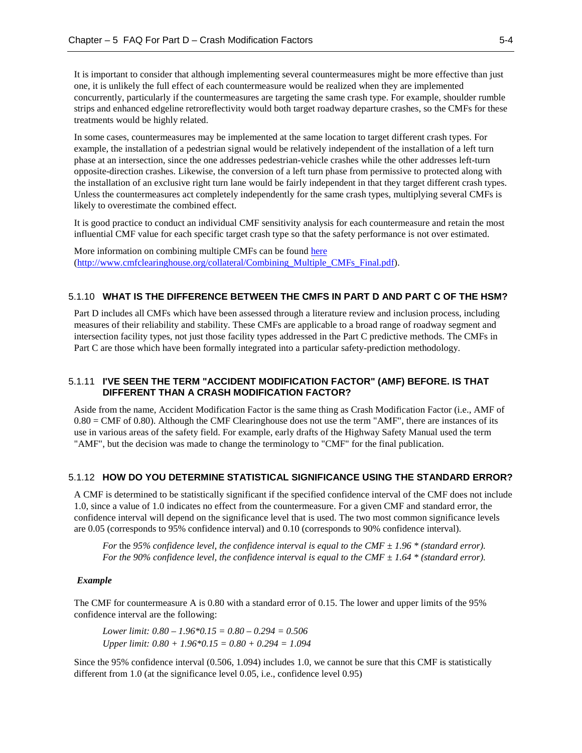It is important to consider that although implementing several countermeasures might be more effective than just one, it is unlikely the full effect of each countermeasure would be realized when they are implemented concurrently, particularly if the countermeasures are targeting the same crash type. For example, shoulder rumble strips and enhanced edgeline retroreflectivity would both target roadway departure crashes, so the CMFs for these treatments would be highly related.

In some cases, countermeasures may be implemented at the same location to target different crash types. For example, the installation of a pedestrian signal would be relatively independent of the installation of a left turn phase at an intersection, since the one addresses pedestrian-vehicle crashes while the other addresses left-turn opposite-direction crashes. Likewise, the conversion of a left turn phase from permissive to protected along with the installation of an exclusive right turn lane would be fairly independent in that they target different crash types. Unless the countermeasures act completely independently for the same crash types, multiplying several CMFs is likely to overestimate the combined effect.

It is good practice to conduct an individual CMF sensitivity analysis for each countermeasure and retain the most influential CMF value for each specific target crash type so that the safety performance is not over estimated.

More information on combining multiple CMFs can be found [here](http://www.cmfclearinghouse.org/collateral/Combining_Multiple_CMFs_Final.pdf) (http://www.cmfclearinghouse.org/collateral/Combining_Multiple_CMFs_Final.pdf).

### 5.1.10 WHAT IS THE DIFFERENCE BETWEEN THE CMFS IN PART D AND PART C OF THE HSM?

Part D includes all CMFs which have been assessed through a literature review and inclusion process, including measures of their reliability and stability. These CMFs are applicable to a broad range of roadway segment and intersection facility types, not just those facility types addressed in the Part C predictive methods. The CMFs in Part C are those which have been formally integrated into a particular safety-prediction methodology.

### 5.1.11 I'VE SEEN THE TERM "ACCIDENT MODIFICATION FACTOR" (AMF) BEFORE. IS THAT DIFFERENT THAN A CRASH MODIFICATION FACTOR?

Aside from the name, Accident Modification Factor is the same thing as Crash Modification Factor (i.e., AMF of 0.80 = CMF of 0.80). Although the CMF Clearinghouse does not use the term "AMF", there are instances of its use in various areas of the safety field. For example, early drafts of the Highway Safety Manual used the term "AMF", but the decision was made to change the terminology to "CMF" for the final publication.

### 5.1.12 HOW DO YOU DETERMINE STATISTICAL SIGNIFICANCE USING THE STANDARD ERROR?

A CMF is determined to be statistically significant if the specified confidence interval of the CMF does not include 1.0, since a value of 1.0 indicates no effect from the countermeasure. For a given CMF and standard error, the confidence interval will depend on the significance level that is used. The two most common significance levels are 0.05 (corresponds to 95% confidence interval) and 0.10 (corresponds to 90% confidence interval).

> *For* the *95% confidence level, the confidence interval is equal to the CMF ± 1.96 * (standard error).*
> *For the 90% confidence level, the confidence interval is equal to the CMF ± 1.64 * (standard error).*

***Example***

The CMF for countermeasure A is 0.80 with a standard error of 0.15. The lower and upper limits of the 95% confidence interval are the following:

> *Lower limit: 0.80 – 1.96*0.15 = 0.80 – 0.294 = 0.506*
> *Upper limit: 0.80 + 1.96*0.15 = 0.80 + 0.294 = 1.094*

Since the 95% confidence interval (0.506, 1.094) includes 1.0, we cannot be sure that this CMF is statistically different from 1.0 (at the significance level 0.05, i.e., confidence level 0.95)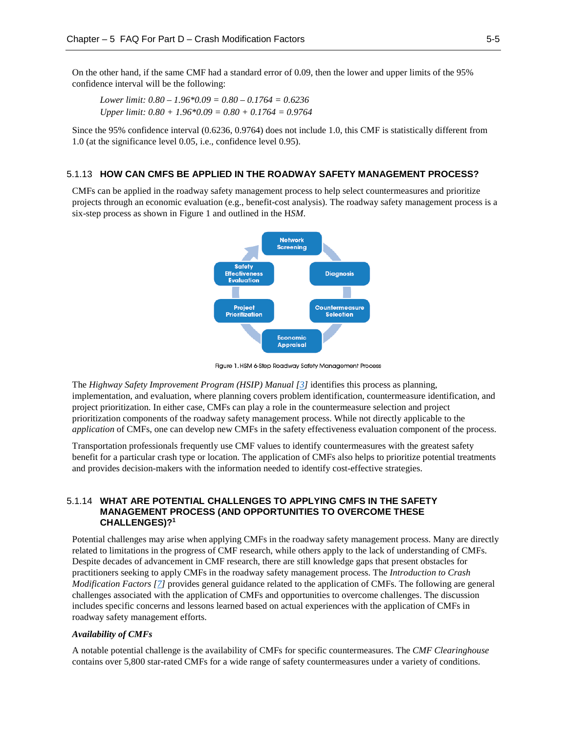On the other hand, if the same CMF had a standard error of 0.09, then the lower and upper limits of the 95% confidence interval will be the following:

*Lower limit: 0.80 – 1.96\*0.09 = 0.80 – 0.1764 = 0.6236*
*Upper limit: 0.80 + 1.96\*0.09 = 0.80 + 0.1764 = 0.9764*

Since the 95% confidence interval (0.6236, 0.9764) does not include 1.0, this CMF is statistically different from 1.0 (at the significance level 0.05, i.e., confidence level 0.95).

### 5.1.13 HOW CAN CMFS BE APPLIED IN THE ROADWAY SAFETY MANAGEMENT PROCESS?

CMFs can be applied in the roadway safety management process to help select countermeasures and prioritize projects through an economic evaluation (e.g., benefit-cost analysis). The roadway safety management process is a six-step process as shown in Figure 1 and outlined in the H*SM*.

Network Screening → Diagnosis → Countermeasure Selection → Economic Appraisal → Project Prioritization → Safety Effectiveness Evaluation

Figure 1. HSM 6-Step Roadway Safety Management Process

The *Highway Safety Improvement Program (HSIP) Manual* [3] identifies this process as planning, implementation, and evaluation, where planning covers problem identification, countermeasure identification, and project prioritization. In either case, CMFs can play a role in the countermeasure selection and project prioritization components of the roadway safety management process. While not directly applicable to the *application* of CMFs, one can develop new CMFs in the safety effectiveness evaluation component of the process.

Transportation professionals frequently use CMF values to identify countermeasures with the greatest safety benefit for a particular crash type or location. The application of CMFs also helps to prioritize potential treatments and provides decision-makers with the information needed to identify cost-effective strategies.

### 5.1.14 WHAT ARE POTENTIAL CHALLENGES TO APPLYING CMFS IN THE SAFETY MANAGEMENT PROCESS (AND OPPORTUNITIES TO OVERCOME THESE CHALLENGES)?[1]

Potential challenges may arise when applying CMFs in the roadway safety management process. Many are directly related to limitations in the progress of CMF research, while others apply to the lack of understanding of CMFs. Despite decades of advancement in CMF research, there are still knowledge gaps that present obstacles for practitioners seeking to apply CMFs in the roadway safety management process. The *Introduction to Crash Modification Factors* [7] provides general guidance related to the application of CMFs. The following are general challenges associated with the application of CMFs and opportunities to overcome challenges. The discussion includes specific concerns and lessons learned based on actual experiences with the application of CMFs in roadway safety management efforts.

***Availability of CMFs***

A notable potential challenge is the availability of CMFs for specific countermeasures. The *CMF Clearinghouse* contains over 5,800 star-rated CMFs for a wide range of safety countermeasures under a variety of conditions.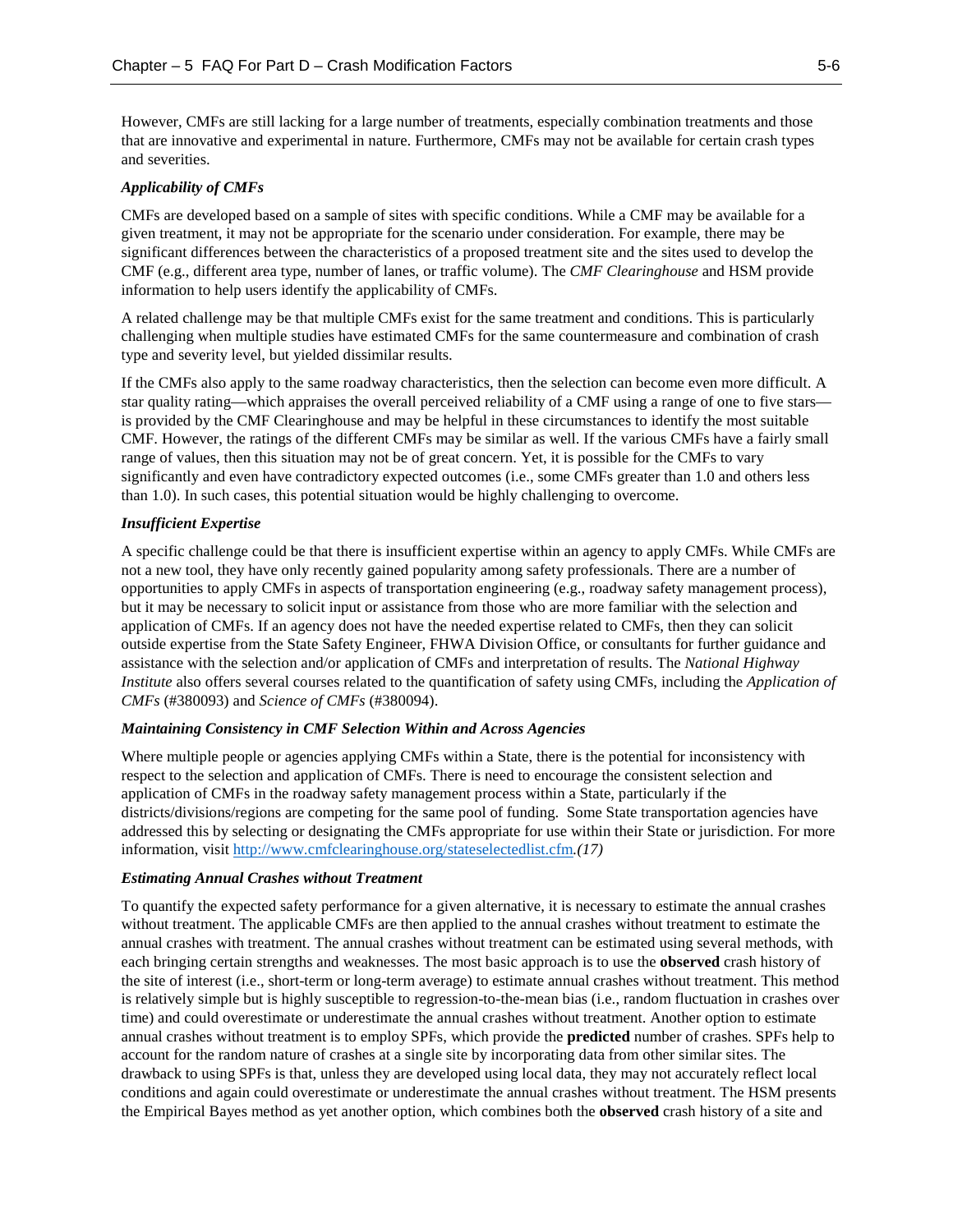However, CMFs are still lacking for a large number of treatments, especially combination treatments and those that are innovative and experimental in nature. Furthermore, CMFs may not be available for certain crash types and severities.

***Applicability of CMFs***

CMFs are developed based on a sample of sites with specific conditions. While a CMF may be available for a given treatment, it may not be appropriate for the scenario under consideration. For example, there may be significant differences between the characteristics of a proposed treatment site and the sites used to develop the CMF (e.g., different area type, number of lanes, or traffic volume). The *CMF Clearinghouse* and HSM provide information to help users identify the applicability of CMFs.

A related challenge may be that multiple CMFs exist for the same treatment and conditions. This is particularly challenging when multiple studies have estimated CMFs for the same countermeasure and combination of crash type and severity level, but yielded dissimilar results.

If the CMFs also apply to the same roadway characteristics, then the selection can become even more difficult. A star quality rating—which appraises the overall perceived reliability of a CMF using a range of one to five stars—is provided by the CMF Clearinghouse and may be helpful in these circumstances to identify the most suitable CMF. However, the ratings of the different CMFs may be similar as well. If the various CMFs have a fairly small range of values, then this situation may not be of great concern. Yet, it is possible for the CMFs to vary significantly and even have contradictory expected outcomes (i.e., some CMFs greater than 1.0 and others less than 1.0). In such cases, this potential situation would be highly challenging to overcome.

***Insufficient Expertise***

A specific challenge could be that there is insufficient expertise within an agency to apply CMFs. While CMFs are not a new tool, they have only recently gained popularity among safety professionals. There are a number of opportunities to apply CMFs in aspects of transportation engineering (e.g., roadway safety management process), but it may be necessary to solicit input or assistance from those who are more familiar with the selection and application of CMFs. If an agency does not have the needed expertise related to CMFs, then they can solicit outside expertise from the State Safety Engineer, FHWA Division Office, or consultants for further guidance and assistance with the selection and/or application of CMFs and interpretation of results. The *National Highway Institute* also offers several courses related to the quantification of safety using CMFs, including the *Application of CMFs* (#380093) and *Science of CMFs* (#380094).

***Maintaining Consistency in CMF Selection Within and Across Agencies***

Where multiple people or agencies applying CMFs within a State, there is the potential for inconsistency with respect to the selection and application of CMFs. There is need to encourage the consistent selection and application of CMFs in the roadway safety management process within a State, particularly if the districts/divisions/regions are competing for the same pool of funding. Some State transportation agencies have addressed this by selecting or designating the CMFs appropriate for use within their State or jurisdiction. For more information, visit http://www.cmfclearinghouse.org/stateselectedlist.cfm.*(17)*

***Estimating Annual Crashes without Treatment***

To quantify the expected safety performance for a given alternative, it is necessary to estimate the annual crashes without treatment. The applicable CMFs are then applied to the annual crashes without treatment to estimate the annual crashes with treatment. The annual crashes without treatment can be estimated using several methods, with each bringing certain strengths and weaknesses. The most basic approach is to use the **observed** crash history of the site of interest (i.e., short-term or long-term average) to estimate annual crashes without treatment. This method is relatively simple but is highly susceptible to regression-to-the-mean bias (i.e., random fluctuation in crashes over time) and could overestimate or underestimate the annual crashes without treatment. Another option to estimate annual crashes without treatment is to employ SPFs, which provide the **predicted** number of crashes. SPFs help to account for the random nature of crashes at a single site by incorporating data from other similar sites. The drawback to using SPFs is that, unless they are developed using local data, they may not accurately reflect local conditions and again could overestimate or underestimate the annual crashes without treatment. The HSM presents the Empirical Bayes method as yet another option, which combines both the **observed** crash history of a site and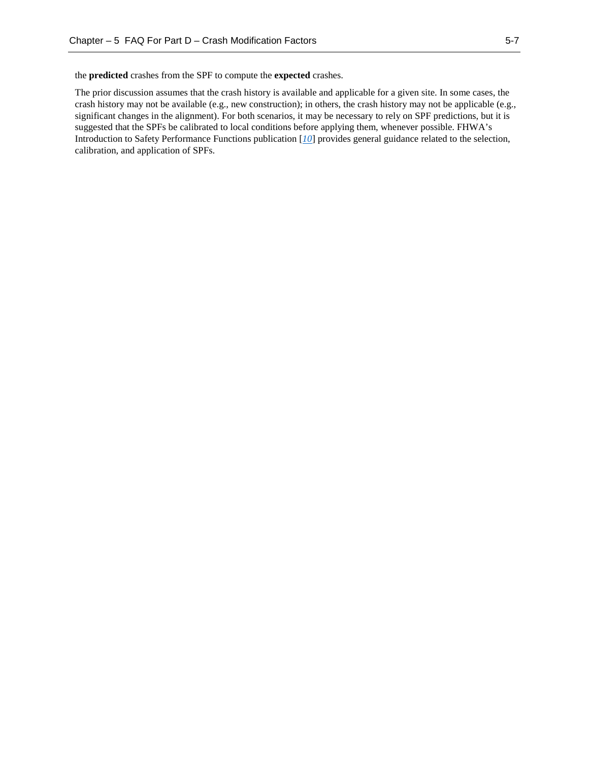the **predicted** crashes from the SPF to compute the **expected** crashes.

The prior discussion assumes that the crash history is available and applicable for a given site. In some cases, the crash history may not be available (e.g., new construction); in others, the crash history may not be applicable (e.g., significant changes in the alignment). For both scenarios, it may be necessary to rely on SPF predictions, but it is suggested that the SPFs be calibrated to local conditions before applying them, whenever possible. FHWA's Introduction to Safety Performance Functions publication [*10*] provides general guidance related to the selection, calibration, and application of SPFs.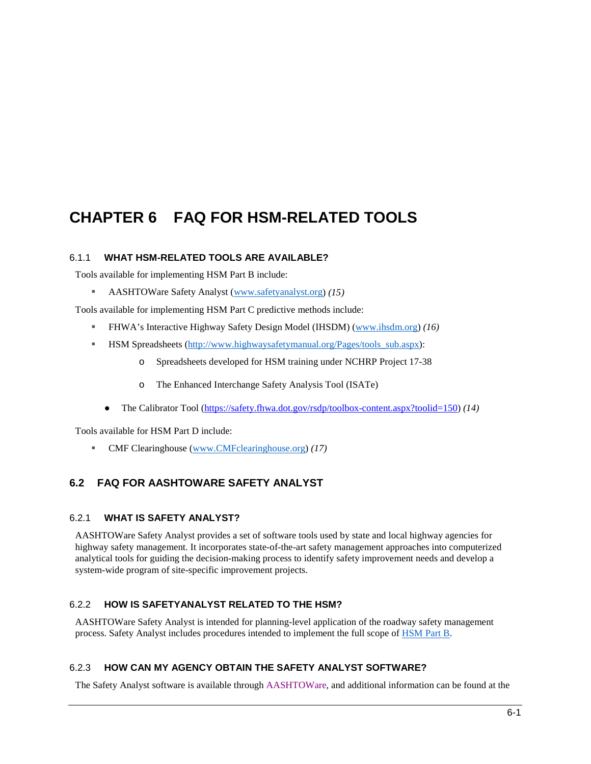# CHAPTER 6 FAQ FOR HSM-RELATED TOOLS

### 6.1.1 WHAT HSM-RELATED TOOLS ARE AVAILABLE?

Tools available for implementing HSM Part B include:

- AASHTOWare Safety Analyst (www.safetyanalyst.org) *(15)*

Tools available for implementing HSM Part C predictive methods include:

- FHWA's Interactive Highway Safety Design Model (IHSDM) (www.ihsdm.org) *(16)*
- HSM Spreadsheets (http://www.highwaysafetymanual.org/Pages/tools_sub.aspx):
  - Spreadsheets developed for HSM training under NCHRP Project 17-38
  - The Enhanced Interchange Safety Analysis Tool (ISATe)
- The Calibrator Tool (https://safety.fhwa.dot.gov/rsdp/toolbox-content.aspx?toolid=150) *(14)*

Tools available for HSM Part D include:

- CMF Clearinghouse (www.CMFclearinghouse.org) *(17)*

## 6.2 FAQ FOR AASHTOWARE SAFETY ANALYST

### 6.2.1 WHAT IS SAFETY ANALYST?

AASHTOWare Safety Analyst provides a set of software tools used by state and local highway agencies for highway safety management. It incorporates state-of-the-art safety management approaches into computerized analytical tools for guiding the decision-making process to identify safety improvement needs and develop a system-wide program of site-specific improvement projects.

### 6.2.2 HOW IS SAFETYANALYST RELATED TO THE HSM?

AASHTOWare Safety Analyst is intended for planning-level application of the roadway safety management process. Safety Analyst includes procedures intended to implement the full scope of HSM Part B.

### 6.2.3 HOW CAN MY AGENCY OBTAIN THE SAFETY ANALYST SOFTWARE?

The Safety Analyst software is available through AASHTOWare, and additional information can be found at the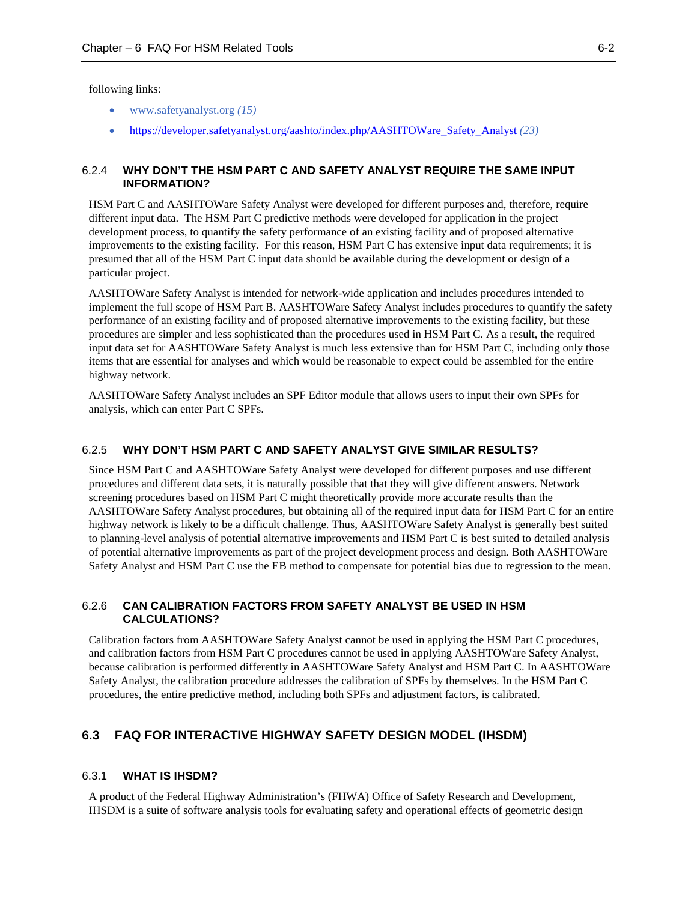following links:

- www.safetyanalyst.org *(15)*
- https://developer.safetyanalyst.org/aashto/index.php/AASHTOWare_Safety_Analyst *(23)*

### 6.2.4 WHY DON'T THE HSM PART C AND SAFETY ANALYST REQUIRE THE SAME INPUT INFORMATION?

HSM Part C and AASHTOWare Safety Analyst were developed for different purposes and, therefore, require different input data. The HSM Part C predictive methods were developed for application in the project development process, to quantify the safety performance of an existing facility and of proposed alternative improvements to the existing facility. For this reason, HSM Part C has extensive input data requirements; it is presumed that all of the HSM Part C input data should be available during the development or design of a particular project.

AASHTOWare Safety Analyst is intended for network-wide application and includes procedures intended to implement the full scope of HSM Part B. AASHTOWare Safety Analyst includes procedures to quantify the safety performance of an existing facility and of proposed alternative improvements to the existing facility, but these procedures are simpler and less sophisticated than the procedures used in HSM Part C. As a result, the required input data set for AASHTOWare Safety Analyst is much less extensive than for HSM Part C, including only those items that are essential for analyses and which would be reasonable to expect could be assembled for the entire highway network.

AASHTOWare Safety Analyst includes an SPF Editor module that allows users to input their own SPFs for analysis, which can enter Part C SPFs.

### 6.2.5 WHY DON'T HSM PART C AND SAFETY ANALYST GIVE SIMILAR RESULTS?

Since HSM Part C and AASHTOWare Safety Analyst were developed for different purposes and use different procedures and different data sets, it is naturally possible that that they will give different answers. Network screening procedures based on HSM Part C might theoretically provide more accurate results than the AASHTOWare Safety Analyst procedures, but obtaining all of the required input data for HSM Part C for an entire highway network is likely to be a difficult challenge. Thus, AASHTOWare Safety Analyst is generally best suited to planning-level analysis of potential alternative improvements and HSM Part C is best suited to detailed analysis of potential alternative improvements as part of the project development process and design. Both AASHTOWare Safety Analyst and HSM Part C use the EB method to compensate for potential bias due to regression to the mean.

### 6.2.6 CAN CALIBRATION FACTORS FROM SAFETY ANALYST BE USED IN HSM CALCULATIONS?

Calibration factors from AASHTOWare Safety Analyst cannot be used in applying the HSM Part C procedures, and calibration factors from HSM Part C procedures cannot be used in applying AASHTOWare Safety Analyst, because calibration is performed differently in AASHTOWare Safety Analyst and HSM Part C. In AASHTOWare Safety Analyst, the calibration procedure addresses the calibration of SPFs by themselves. In the HSM Part C procedures, the entire predictive method, including both SPFs and adjustment factors, is calibrated.

## 6.3 FAQ FOR INTERACTIVE HIGHWAY SAFETY DESIGN MODEL (IHSDM)

### 6.3.1 WHAT IS IHSDM?

A product of the Federal Highway Administration's (FHWA) Office of Safety Research and Development, IHSDM is a suite of software analysis tools for evaluating safety and operational effects of geometric design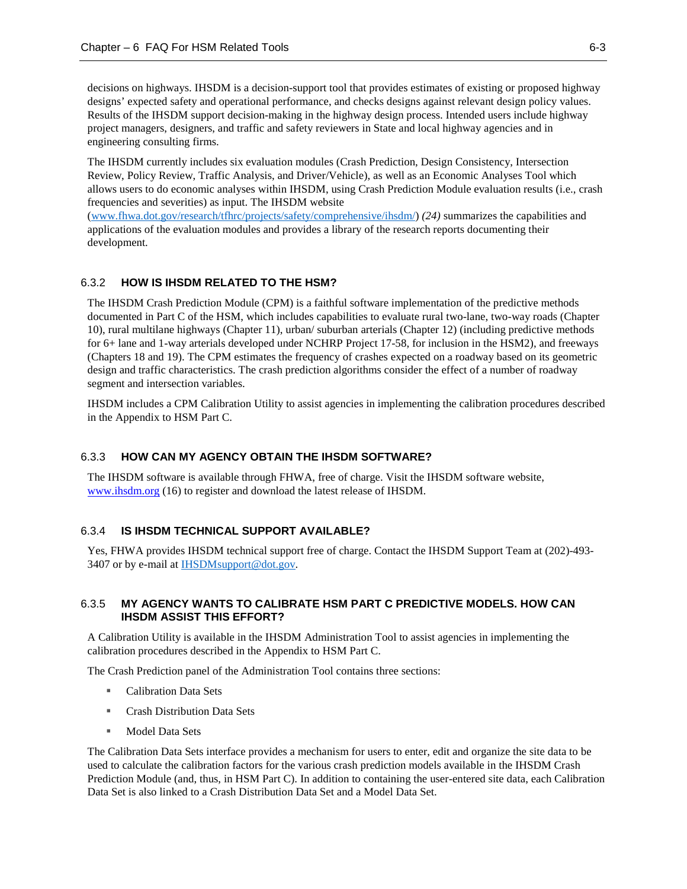decisions on highways. IHSDM is a decision-support tool that provides estimates of existing or proposed highway designs' expected safety and operational performance, and checks designs against relevant design policy values. Results of the IHSDM support decision-making in the highway design process. Intended users include highway project managers, designers, and traffic and safety reviewers in State and local highway agencies and in engineering consulting firms.

The IHSDM currently includes six evaluation modules (Crash Prediction, Design Consistency, Intersection Review, Policy Review, Traffic Analysis, and Driver/Vehicle), as well as an Economic Analyses Tool which allows users to do economic analyses within IHSDM, using Crash Prediction Module evaluation results (i.e., crash frequencies and severities) as input. The IHSDM website (www.fhwa.dot.gov/research/tfhrc/projects/safety/comprehensive/ihsdm/) *(24)* summarizes the capabilities and applications of the evaluation modules and provides a library of the research reports documenting their development.

### 6.3.2 HOW IS IHSDM RELATED TO THE HSM?

The IHSDM Crash Prediction Module (CPM) is a faithful software implementation of the predictive methods documented in Part C of the HSM, which includes capabilities to evaluate rural two-lane, two-way roads (Chapter 10), rural multilane highways (Chapter 11), urban/ suburban arterials (Chapter 12) (including predictive methods for 6+ lane and 1-way arterials developed under NCHRP Project 17-58, for inclusion in the HSM2), and freeways (Chapters 18 and 19). The CPM estimates the frequency of crashes expected on a roadway based on its geometric design and traffic characteristics. The crash prediction algorithms consider the effect of a number of roadway segment and intersection variables.

IHSDM includes a CPM Calibration Utility to assist agencies in implementing the calibration procedures described in the Appendix to HSM Part C.

### 6.3.3 HOW CAN MY AGENCY OBTAIN THE IHSDM SOFTWARE?

The IHSDM software is available through FHWA, free of charge. Visit the IHSDM software website, www.ihsdm.org (16) to register and download the latest release of IHSDM.

### 6.3.4 IS IHSDM TECHNICAL SUPPORT AVAILABLE?

Yes, FHWA provides IHSDM technical support free of charge. Contact the IHSDM Support Team at (202)-493-3407 or by e-mail at IHSDMsupport@dot.gov.

### 6.3.5 MY AGENCY WANTS TO CALIBRATE HSM PART C PREDICTIVE MODELS. HOW CAN IHSDM ASSIST THIS EFFORT?

A Calibration Utility is available in the IHSDM Administration Tool to assist agencies in implementing the calibration procedures described in the Appendix to HSM Part C.

The Crash Prediction panel of the Administration Tool contains three sections:

- Calibration Data Sets
- Crash Distribution Data Sets
- Model Data Sets

The Calibration Data Sets interface provides a mechanism for users to enter, edit and organize the site data to be used to calculate the calibration factors for the various crash prediction models available in the IHSDM Crash Prediction Module (and, thus, in HSM Part C). In addition to containing the user-entered site data, each Calibration Data Set is also linked to a Crash Distribution Data Set and a Model Data Set.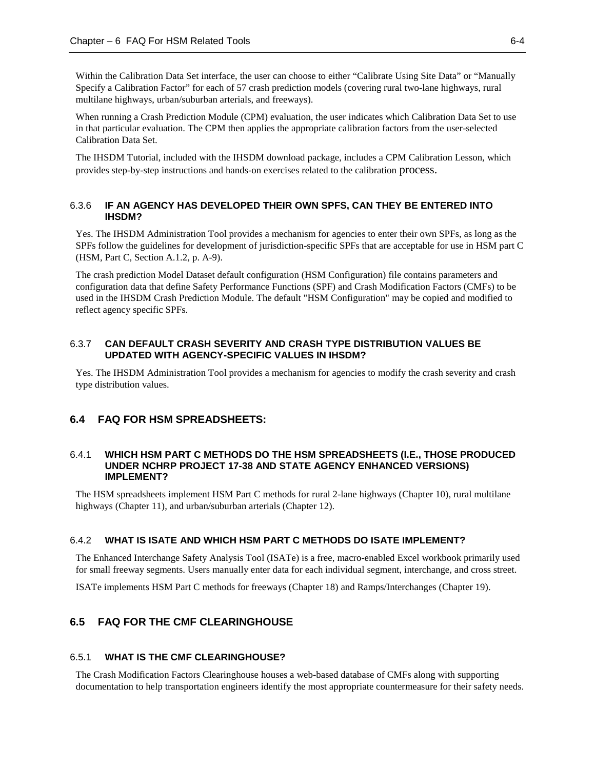Within the Calibration Data Set interface, the user can choose to either "Calibrate Using Site Data" or "Manually Specify a Calibration Factor" for each of 57 crash prediction models (covering rural two-lane highways, rural multilane highways, urban/suburban arterials, and freeways).

When running a Crash Prediction Module (CPM) evaluation, the user indicates which Calibration Data Set to use in that particular evaluation. The CPM then applies the appropriate calibration factors from the user-selected Calibration Data Set.

The IHSDM Tutorial, included with the IHSDM download package, includes a CPM Calibration Lesson, which provides step-by-step instructions and hands-on exercises related to the calibration process.

#### 6.3.6 IF AN AGENCY HAS DEVELOPED THEIR OWN SPFS, CAN THEY BE ENTERED INTO IHSDM?

Yes. The IHSDM Administration Tool provides a mechanism for agencies to enter their own SPFs, as long as the SPFs follow the guidelines for development of jurisdiction-specific SPFs that are acceptable for use in HSM part C (HSM, Part C, Section A.1.2, p. A-9).

The crash prediction Model Dataset default configuration (HSM Configuration) file contains parameters and configuration data that define Safety Performance Functions (SPF) and Crash Modification Factors (CMFs) to be used in the IHSDM Crash Prediction Module. The default "HSM Configuration" may be copied and modified to reflect agency specific SPFs.

#### 6.3.7 CAN DEFAULT CRASH SEVERITY AND CRASH TYPE DISTRIBUTION VALUES BE UPDATED WITH AGENCY-SPECIFIC VALUES IN IHSDM?

Yes. The IHSDM Administration Tool provides a mechanism for agencies to modify the crash severity and crash type distribution values.

### 6.4 FAQ FOR HSM SPREADSHEETS:

#### 6.4.1 WHICH HSM PART C METHODS DO THE HSM SPREADSHEETS (I.E., THOSE PRODUCED UNDER NCHRP PROJECT 17-38 AND STATE AGENCY ENHANCED VERSIONS) IMPLEMENT?

The HSM spreadsheets implement HSM Part C methods for rural 2-lane highways (Chapter 10), rural multilane highways (Chapter 11), and urban/suburban arterials (Chapter 12).

#### 6.4.2 WHAT IS ISATE AND WHICH HSM PART C METHODS DO ISATE IMPLEMENT?

The Enhanced Interchange Safety Analysis Tool (ISATe) is a free, macro-enabled Excel workbook primarily used for small freeway segments. Users manually enter data for each individual segment, interchange, and cross street.

ISATe implements HSM Part C methods for freeways (Chapter 18) and Ramps/Interchanges (Chapter 19).

### 6.5 FAQ FOR THE CMF CLEARINGHOUSE

#### 6.5.1 WHAT IS THE CMF CLEARINGHOUSE?

The Crash Modification Factors Clearinghouse houses a web-based database of CMFs along with supporting documentation to help transportation engineers identify the most appropriate countermeasure for their safety needs.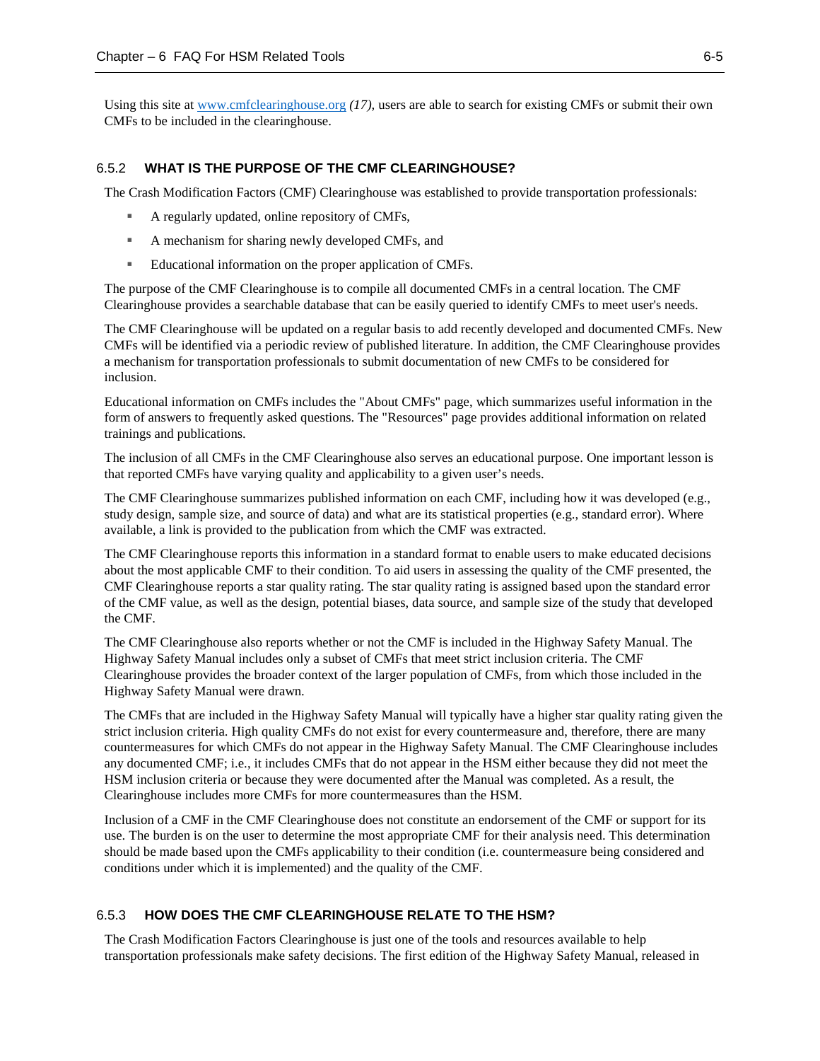Using this site at www.cmfclearinghouse.org *(17)*, users are able to search for existing CMFs or submit their own CMFs to be included in the clearinghouse.

### 6.5.2 WHAT IS THE PURPOSE OF THE CMF CLEARINGHOUSE?

The Crash Modification Factors (CMF) Clearinghouse was established to provide transportation professionals:

- A regularly updated, online repository of CMFs,
- A mechanism for sharing newly developed CMFs, and
- Educational information on the proper application of CMFs.

The purpose of the CMF Clearinghouse is to compile all documented CMFs in a central location. The CMF Clearinghouse provides a searchable database that can be easily queried to identify CMFs to meet user's needs.

The CMF Clearinghouse will be updated on a regular basis to add recently developed and documented CMFs. New CMFs will be identified via a periodic review of published literature. In addition, the CMF Clearinghouse provides a mechanism for transportation professionals to submit documentation of new CMFs to be considered for inclusion.

Educational information on CMFs includes the "About CMFs" page, which summarizes useful information in the form of answers to frequently asked questions. The "Resources" page provides additional information on related trainings and publications.

The inclusion of all CMFs in the CMF Clearinghouse also serves an educational purpose. One important lesson is that reported CMFs have varying quality and applicability to a given user's needs.

The CMF Clearinghouse summarizes published information on each CMF, including how it was developed (e.g., study design, sample size, and source of data) and what are its statistical properties (e.g., standard error). Where available, a link is provided to the publication from which the CMF was extracted.

The CMF Clearinghouse reports this information in a standard format to enable users to make educated decisions about the most applicable CMF to their condition. To aid users in assessing the quality of the CMF presented, the CMF Clearinghouse reports a star quality rating. The star quality rating is assigned based upon the standard error of the CMF value, as well as the design, potential biases, data source, and sample size of the study that developed the CMF.

The CMF Clearinghouse also reports whether or not the CMF is included in the Highway Safety Manual. The Highway Safety Manual includes only a subset of CMFs that meet strict inclusion criteria. The CMF Clearinghouse provides the broader context of the larger population of CMFs, from which those included in the Highway Safety Manual were drawn.

The CMFs that are included in the Highway Safety Manual will typically have a higher star quality rating given the strict inclusion criteria. High quality CMFs do not exist for every countermeasure and, therefore, there are many countermeasures for which CMFs do not appear in the Highway Safety Manual. The CMF Clearinghouse includes any documented CMF; i.e., it includes CMFs that do not appear in the HSM either because they did not meet the HSM inclusion criteria or because they were documented after the Manual was completed. As a result, the Clearinghouse includes more CMFs for more countermeasures than the HSM.

Inclusion of a CMF in the CMF Clearinghouse does not constitute an endorsement of the CMF or support for its use. The burden is on the user to determine the most appropriate CMF for their analysis need. This determination should be made based upon the CMFs applicability to their condition (i.e. countermeasure being considered and conditions under which it is implemented) and the quality of the CMF.

### 6.5.3 HOW DOES THE CMF CLEARINGHOUSE RELATE TO THE HSM?

The Crash Modification Factors Clearinghouse is just one of the tools and resources available to help transportation professionals make safety decisions. The first edition of the Highway Safety Manual, released in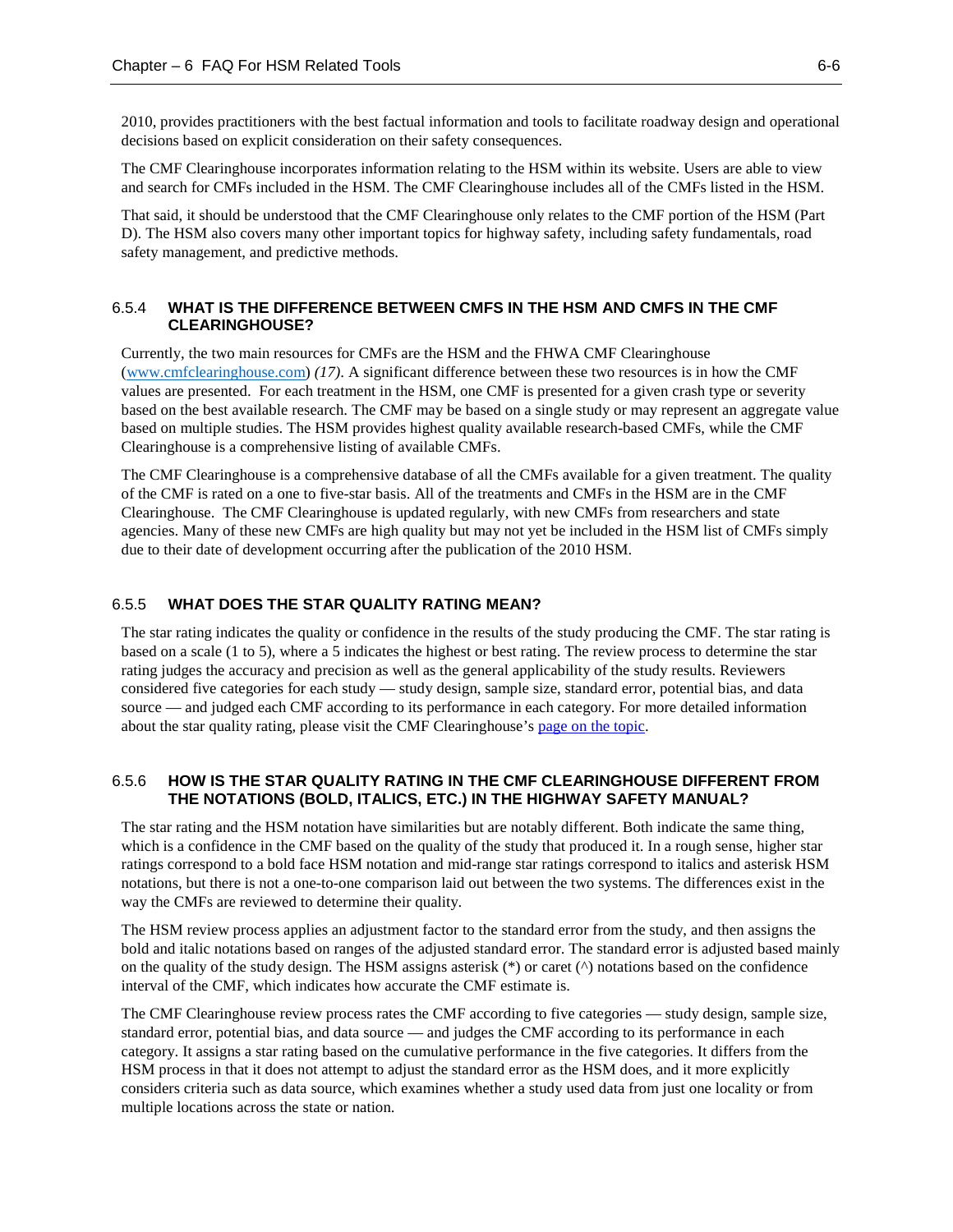2010, provides practitioners with the best factual information and tools to facilitate roadway design and operational decisions based on explicit consideration on their safety consequences.

The CMF Clearinghouse incorporates information relating to the HSM within its website. Users are able to view and search for CMFs included in the HSM. The CMF Clearinghouse includes all of the CMFs listed in the HSM.

That said, it should be understood that the CMF Clearinghouse only relates to the CMF portion of the HSM (Part D). The HSM also covers many other important topics for highway safety, including safety fundamentals, road safety management, and predictive methods.

### 6.5.4 WHAT IS THE DIFFERENCE BETWEEN CMFS IN THE HSM AND CMFS IN THE CMF CLEARINGHOUSE?

Currently, the two main resources for CMFs are the HSM and the FHWA CMF Clearinghouse ([www.cmfclearinghouse.com](www.cmfclearinghouse.com)) *(17)*. A significant difference between these two resources is in how the CMF values are presented. For each treatment in the HSM, one CMF is presented for a given crash type or severity based on the best available research. The CMF may be based on a single study or may represent an aggregate value based on multiple studies. The HSM provides highest quality available research-based CMFs, while the CMF Clearinghouse is a comprehensive listing of available CMFs.

The CMF Clearinghouse is a comprehensive database of all the CMFs available for a given treatment. The quality of the CMF is rated on a one to five-star basis. All of the treatments and CMFs in the HSM are in the CMF Clearinghouse. The CMF Clearinghouse is updated regularly, with new CMFs from researchers and state agencies. Many of these new CMFs are high quality but may not yet be included in the HSM list of CMFs simply due to their date of development occurring after the publication of the 2010 HSM.

### 6.5.5 WHAT DOES THE STAR QUALITY RATING MEAN?

The star rating indicates the quality or confidence in the results of the study producing the CMF. The star rating is based on a scale (1 to 5), where a 5 indicates the highest or best rating. The review process to determine the star rating judges the accuracy and precision as well as the general applicability of the study results. Reviewers considered five categories for each study — study design, sample size, standard error, potential bias, and data source — and judged each CMF according to its performance in each category. For more detailed information about the star quality rating, please visit the CMF Clearinghouse's page on the topic.

### 6.5.6 HOW IS THE STAR QUALITY RATING IN THE CMF CLEARINGHOUSE DIFFERENT FROM THE NOTATIONS (BOLD, ITALICS, ETC.) IN THE HIGHWAY SAFETY MANUAL?

The star rating and the HSM notation have similarities but are notably different. Both indicate the same thing, which is a confidence in the CMF based on the quality of the study that produced it. In a rough sense, higher star ratings correspond to a bold face HSM notation and mid-range star ratings correspond to italics and asterisk HSM notations, but there is not a one-to-one comparison laid out between the two systems. The differences exist in the way the CMFs are reviewed to determine their quality.

The HSM review process applies an adjustment factor to the standard error from the study, and then assigns the bold and italic notations based on ranges of the adjusted standard error. The standard error is adjusted based mainly on the quality of the study design. The HSM assigns asterisk (*) or caret (^) notations based on the confidence interval of the CMF, which indicates how accurate the CMF estimate is.

The CMF Clearinghouse review process rates the CMF according to five categories — study design, sample size, standard error, potential bias, and data source — and judges the CMF according to its performance in each category. It assigns a star rating based on the cumulative performance in the five categories. It differs from the HSM process in that it does not attempt to adjust the standard error as the HSM does, and it more explicitly considers criteria such as data source, which examines whether a study used data from just one locality or from multiple locations across the state or nation.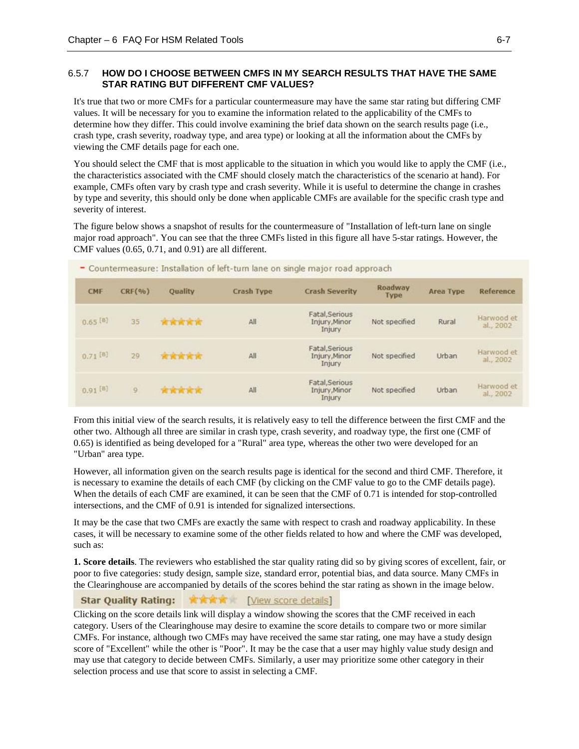### 6.5.7 HOW DO I CHOOSE BETWEEN CMFS IN MY SEARCH RESULTS THAT HAVE THE SAME STAR RATING BUT DIFFERENT CMF VALUES?

It's true that two or more CMFs for a particular countermeasure may have the same star rating but differing CMF values. It will be necessary for you to examine the information related to the applicability of the CMFs to determine how they differ. This could involve examining the brief data shown on the search results page (i.e., crash type, crash severity, roadway type, and area type) or looking at all the information about the CMFs by viewing the CMF details page for each one.

You should select the CMF that is most applicable to the situation in which you would like to apply the CMF (i.e., the characteristics associated with the CMF should closely match the characteristics of the scenario at hand). For example, CMFs often vary by crash type and crash severity. While it is useful to determine the change in crashes by type and severity, this should only be done when applicable CMFs are available for the specific crash type and severity of interest.

The figure below shows a snapshot of results for the countermeasure of "Installation of left-turn lane on single major road approach". You can see that the three CMFs listed in this figure all have 5-star ratings. However, the CMF values (0.65, 0.71, and 0.91) are all different.

- Countermeasure: Installation of left-turn lane on single major road approach

| CMF | CRF(%) | Quality | Crash Type | Crash Severity | Roadway Type | Area Type | Reference |
|---|---|---|---|---|---|---|---|
| 0.65 [B] | 35 | ★★★★★ | All | Fatal,Serious Injury,Minor Injury | Not specified | Rural | Harwood et al., 2002 |
| 0.71 [B] | 29 | ★★★★★ | All | Fatal,Serious Injury,Minor Injury | Not specified | Urban | Harwood et al., 2002 |
| 0.91 [B] | 9 | ★★★★★ | All | Fatal,Serious Injury,Minor Injury | Not specified | Urban | Harwood et al., 2002 |

From this initial view of the search results, it is relatively easy to tell the difference between the first CMF and the other two. Although all three are similar in crash type, crash severity, and roadway type, the first one (CMF of 0.65) is identified as being developed for a "Rural" area type, whereas the other two were developed for an "Urban" area type.

However, all information given on the search results page is identical for the second and third CMF. Therefore, it is necessary to examine the details of each CMF (by clicking on the CMF value to go to the CMF details page). When the details of each CMF are examined, it can be seen that the CMF of 0.71 is intended for stop-controlled intersections, and the CMF of 0.91 is intended for signalized intersections.

It may be the case that two CMFs are exactly the same with respect to crash and roadway applicability. In these cases, it will be necessary to examine some of the other fields related to how and where the CMF was developed, such as:

**1. Score details**. The reviewers who established the star quality rating did so by giving scores of excellent, fair, or poor to five categories: study design, sample size, standard error, potential bias, and data source. Many CMFs in the Clearinghouse are accompanied by details of the scores behind the star rating as shown in the image below.

**Star Quality Rating:** ★★★★ [View score details]

Clicking on the score details link will display a window showing the scores that the CMF received in each category. Users of the Clearinghouse may desire to examine the score details to compare two or more similar CMFs. For instance, although two CMFs may have received the same star rating, one may have a study design score of "Excellent" while the other is "Poor". It may be the case that a user may highly value study design and may use that category to decide between CMFs. Similarly, a user may prioritize some other category in their selection process and use that score to assist in selecting a CMF.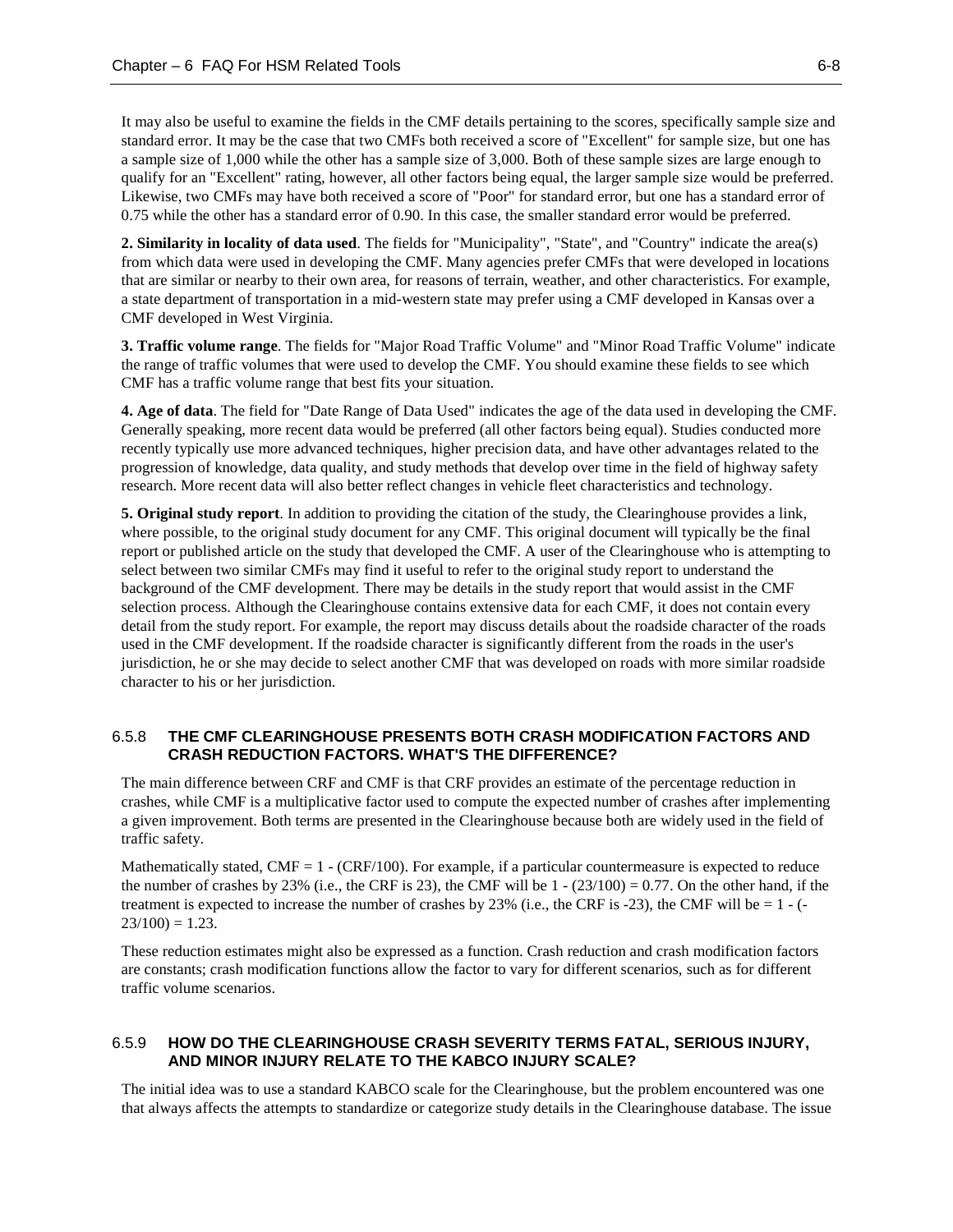It may also be useful to examine the fields in the CMF details pertaining to the scores, specifically sample size and standard error. It may be the case that two CMFs both received a score of "Excellent" for sample size, but one has a sample size of 1,000 while the other has a sample size of 3,000. Both of these sample sizes are large enough to qualify for an "Excellent" rating, however, all other factors being equal, the larger sample size would be preferred. Likewise, two CMFs may have both received a score of "Poor" for standard error, but one has a standard error of 0.75 while the other has a standard error of 0.90. In this case, the smaller standard error would be preferred.

**2. Similarity in locality of data used**. The fields for "Municipality", "State", and "Country" indicate the area(s) from which data were used in developing the CMF. Many agencies prefer CMFs that were developed in locations that are similar or nearby to their own area, for reasons of terrain, weather, and other characteristics. For example, a state department of transportation in a mid-western state may prefer using a CMF developed in Kansas over a CMF developed in West Virginia.

**3. Traffic volume range**. The fields for "Major Road Traffic Volume" and "Minor Road Traffic Volume" indicate the range of traffic volumes that were used to develop the CMF. You should examine these fields to see which CMF has a traffic volume range that best fits your situation.

**4. Age of data**. The field for "Date Range of Data Used" indicates the age of the data used in developing the CMF. Generally speaking, more recent data would be preferred (all other factors being equal). Studies conducted more recently typically use more advanced techniques, higher precision data, and have other advantages related to the progression of knowledge, data quality, and study methods that develop over time in the field of highway safety research. More recent data will also better reflect changes in vehicle fleet characteristics and technology.

**5. Original study report**. In addition to providing the citation of the study, the Clearinghouse provides a link, where possible, to the original study document for any CMF. This original document will typically be the final report or published article on the study that developed the CMF. A user of the Clearinghouse who is attempting to select between two similar CMFs may find it useful to refer to the original study report to understand the background of the CMF development. There may be details in the study report that would assist in the CMF selection process. Although the Clearinghouse contains extensive data for each CMF, it does not contain every detail from the study report. For example, the report may discuss details about the roadside character of the roads used in the CMF development. If the roadside character is significantly different from the roads in the user's jurisdiction, he or she may decide to select another CMF that was developed on roads with more similar roadside character to his or her jurisdiction.

### 6.5.8 THE CMF CLEARINGHOUSE PRESENTS BOTH CRASH MODIFICATION FACTORS AND CRASH REDUCTION FACTORS. WHAT'S THE DIFFERENCE?

The main difference between CRF and CMF is that CRF provides an estimate of the percentage reduction in crashes, while CMF is a multiplicative factor used to compute the expected number of crashes after implementing a given improvement. Both terms are presented in the Clearinghouse because both are widely used in the field of traffic safety.

Mathematically stated, $CMF = 1 - (CRF/100)$. For example, if a particular countermeasure is expected to reduce the number of crashes by 23% (i.e., the CRF is 23), the CMF will be $1 - (23/100) = 0.77$. On the other hand, if the treatment is expected to increase the number of crashes by 23% (i.e., the CRF is -23), the CMF will be $= 1 - (-23/100) = 1.23$.

These reduction estimates might also be expressed as a function. Crash reduction and crash modification factors are constants; crash modification functions allow the factor to vary for different scenarios, such as for different traffic volume scenarios.

### 6.5.9 HOW DO THE CLEARINGHOUSE CRASH SEVERITY TERMS FATAL, SERIOUS INJURY, AND MINOR INJURY RELATE TO THE KABCO INJURY SCALE?

The initial idea was to use a standard KABCO scale for the Clearinghouse, but the problem encountered was one that always affects the attempts to standardize or categorize study details in the Clearinghouse database. The issue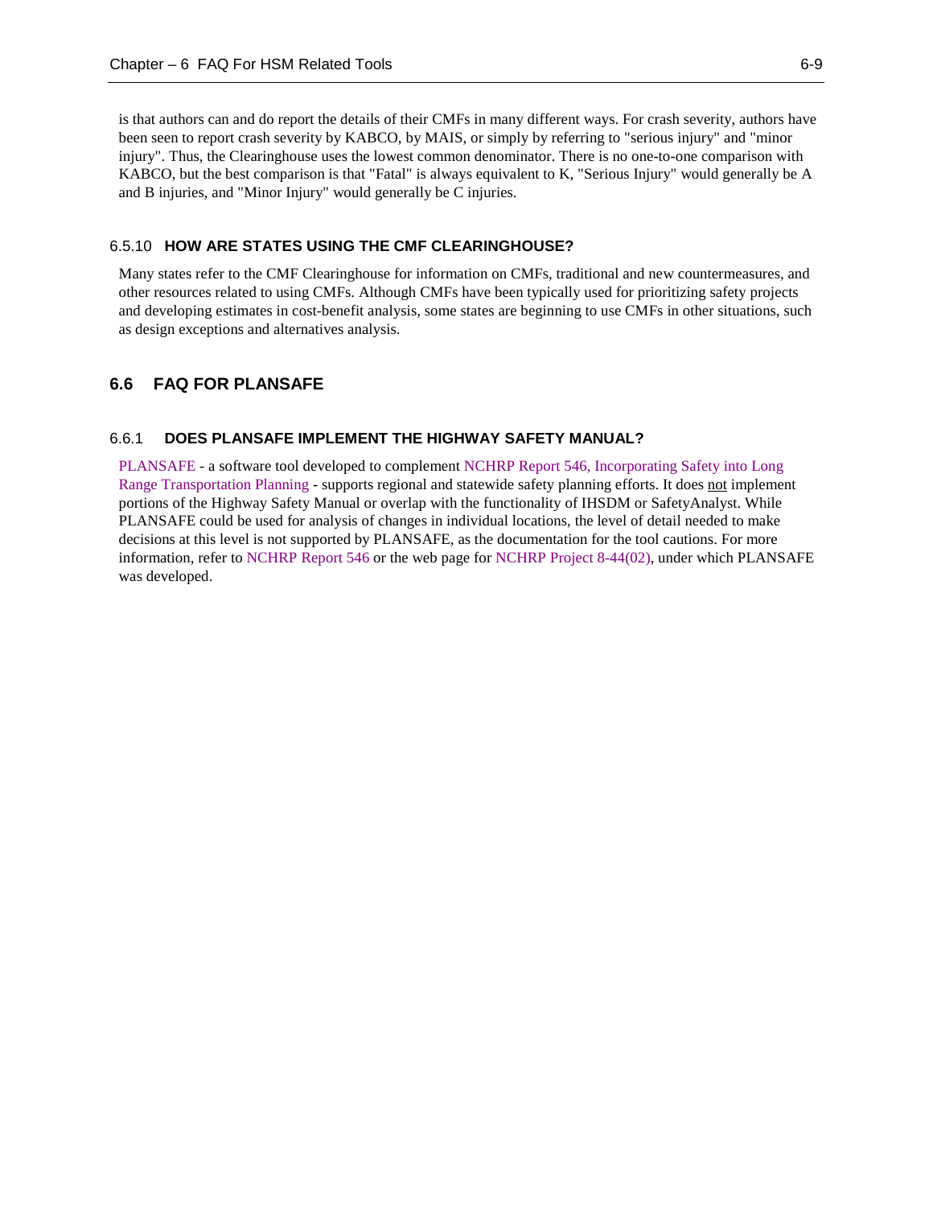is that authors can and do report the details of their CMFs in many different ways. For crash severity, authors have been seen to report crash severity by KABCO, by MAIS, or simply by referring to "serious injury" and "minor injury". Thus, the Clearinghouse uses the lowest common denominator. There is no one-to-one comparison with KABCO, but the best comparison is that "Fatal" is always equivalent to K, "Serious Injury" would generally be A and B injuries, and "Minor Injury" would generally be C injuries.

### 6.5.10 HOW ARE STATES USING THE CMF CLEARINGHOUSE?

Many states refer to the CMF Clearinghouse for information on CMFs, traditional and new countermeasures, and other resources related to using CMFs. Although CMFs have been typically used for prioritizing safety projects and developing estimates in cost-benefit analysis, some states are beginning to use CMFs in other situations, such as design exceptions and alternatives analysis.

## 6.6 FAQ FOR PLANSAFE

### 6.6.1 DOES PLANSAFE IMPLEMENT THE HIGHWAY SAFETY MANUAL?

PLANSAFE - a software tool developed to complement NCHRP Report 546, Incorporating Safety into Long Range Transportation Planning - supports regional and statewide safety planning efforts. It does <u>not</u> implement portions of the Highway Safety Manual or overlap with the functionality of IHSDM or SafetyAnalyst. While PLANSAFE could be used for analysis of changes in individual locations, the level of detail needed to make decisions at this level is not supported by PLANSAFE, as the documentation for the tool cautions. For more information, refer to NCHRP Report 546 or the web page for NCHRP Project 8-44(02), under which PLANSAFE was developed.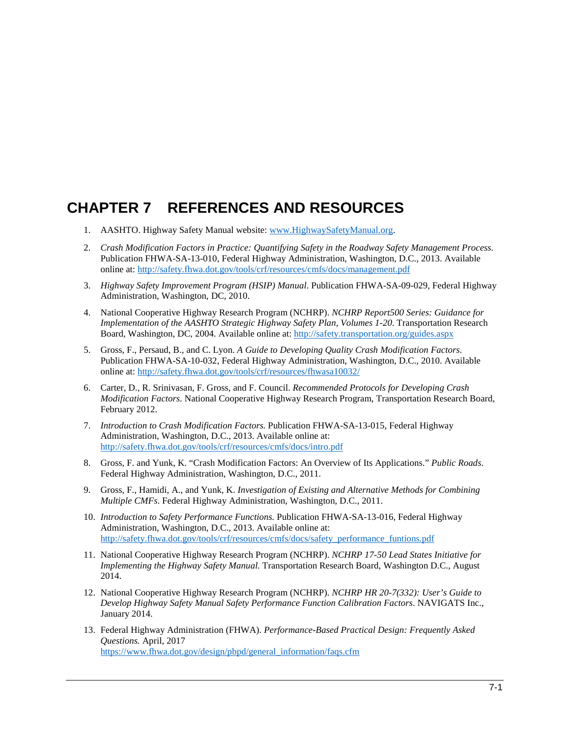# CHAPTER 7 REFERENCES AND RESOURCES

1. AASHTO. Highway Safety Manual website: www.HighwaySafetyManual.org.
2. *Crash Modification Factors in Practice: Quantifying Safety in the Roadway Safety Management Process.* Publication FHWA-SA-13-010, Federal Highway Administration, Washington, D.C., 2013. Available online at: http://safety.fhwa.dot.gov/tools/crf/resources/cmfs/docs/management.pdf
3. *Highway Safety Improvement Program (HSIP) Manual*. Publication FHWA-SA-09-029, Federal Highway Administration, Washington, DC, 2010.
4. National Cooperative Highway Research Program (NCHRP). *NCHRP Report500 Series: Guidance for Implementation of the AASHTO Strategic Highway Safety Plan, Volumes 1-20*. Transportation Research Board, Washington, DC, 2004. Available online at: http://safety.transportation.org/guides.aspx
5. Gross, F., Persaud, B., and C. Lyon. *A Guide to Developing Quality Crash Modification Factors*. Publication FHWA-SA-10-032, Federal Highway Administration, Washington, D.C., 2010. Available online at: http://safety.fhwa.dot.gov/tools/crf/resources/fhwasa10032/
6. Carter, D., R. Srinivasan, F. Gross, and F. Council. *Recommended Protocols for Developing Crash Modification Factors*. National Cooperative Highway Research Program, Transportation Research Board, February 2012.
7. *Introduction to Crash Modification Factors.* Publication FHWA-SA-13-015, Federal Highway Administration, Washington, D.C., 2013. Available online at: http://safety.fhwa.dot.gov/tools/crf/resources/cmfs/docs/intro.pdf
8. Gross, F. and Yunk, K. "Crash Modification Factors: An Overview of Its Applications." *Public Roads*. Federal Highway Administration, Washington, D.C., 2011.
9. Gross, F., Hamidi, A., and Yunk, K. *Investigation of Existing and Alternative Methods for Combining Multiple CMFs*. Federal Highway Administration, Washington, D.C., 2011.
10. *Introduction to Safety Performance Functions.* Publication FHWA-SA-13-016, Federal Highway Administration, Washington, D.C., 2013. Available online at: http://safety.fhwa.dot.gov/tools/crf/resources/cmfs/docs/safety_performance_funtions.pdf
11. National Cooperative Highway Research Program (NCHRP). *NCHRP 17-50 Lead States Initiative for Implementing the Highway Safety Manual.* Transportation Research Board, Washington D.C., August 2014.
12. National Cooperative Highway Research Program (NCHRP). *NCHRP HR 20-7(332): User's Guide to Develop Highway Safety Manual Safety Performance Function Calibration Factors*. NAVIGATS Inc., January 2014.
13. Federal Highway Administration (FHWA). *Performance-Based Practical Design: Frequently Asked Questions.* April, 2017 https://www.fhwa.dot.gov/design/pbpd/general_information/faqs.cfm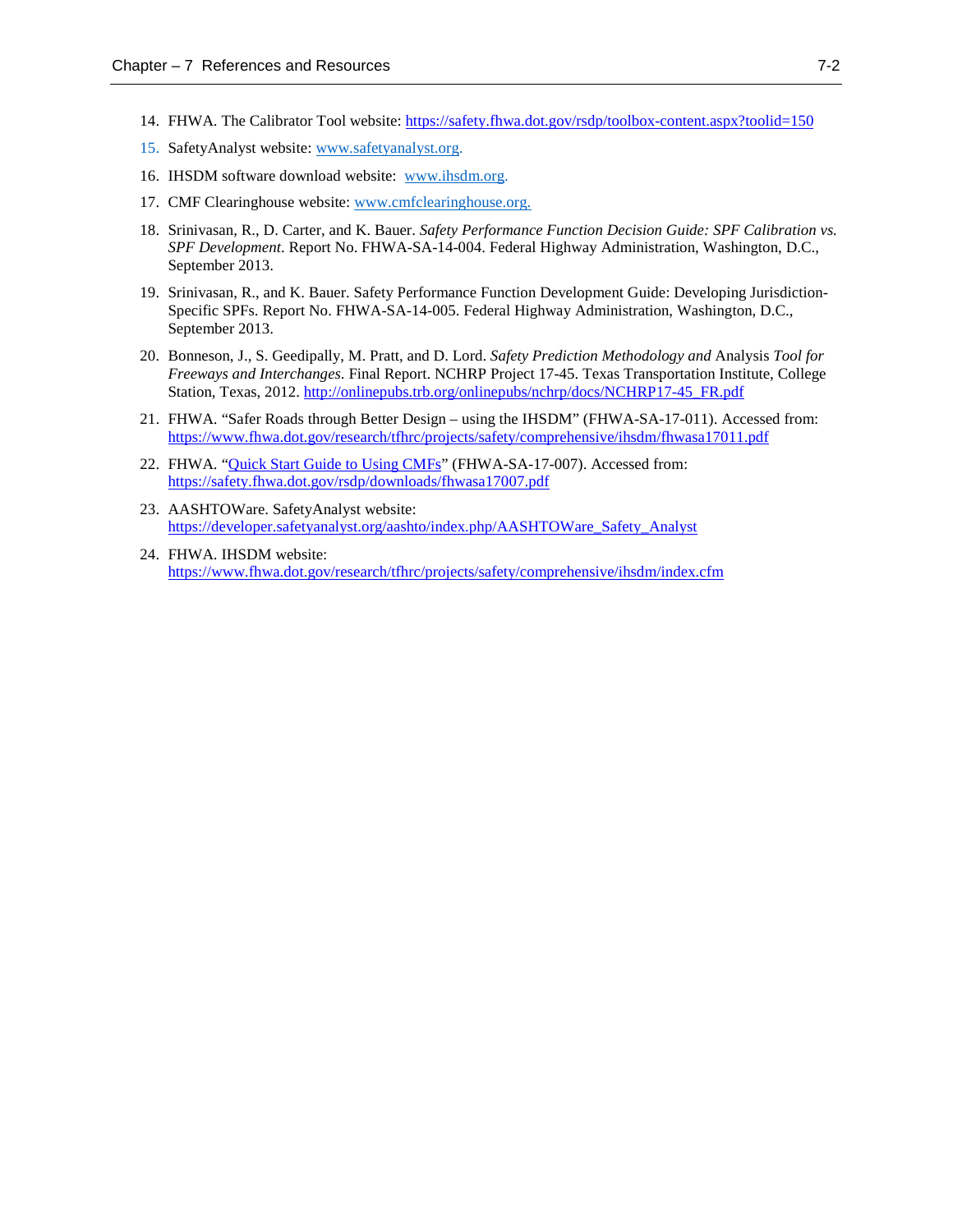14. FHWA. The Calibrator Tool website: https://safety.fhwa.dot.gov/rsdp/toolbox-content.aspx?toolid=150
15. SafetyAnalyst website: www.safetyanalyst.org.
16. IHSDM software download website: www.ihsdm.org.
17. CMF Clearinghouse website: www.cmfclearinghouse.org.
18. Srinivasan, R., D. Carter, and K. Bauer. *Safety Performance Function Decision Guide: SPF Calibration vs. SPF Development*. Report No. FHWA-SA-14-004. Federal Highway Administration, Washington, D.C., September 2013.
19. Srinivasan, R., and K. Bauer. Safety Performance Function Development Guide: Developing Jurisdiction-Specific SPFs. Report No. FHWA-SA-14-005. Federal Highway Administration, Washington, D.C., September 2013.
20. Bonneson, J., S. Geedipally, M. Pratt, and D. Lord. *Safety Prediction Methodology and* Analysis *Tool for Freeways and Interchanges*. Final Report. NCHRP Project 17-45. Texas Transportation Institute, College Station, Texas, 2012. http://onlinepubs.trb.org/onlinepubs/nchrp/docs/NCHRP17-45_FR.pdf
21. FHWA. "Safer Roads through Better Design – using the IHSDM" (FHWA-SA-17-011). Accessed from: https://www.fhwa.dot.gov/research/tfhrc/projects/safety/comprehensive/ihsdm/fhwasa17011.pdf
22. FHWA. "Quick Start Guide to Using CMFs" (FHWA-SA-17-007). Accessed from: https://safety.fhwa.dot.gov/rsdp/downloads/fhwasa17007.pdf
23. AASHTOWare. SafetyAnalyst website: https://developer.safetyanalyst.org/aashto/index.php/AASHTOWare_Safety_Analyst
24. FHWA. IHSDM website: https://www.fhwa.dot.gov/research/tfhrc/projects/safety/comprehensive/ihsdm/index.cfm